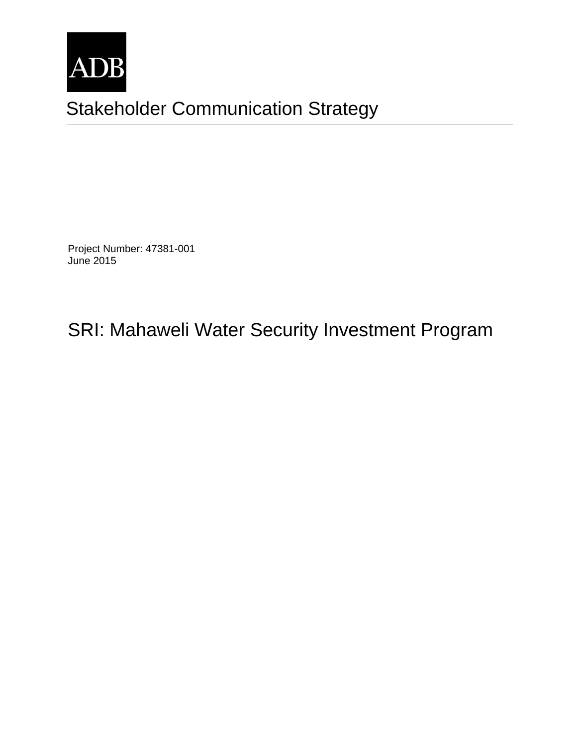ADB

# Stakeholder Communication Strategy

Project Number: 47381-001
June 2015

## SRI: Mahaweli Water Security Investment Program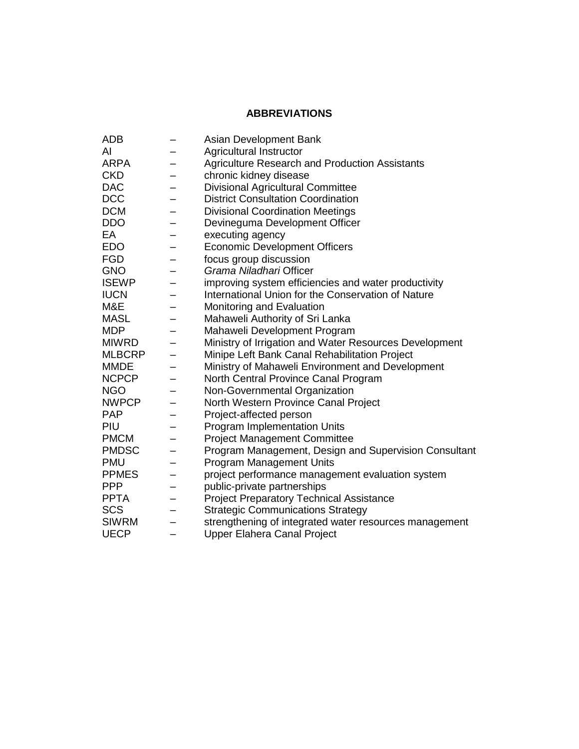## ABBREVIATIONS

| | | |
|---|---|---|
| ADB | – | Asian Development Bank |
| AI | – | Agricultural Instructor |
| ARPA | – | Agriculture Research and Production Assistants |
| CKD | – | chronic kidney disease |
| DAC | – | Divisional Agricultural Committee |
| DCC | – | District Consultation Coordination |
| DCM | – | Divisional Coordination Meetings |
| DDO | – | Devineguma Development Officer |
| EA | – | executing agency |
| EDO | – | Economic Development Officers |
| FGD | – | focus group discussion |
| GNO | – | *Grama Niladhari* Officer |
| ISEWP | – | improving system efficiencies and water productivity |
| IUCN | – | International Union for the Conservation of Nature |
| M&E | – | Monitoring and Evaluation |
| MASL | – | Mahaweli Authority of Sri Lanka |
| MDP | – | Mahaweli Development Program |
| MIWRD | – | Ministry of Irrigation and Water Resources Development |
| MLBCRP | – | Minipe Left Bank Canal Rehabilitation Project |
| MMDE | – | Ministry of Mahaweli Environment and Development |
| NCPCP | – | North Central Province Canal Program |
| NGO | – | Non-Governmental Organization |
| NWPCP | – | North Western Province Canal Project |
| PAP | – | Project-affected person |
| PIU | – | Program Implementation Units |
| PMCM | – | Project Management Committee |
| PMDSC | – | Program Management, Design and Supervision Consultant |
| PMU | – | Program Management Units |
| PPMES | – | project performance management evaluation system |
| PPP | – | public-private partnerships |
| PPTA | – | Project Preparatory Technical Assistance |
| SCS | – | Strategic Communications Strategy |
| SIWRM | – | strengthening of integrated water resources management |
| UECP | – | Upper Elahera Canal Project |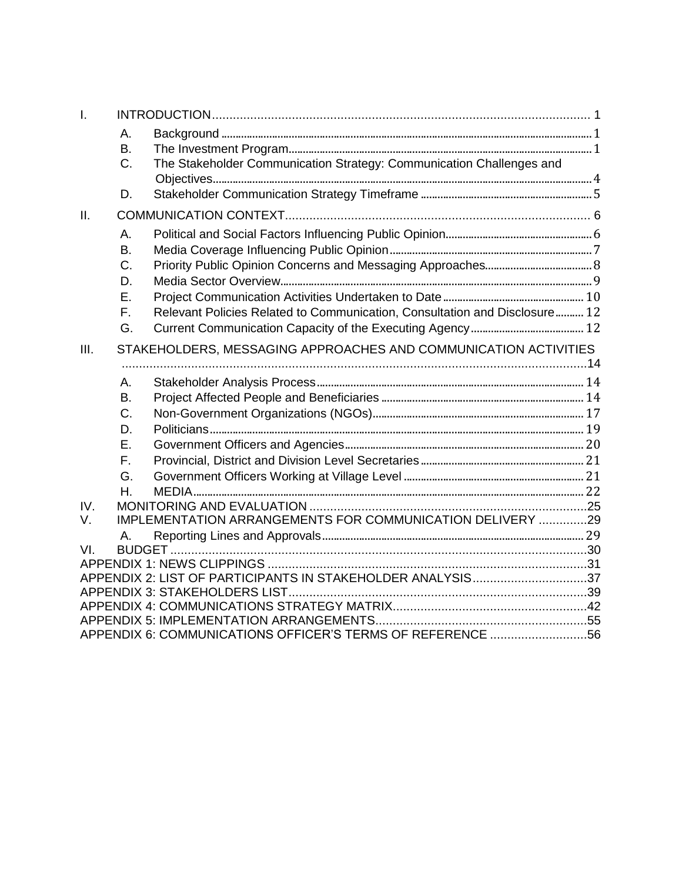I. INTRODUCTION ... 1
- A. Background ... 1
- B. The Investment Program ... 1
- C. The Stakeholder Communication Strategy: Communication Challenges and Objectives ... 4
- D. Stakeholder Communication Strategy Timeframe ... 5

II. COMMUNICATION CONTEXT ... 6
- A. Political and Social Factors Influencing Public Opinion ... 6
- B. Media Coverage Influencing Public Opinion ... 7
- C. Priority Public Opinion Concerns and Messaging Approaches ... 8
- D. Media Sector Overview ... 9
- E. Project Communication Activities Undertaken to Date ... 10
- F. Relevant Policies Related to Communication, Consultation and Disclosure ... 12
- G. Current Communication Capacity of the Executing Agency ... 12

III. STAKEHOLDERS, MESSAGING APPROACHES AND COMMUNICATION ACTIVITIES ... 14
- A. Stakeholder Analysis Process ... 14
- B. Project Affected People and Beneficiaries ... 14
- C. Non-Government Organizations (NGOs) ... 17
- D. Politicians ... 19
- E. Government Officers and Agencies ... 20
- F. Provincial, District and Division Level Secretaries ... 21
- G. Government Officers Working at Village Level ... 21
- H. MEDIA ... 22

IV. MONITORING AND EVALUATION ... 25

V. IMPLEMENTATION ARRANGEMENTS FOR COMMUNICATION DELIVERY ... 29
- A. Reporting Lines and Approvals ... 29

VI. BUDGET ... 30

APPENDIX 1: NEWS CLIPPINGS ... 31

APPENDIX 2: LIST OF PARTICIPANTS IN STAKEHOLDER ANALYSIS ... 37

APPENDIX 3: STAKEHOLDERS LIST ... 39

APPENDIX 4: COMMUNICATIONS STRATEGY MATRIX ... 42

APPENDIX 5: IMPLEMENTATION ARRANGEMENTS ... 55

APPENDIX 6: COMMUNICATIONS OFFICER'S TERMS OF REFERENCE ... 56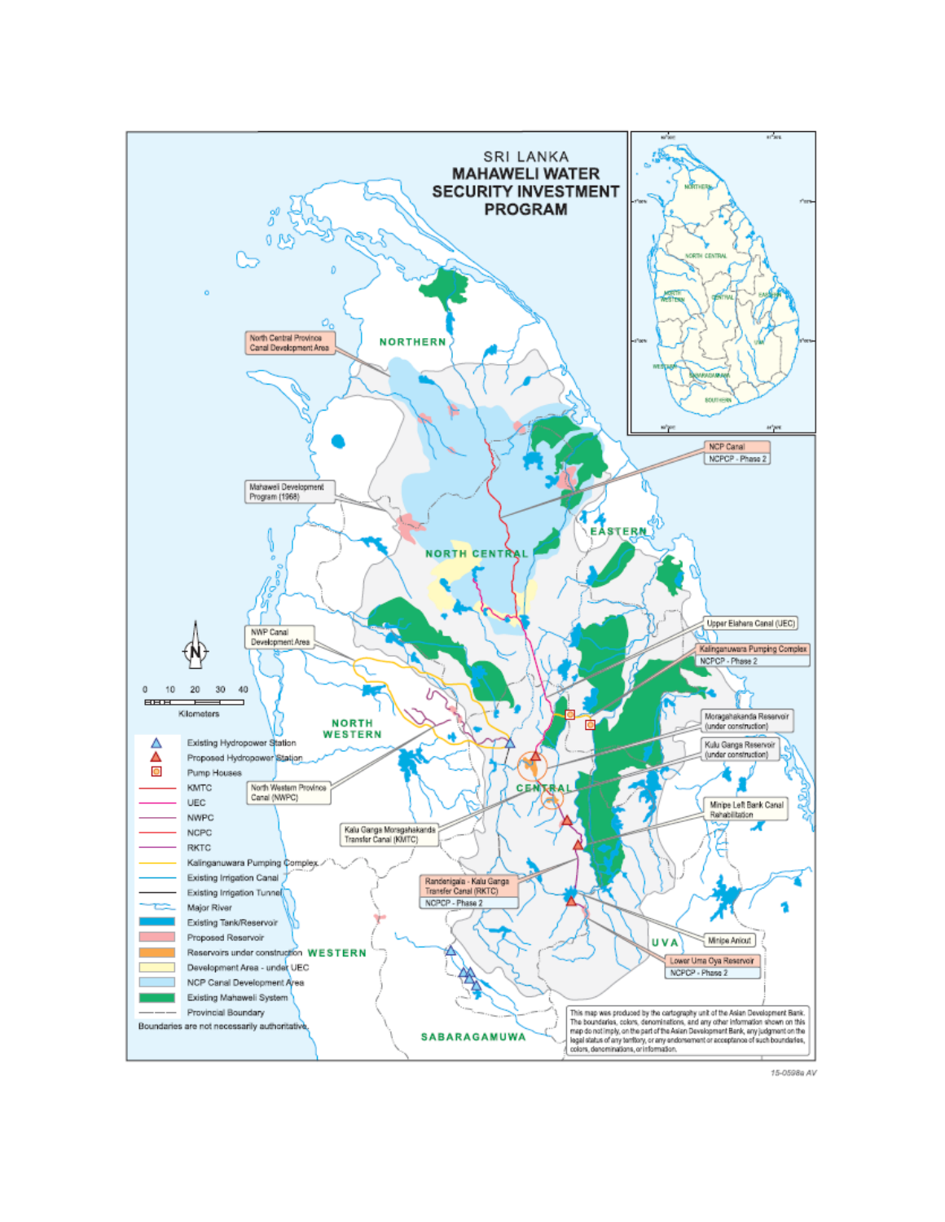# SRI LANKA
## MAHAWELI WATER SECURITY INVESTMENT PROGRAM

North Central Province Canal Development Area

Mahaweli Development Program (1968)

NCP Canal
NCPCP - Phase 2

NWP Canal Development Area

Upper Elahera Canal (UEC)

Kalinganuwara Pumping Complex
NCPCP - Phase 2

Moragahakanda Reservoir (under construction)

Kalu Ganga Reservoir (under construction)

North Western Province Canal (NWPC)

Kalu Ganga Moragahakanda Transfer Canal (KMTC)

Minipe Left Bank Canal Rehabilitation

Randenigala - Kalu Ganga Transfer Canal (RKTC)
NCPCP - Phase 2

Minipe Anicut

Lower Uma Oya Reservoir
NCPCP - Phase 2

NORTHERN
NORTH CENTRAL
EASTERN
NORTH WESTERN
CENTRAL
UVA
WESTERN
SABARAGAMUWA

0 10 20 30 40
Kilometers

- Existing Hydropower Station
- Proposed Hydropower Station
- Pump Houses
- KMTC
- UEC
- NWPC
- NCPC
- RKTC
- Kalinganuwara Pumping Complex
- Existing Irrigation Canal
- Existing Irrigation Tunnel
- Major River
- Existing Tank/Reservoir
- Proposed Reservoir
- Reservoirs under construction
- Development Area - under UEC
- NCP Canal Development Area
- Existing Mahaweli System
- Provincial Boundary

Boundaries are not necessarily authoritative.

This map was produced by the cartography unit of the Asian Development Bank. The boundaries, colors, denominations, and any other information shown on this map do not imply, on the part of the Asian Development Bank, any judgment on the legal status of any territory, or any endorsement or acceptance of such boundaries, colors, denominations, or information.

15-0598a AV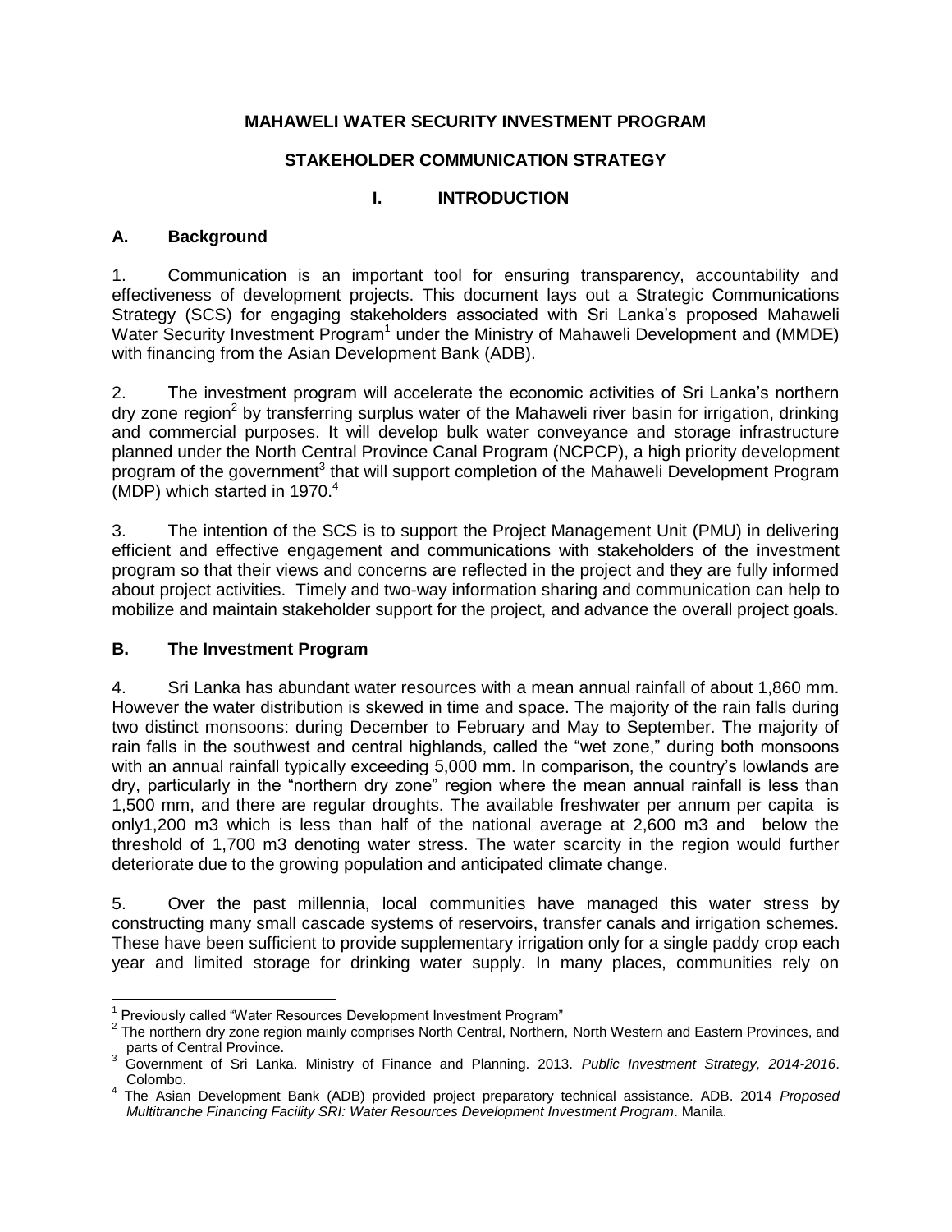**MAHAWELI WATER SECURITY INVESTMENT PROGRAM**

**STAKEHOLDER COMMUNICATION STRATEGY**

# I. INTRODUCTION

## A. Background

1. Communication is an important tool for ensuring transparency, accountability and effectiveness of development projects. This document lays out a Strategic Communications Strategy (SCS) for engaging stakeholders associated with Sri Lanka's proposed Mahaweli Water Security Investment Program[1] under the Ministry of Mahaweli Development and (MMDE) with financing from the Asian Development Bank (ADB).

2. The investment program will accelerate the economic activities of Sri Lanka's northern dry zone region[2] by transferring surplus water of the Mahaweli river basin for irrigation, drinking and commercial purposes. It will develop bulk water conveyance and storage infrastructure planned under the North Central Province Canal Program (NCPCP), a high priority development program of the government[3] that will support completion of the Mahaweli Development Program (MDP) which started in 1970.[4]

3. The intention of the SCS is to support the Project Management Unit (PMU) in delivering efficient and effective engagement and communications with stakeholders of the investment program so that their views and concerns are reflected in the project and they are fully informed about project activities. Timely and two-way information sharing and communication can help to mobilize and maintain stakeholder support for the project, and advance the overall project goals.

## B. The Investment Program

4. Sri Lanka has abundant water resources with a mean annual rainfall of about 1,860 mm. However the water distribution is skewed in time and space. The majority of the rain falls during two distinct monsoons: during December to February and May to September. The majority of rain falls in the southwest and central highlands, called the "wet zone," during both monsoons with an annual rainfall typically exceeding 5,000 mm. In comparison, the country's lowlands are dry, particularly in the "northern dry zone" region where the mean annual rainfall is less than 1,500 mm, and there are regular droughts. The available freshwater per annum per capita is only1,200 m3 which is less than half of the national average at 2,600 m3 and below the threshold of 1,700 m3 denoting water stress. The water scarcity in the region would further deteriorate due to the growing population and anticipated climate change.

5. Over the past millennia, local communities have managed this water stress by constructing many small cascade systems of reservoirs, transfer canals and irrigation schemes. These have been sufficient to provide supplementary irrigation only for a single paddy crop each year and limited storage for drinking water supply. In many places, communities rely on

---

[1] Previously called "Water Resources Development Investment Program"

[2] The northern dry zone region mainly comprises North Central, Northern, North Western and Eastern Provinces, and parts of Central Province.

[3] Government of Sri Lanka. Ministry of Finance and Planning. 2013. *Public Investment Strategy, 2014-2016*. Colombo.

[4] The Asian Development Bank (ADB) provided project preparatory technical assistance. ADB. 2014 *Proposed Multitranche Financing Facility SRI: Water Resources Development Investment Program*. Manila.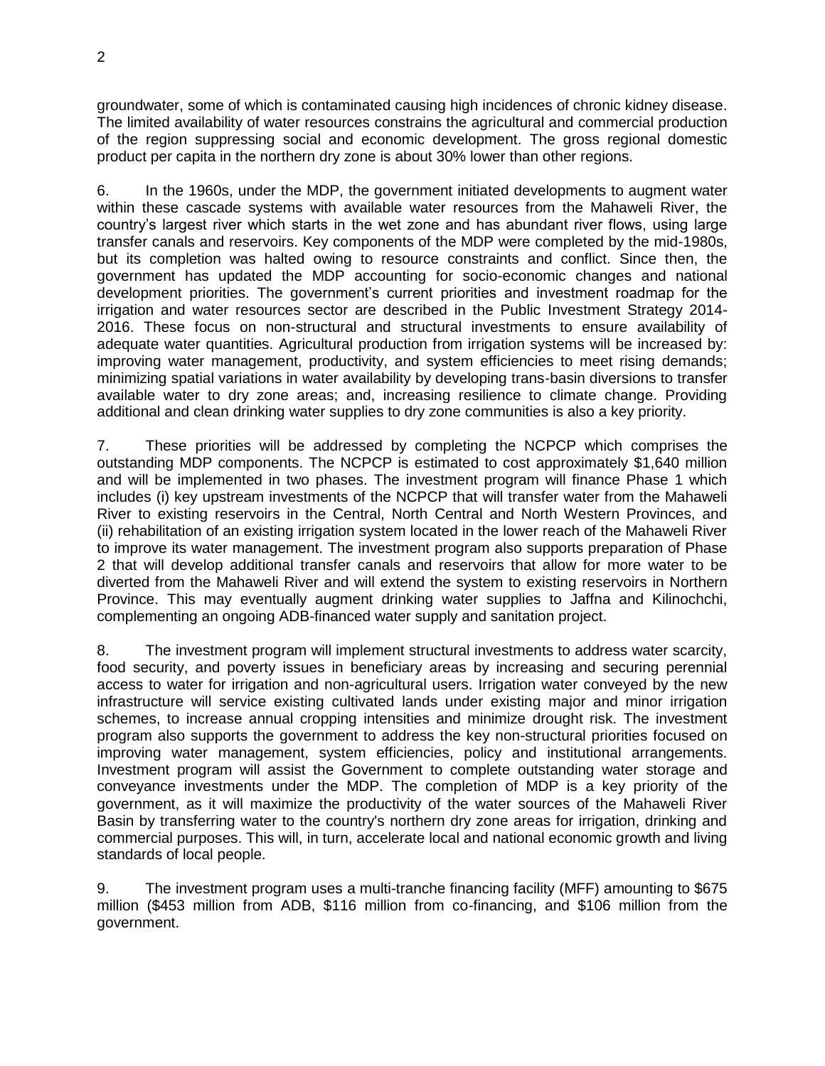groundwater, some of which is contaminated causing high incidences of chronic kidney disease. The limited availability of water resources constrains the agricultural and commercial production of the region suppressing social and economic development. The gross regional domestic product per capita in the northern dry zone is about 30% lower than other regions.

6. In the 1960s, under the MDP, the government initiated developments to augment water within these cascade systems with available water resources from the Mahaweli River, the country's largest river which starts in the wet zone and has abundant river flows, using large transfer canals and reservoirs. Key components of the MDP were completed by the mid-1980s, but its completion was halted owing to resource constraints and conflict. Since then, the government has updated the MDP accounting for socio-economic changes and national development priorities. The government's current priorities and investment roadmap for the irrigation and water resources sector are described in the Public Investment Strategy 2014-2016. These focus on non-structural and structural investments to ensure availability of adequate water quantities. Agricultural production from irrigation systems will be increased by: improving water management, productivity, and system efficiencies to meet rising demands; minimizing spatial variations in water availability by developing trans-basin diversions to transfer available water to dry zone areas; and, increasing resilience to climate change. Providing additional and clean drinking water supplies to dry zone communities is also a key priority.

7. These priorities will be addressed by completing the NCPCP which comprises the outstanding MDP components. The NCPCP is estimated to cost approximately $1,640 million and will be implemented in two phases. The investment program will finance Phase 1 which includes (i) key upstream investments of the NCPCP that will transfer water from the Mahaweli River to existing reservoirs in the Central, North Central and North Western Provinces, and (ii) rehabilitation of an existing irrigation system located in the lower reach of the Mahaweli River to improve its water management. The investment program also supports preparation of Phase 2 that will develop additional transfer canals and reservoirs that allow for more water to be diverted from the Mahaweli River and will extend the system to existing reservoirs in Northern Province. This may eventually augment drinking water supplies to Jaffna and Kilinochchi, complementing an ongoing ADB-financed water supply and sanitation project.

8. The investment program will implement structural investments to address water scarcity, food security, and poverty issues in beneficiary areas by increasing and securing perennial access to water for irrigation and non-agricultural users. Irrigation water conveyed by the new infrastructure will service existing cultivated lands under existing major and minor irrigation schemes, to increase annual cropping intensities and minimize drought risk. The investment program also supports the government to address the key non-structural priorities focused on improving water management, system efficiencies, policy and institutional arrangements. Investment program will assist the Government to complete outstanding water storage and conveyance investments under the MDP. The completion of MDP is a key priority of the government, as it will maximize the productivity of the water sources of the Mahaweli River Basin by transferring water to the country's northern dry zone areas for irrigation, drinking and commercial purposes. This will, in turn, accelerate local and national economic growth and living standards of local people.

9. The investment program uses a multi-tranche financing facility (MFF) amounting to $675 million ($453 million from ADB, $116 million from co-financing, and $106 million from the government.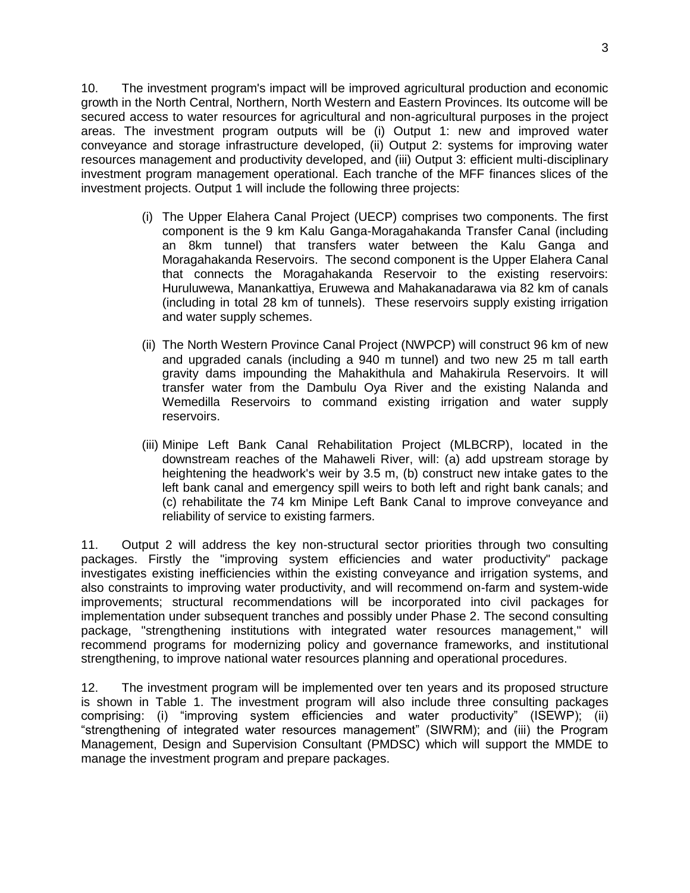10. The investment program's impact will be improved agricultural production and economic growth in the North Central, Northern, North Western and Eastern Provinces. Its outcome will be secured access to water resources for agricultural and non-agricultural purposes in the project areas. The investment program outputs will be (i) Output 1: new and improved water conveyance and storage infrastructure developed, (ii) Output 2: systems for improving water resources management and productivity developed, and (iii) Output 3: efficient multi-disciplinary investment program management operational. Each tranche of the MFF finances slices of the investment projects. Output 1 will include the following three projects:

(i) The Upper Elahera Canal Project (UECP) comprises two components. The first component is the 9 km Kalu Ganga-Moragahakanda Transfer Canal (including an 8km tunnel) that transfers water between the Kalu Ganga and Moragahakanda Reservoirs. The second component is the Upper Elahera Canal that connects the Moragahakanda Reservoir to the existing reservoirs: Huruluwewa, Manankattiya, Eruwewa and Mahakanadarawa via 82 km of canals (including in total 28 km of tunnels). These reservoirs supply existing irrigation and water supply schemes.

(ii) The North Western Province Canal Project (NWPCP) will construct 96 km of new and upgraded canals (including a 940 m tunnel) and two new 25 m tall earth gravity dams impounding the Mahakithula and Mahakirula Reservoirs. It will transfer water from the Dambulu Oya River and the existing Nalanda and Wemedilla Reservoirs to command existing irrigation and water supply reservoirs.

(iii) Minipe Left Bank Canal Rehabilitation Project (MLBCRP), located in the downstream reaches of the Mahaweli River, will: (a) add upstream storage by heightening the headwork's weir by 3.5 m, (b) construct new intake gates to the left bank canal and emergency spill weirs to both left and right bank canals; and (c) rehabilitate the 74 km Minipe Left Bank Canal to improve conveyance and reliability of service to existing farmers.

11. Output 2 will address the key non-structural sector priorities through two consulting packages. Firstly the "improving system efficiencies and water productivity" package investigates existing inefficiencies within the existing conveyance and irrigation systems, and also constraints to improving water productivity, and will recommend on-farm and system-wide improvements; structural recommendations will be incorporated into civil packages for implementation under subsequent tranches and possibly under Phase 2. The second consulting package, "strengthening institutions with integrated water resources management," will recommend programs for modernizing policy and governance frameworks, and institutional strengthening, to improve national water resources planning and operational procedures.

12. The investment program will be implemented over ten years and its proposed structure is shown in Table 1. The investment program will also include three consulting packages comprising: (i) "improving system efficiencies and water productivity" (ISEWP); (ii) "strengthening of integrated water resources management" (SIWRM); and (iii) the Program Management, Design and Supervision Consultant (PMDSC) which will support the MMDE to manage the investment program and prepare packages.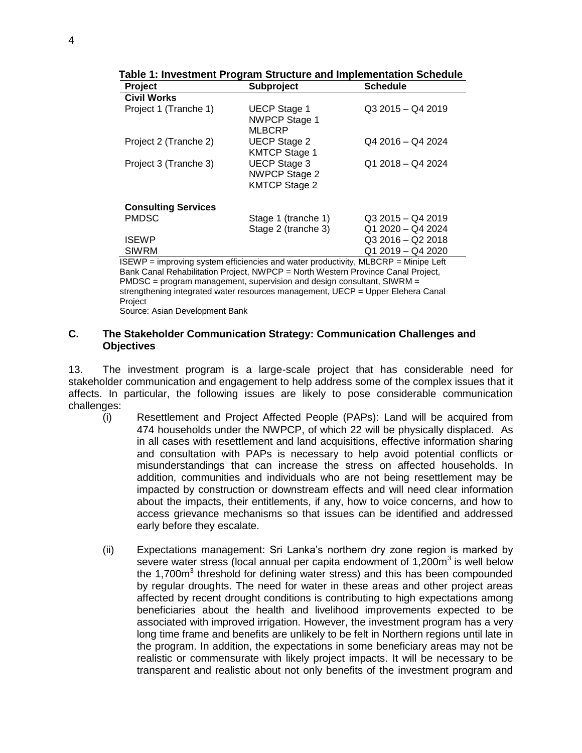**Table 1: Investment Program Structure and Implementation Schedule**

| Project | Subproject | Schedule |
|---|---|---|
| **Civil Works** | | |
| Project 1 (Tranche 1) | UECP Stage 1<br>NWPCP Stage 1<br>MLBCRP | Q3 2015 – Q4 2019 |
| Project 2 (Tranche 2) | UECP Stage 2<br>KMTCP Stage 1 | Q4 2016 – Q4 2024 |
| Project 3 (Tranche 3) | UECP Stage 3<br>NWPCP Stage 2<br>KMTCP Stage 2 | Q1 2018 – Q4 2024 |
| **Consulting Services** | | |
| PMDSC | Stage 1 (tranche 1)<br>Stage 2 (tranche 3) | Q3 2015 – Q4 2019<br>Q1 2020 – Q4 2024 |
| ISEWP | | Q3 2016 – Q2 2018 |
| SIWRM | | Q1 2019 – Q4 2020 |

ISEWP = improving system efficiencies and water productivity, MLBCRP = Minipe Left Bank Canal Rehabilitation Project, NWPCP = North Western Province Canal Project, PMDSC = program management, supervision and design consultant, SIWRM = strengthening integrated water resources management, UECP = Upper Elehera Canal Project

Source: Asian Development Bank

## C. The Stakeholder Communication Strategy: Communication Challenges and Objectives

13. The investment program is a large-scale project that has considerable need for stakeholder communication and engagement to help address some of the complex issues that it affects. In particular, the following issues are likely to pose considerable communication challenges:

(i) Resettlement and Project Affected People (PAPs): Land will be acquired from 474 households under the NWPCP, of which 22 will be physically displaced. As in all cases with resettlement and land acquisitions, effective information sharing and consultation with PAPs is necessary to help avoid potential conflicts or misunderstandings that can increase the stress on affected households. In addition, communities and individuals who are not being resettlement may be impacted by construction or downstream effects and will need clear information about the impacts, their entitlements, if any, how to voice concerns, and how to access grievance mechanisms so that issues can be identified and addressed early before they escalate.

(ii) Expectations management: Sri Lanka's northern dry zone region is marked by severe water stress (local annual per capita endowment of 1,200m$^3$ is well below the 1,700m$^3$ threshold for defining water stress) and this has been compounded by regular droughts. The need for water in these areas and other project areas affected by recent drought conditions is contributing to high expectations among beneficiaries about the health and livelihood improvements expected to be associated with improved irrigation. However, the investment program has a very long time frame and benefits are unlikely to be felt in Northern regions until late in the program. In addition, the expectations in some beneficiary areas may not be realistic or commensurate with likely project impacts. It will be necessary to be transparent and realistic about not only benefits of the investment program and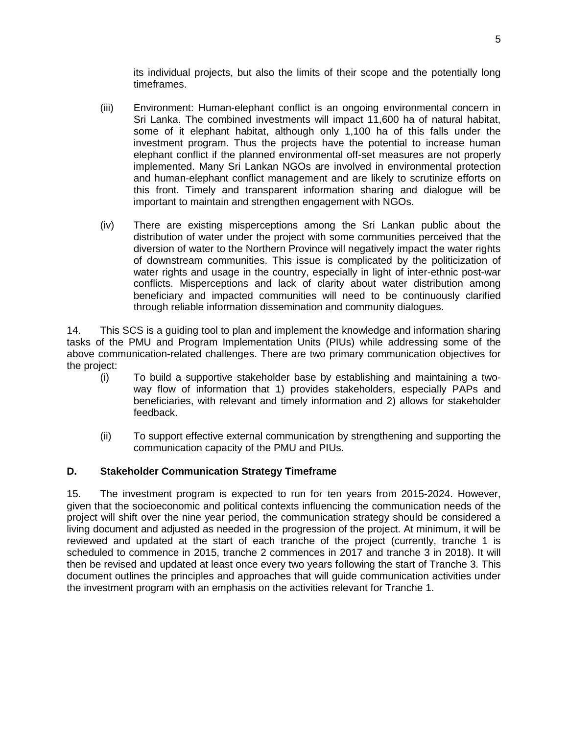its individual projects, but also the limits of their scope and the potentially long timeframes.

(iii) Environment: Human-elephant conflict is an ongoing environmental concern in Sri Lanka. The combined investments will impact 11,600 ha of natural habitat, some of it elephant habitat, although only 1,100 ha of this falls under the investment program. Thus the projects have the potential to increase human elephant conflict if the planned environmental off-set measures are not properly implemented. Many Sri Lankan NGOs are involved in environmental protection and human-elephant conflict management and are likely to scrutinize efforts on this front. Timely and transparent information sharing and dialogue will be important to maintain and strengthen engagement with NGOs.

(iv) There are existing misperceptions among the Sri Lankan public about the distribution of water under the project with some communities perceived that the diversion of water to the Northern Province will negatively impact the water rights of downstream communities. This issue is complicated by the politicization of water rights and usage in the country, especially in light of inter-ethnic post-war conflicts. Misperceptions and lack of clarity about water distribution among beneficiary and impacted communities will need to be continuously clarified through reliable information dissemination and community dialogues.

14. This SCS is a guiding tool to plan and implement the knowledge and information sharing tasks of the PMU and Program Implementation Units (PIUs) while addressing some of the above communication-related challenges. There are two primary communication objectives for the project:

(i) To build a supportive stakeholder base by establishing and maintaining a two-way flow of information that 1) provides stakeholders, especially PAPs and beneficiaries, with relevant and timely information and 2) allows for stakeholder feedback.

(ii) To support effective external communication by strengthening and supporting the communication capacity of the PMU and PIUs.

## D. Stakeholder Communication Strategy Timeframe

15. The investment program is expected to run for ten years from 2015-2024. However, given that the socioeconomic and political contexts influencing the communication needs of the project will shift over the nine year period, the communication strategy should be considered a living document and adjusted as needed in the progression of the project. At minimum, it will be reviewed and updated at the start of each tranche of the project (currently, tranche 1 is scheduled to commence in 2015, tranche 2 commences in 2017 and tranche 3 in 2018). It will then be revised and updated at least once every two years following the start of Tranche 3. This document outlines the principles and approaches that will guide communication activities under the investment program with an emphasis on the activities relevant for Tranche 1.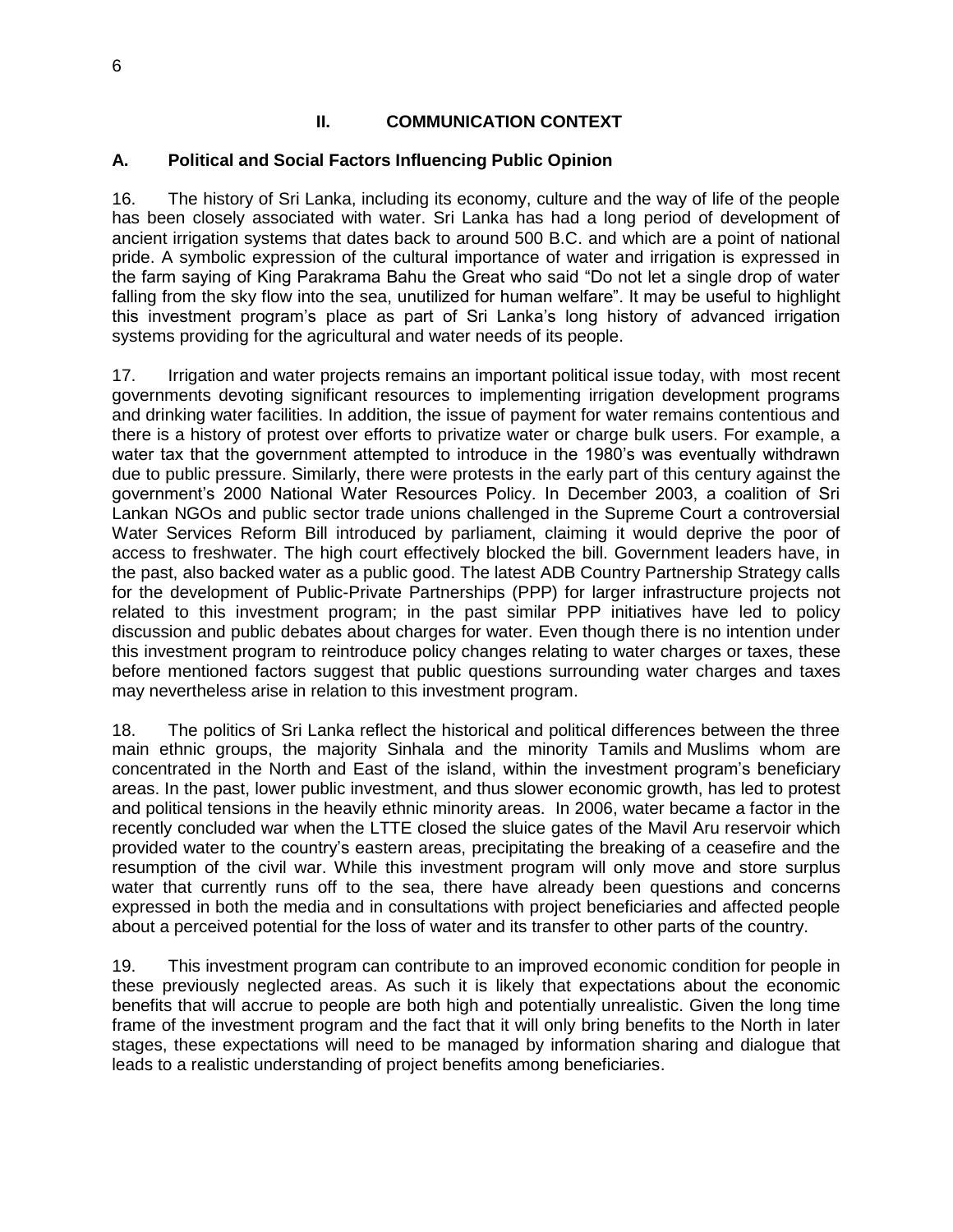## II. COMMUNICATION CONTEXT

### A. Political and Social Factors Influencing Public Opinion

16. The history of Sri Lanka, including its economy, culture and the way of life of the people has been closely associated with water. Sri Lanka has had a long period of development of ancient irrigation systems that dates back to around 500 B.C. and which are a point of national pride. A symbolic expression of the cultural importance of water and irrigation is expressed in the farm saying of King Parakrama Bahu the Great who said "Do not let a single drop of water falling from the sky flow into the sea, unutilized for human welfare". It may be useful to highlight this investment program's place as part of Sri Lanka's long history of advanced irrigation systems providing for the agricultural and water needs of its people.

17. Irrigation and water projects remains an important political issue today, with most recent governments devoting significant resources to implementing irrigation development programs and drinking water facilities. In addition, the issue of payment for water remains contentious and there is a history of protest over efforts to privatize water or charge bulk users. For example, a water tax that the government attempted to introduce in the 1980's was eventually withdrawn due to public pressure. Similarly, there were protests in the early part of this century against the government's 2000 National Water Resources Policy. In December 2003, a coalition of Sri Lankan NGOs and public sector trade unions challenged in the Supreme Court a controversial Water Services Reform Bill introduced by parliament, claiming it would deprive the poor of access to freshwater. The high court effectively blocked the bill. Government leaders have, in the past, also backed water as a public good. The latest ADB Country Partnership Strategy calls for the development of Public-Private Partnerships (PPP) for larger infrastructure projects not related to this investment program; in the past similar PPP initiatives have led to policy discussion and public debates about charges for water. Even though there is no intention under this investment program to reintroduce policy changes relating to water charges or taxes, these before mentioned factors suggest that public questions surrounding water charges and taxes may nevertheless arise in relation to this investment program.

18. The politics of Sri Lanka reflect the historical and political differences between the three main ethnic groups, the majority Sinhala and the minority Tamils and Muslims whom are concentrated in the North and East of the island, within the investment program's beneficiary areas. In the past, lower public investment, and thus slower economic growth, has led to protest and political tensions in the heavily ethnic minority areas. In 2006, water became a factor in the recently concluded war when the LTTE closed the sluice gates of the Mavil Aru reservoir which provided water to the country's eastern areas, precipitating the breaking of a ceasefire and the resumption of the civil war. While this investment program will only move and store surplus water that currently runs off to the sea, there have already been questions and concerns expressed in both the media and in consultations with project beneficiaries and affected people about a perceived potential for the loss of water and its transfer to other parts of the country.

19. This investment program can contribute to an improved economic condition for people in these previously neglected areas. As such it is likely that expectations about the economic benefits that will accrue to people are both high and potentially unrealistic. Given the long time frame of the investment program and the fact that it will only bring benefits to the North in later stages, these expectations will need to be managed by information sharing and dialogue that leads to a realistic understanding of project benefits among beneficiaries.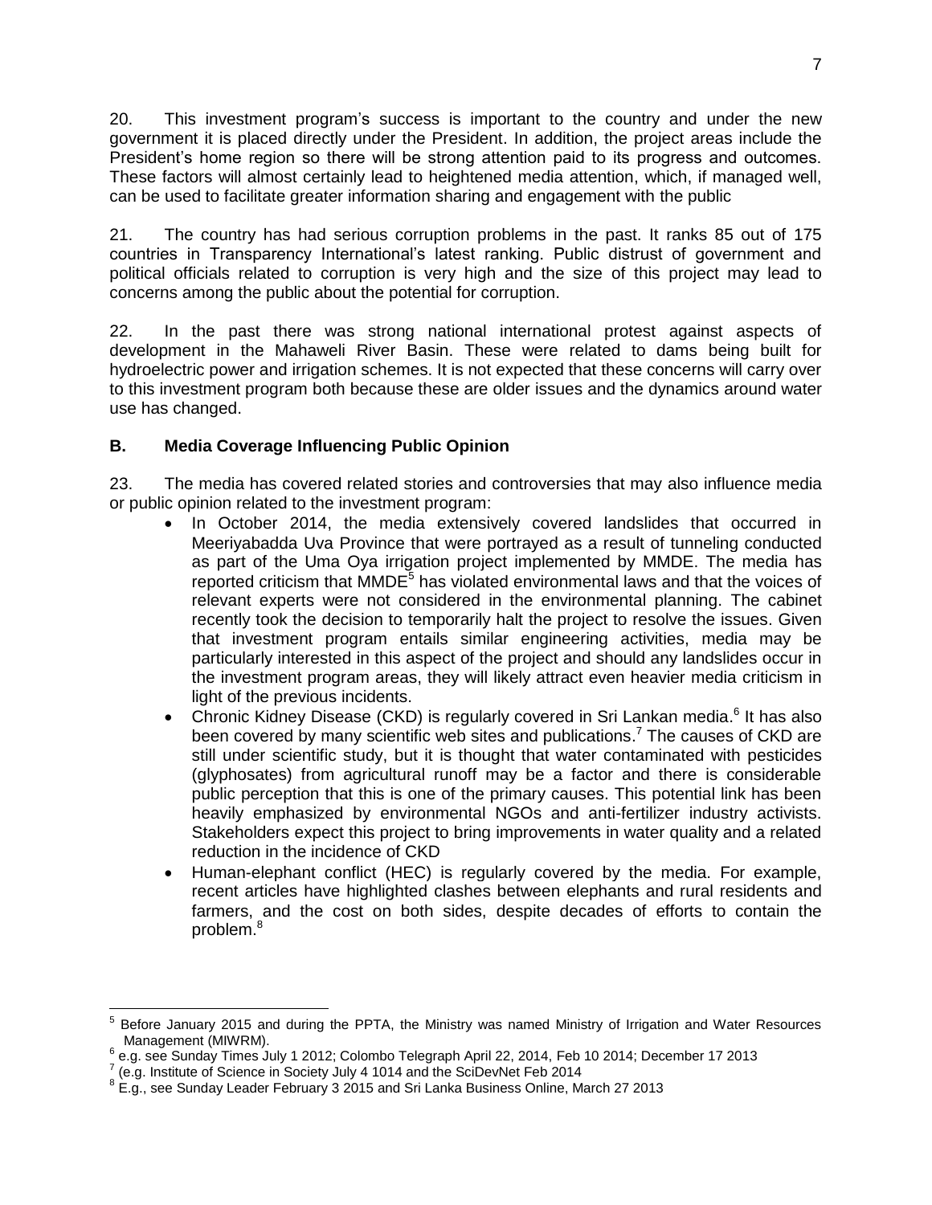20. This investment program's success is important to the country and under the new government it is placed directly under the President. In addition, the project areas include the President's home region so there will be strong attention paid to its progress and outcomes. These factors will almost certainly lead to heightened media attention, which, if managed well, can be used to facilitate greater information sharing and engagement with the public

21. The country has had serious corruption problems in the past. It ranks 85 out of 175 countries in Transparency International's latest ranking. Public distrust of government and political officials related to corruption is very high and the size of this project may lead to concerns among the public about the potential for corruption.

22. In the past there was strong national international protest against aspects of development in the Mahaweli River Basin. These were related to dams being built for hydroelectric power and irrigation schemes. It is not expected that these concerns will carry over to this investment program both because these are older issues and the dynamics around water use has changed.

## B. Media Coverage Influencing Public Opinion

23. The media has covered related stories and controversies that may also influence media or public opinion related to the investment program:

- In October 2014, the media extensively covered landslides that occurred in Meeriyabadda Uva Province that were portrayed as a result of tunneling conducted as part of the Uma Oya irrigation project implemented by MMDE. The media has reported criticism that MMDE[5] has violated environmental laws and that the voices of relevant experts were not considered in the environmental planning. The cabinet recently took the decision to temporarily halt the project to resolve the issues. Given that investment program entails similar engineering activities, media may be particularly interested in this aspect of the project and should any landslides occur in the investment program areas, they will likely attract even heavier media criticism in light of the previous incidents.
- Chronic Kidney Disease (CKD) is regularly covered in Sri Lankan media.[6] It has also been covered by many scientific web sites and publications.[7] The causes of CKD are still under scientific study, but it is thought that water contaminated with pesticides (glyphosates) from agricultural runoff may be a factor and there is considerable public perception that this is one of the primary causes. This potential link has been heavily emphasized by environmental NGOs and anti-fertilizer industry activists. Stakeholders expect this project to bring improvements in water quality and a related reduction in the incidence of CKD
- Human-elephant conflict (HEC) is regularly covered by the media. For example, recent articles have highlighted clashes between elephants and rural residents and farmers, and the cost on both sides, despite decades of efforts to contain the problem.[8]

---

[5] Before January 2015 and during the PPTA, the Ministry was named Ministry of Irrigation and Water Resources Management (MIWRM).

[6] e.g. see Sunday Times July 1 2012; Colombo Telegraph April 22, 2014, Feb 10 2014; December 17 2013

[7] (e.g. Institute of Science in Society July 4 1014 and the SciDevNet Feb 2014

[8] E.g., see Sunday Leader February 3 2015 and Sri Lanka Business Online, March 27 2013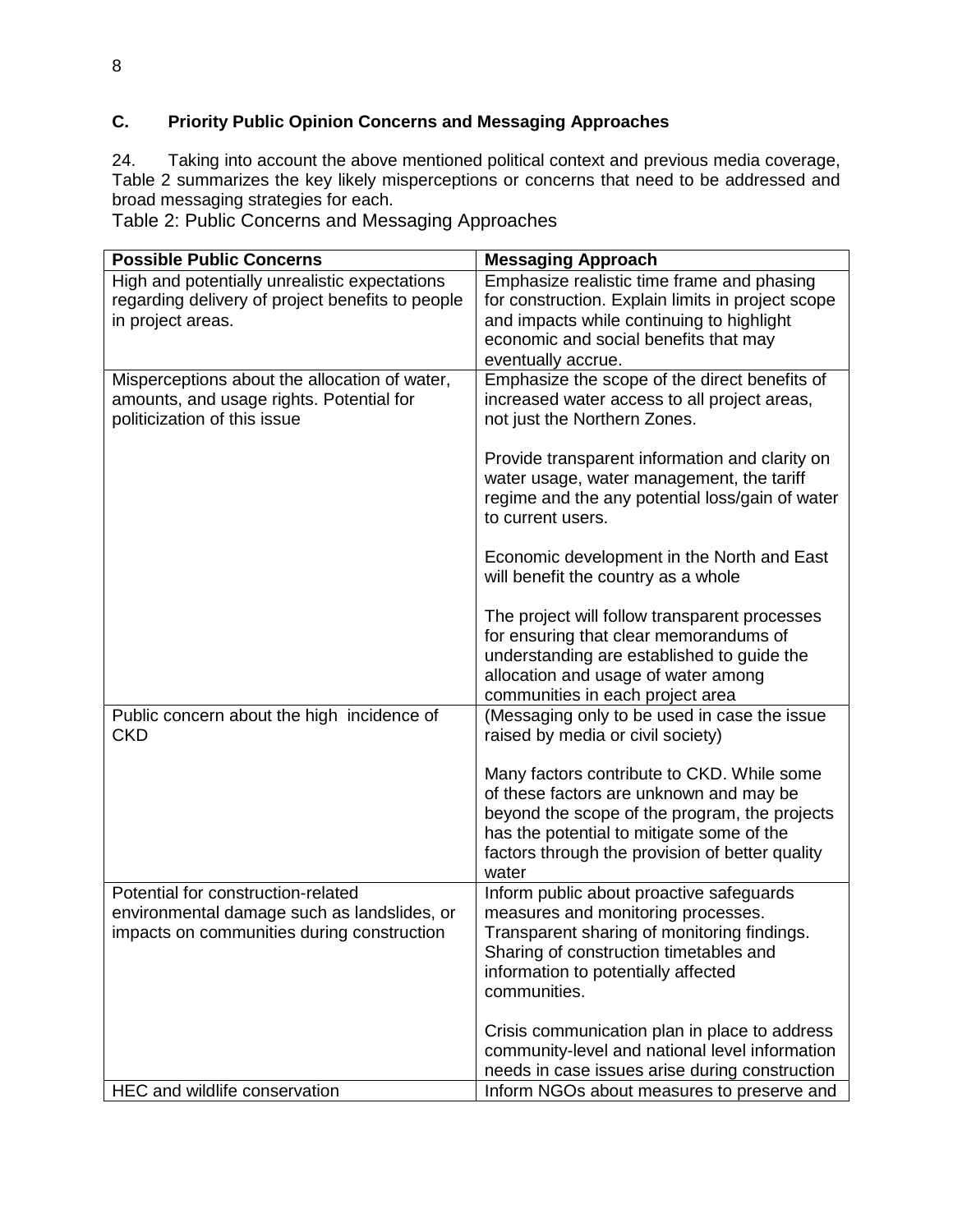### C. Priority Public Opinion Concerns and Messaging Approaches

24. Taking into account the above mentioned political context and previous media coverage, Table 2 summarizes the key likely misperceptions or concerns that need to be addressed and broad messaging strategies for each.

Table 2: Public Concerns and Messaging Approaches

| Possible Public Concerns | Messaging Approach |
|---|---|
| High and potentially unrealistic expectations regarding delivery of project benefits to people in project areas. | Emphasize realistic time frame and phasing for construction. Explain limits in project scope and impacts while continuing to highlight economic and social benefits that may eventually accrue. |
| Misperceptions about the allocation of water, amounts, and usage rights. Potential for politicization of this issue | Emphasize the scope of the direct benefits of increased water access to all project areas, not just the Northern Zones.<br><br>Provide transparent information and clarity on water usage, water management, the tariff regime and the any potential loss/gain of water to current users.<br><br>Economic development in the North and East will benefit the country as a whole<br><br>The project will follow transparent processes for ensuring that clear memorandums of understanding are established to guide the allocation and usage of water among communities in each project area |
| Public concern about the high incidence of CKD | (Messaging only to be used in case the issue raised by media or civil society)<br><br>Many factors contribute to CKD. While some of these factors are unknown and may be beyond the scope of the program, the projects has the potential to mitigate some of the factors through the provision of better quality water |
| Potential for construction-related environmental damage such as landslides, or impacts on communities during construction | Inform public about proactive safeguards measures and monitoring processes. Transparent sharing of monitoring findings. Sharing of construction timetables and information to potentially affected communities.<br><br>Crisis communication plan in place to address community-level and national level information needs in case issues arise during construction |
| HEC and wildlife conservation | Inform NGOs about measures to preserve and |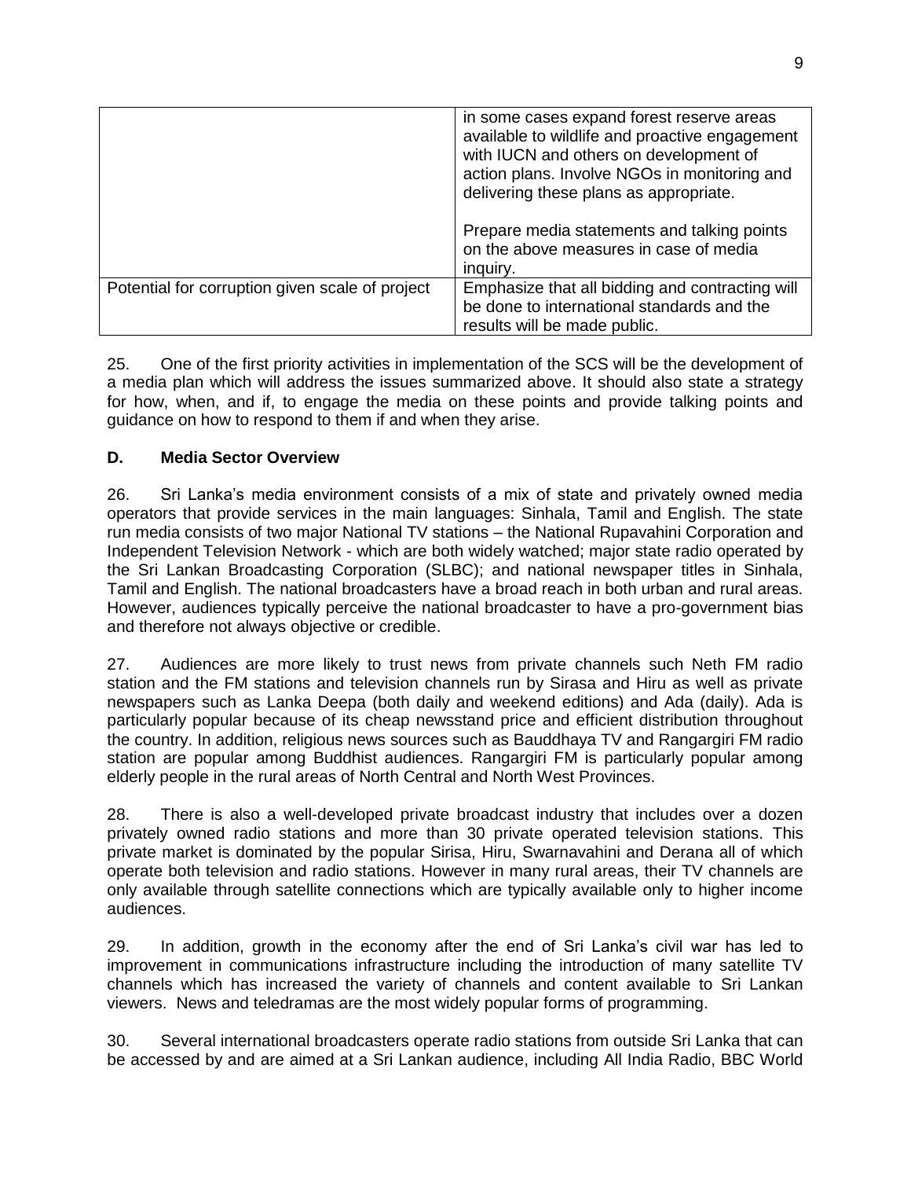| | |
|---|---|
| | in some cases expand forest reserve areas available to wildlife and proactive engagement with IUCN and others on development of action plans. Involve NGOs in monitoring and delivering these plans as appropriate.<br><br>Prepare media statements and talking points on the above measures in case of media inquiry. |
| Potential for corruption given scale of project | Emphasize that all bidding and contracting will be done to international standards and the results will be made public. |

25. One of the first priority activities in implementation of the SCS will be the development of a media plan which will address the issues summarized above. It should also state a strategy for how, when, and if, to engage the media on these points and provide talking points and guidance on how to respond to them if and when they arise.

**D. Media Sector Overview**

26. Sri Lanka's media environment consists of a mix of state and privately owned media operators that provide services in the main languages: Sinhala, Tamil and English. The state run media consists of two major National TV stations – the National Rupavahini Corporation and Independent Television Network - which are both widely watched; major state radio operated by the Sri Lankan Broadcasting Corporation (SLBC); and national newspaper titles in Sinhala, Tamil and English. The national broadcasters have a broad reach in both urban and rural areas. However, audiences typically perceive the national broadcaster to have a pro-government bias and therefore not always objective or credible.

27. Audiences are more likely to trust news from private channels such Neth FM radio station and the FM stations and television channels run by Sirasa and Hiru as well as private newspapers such as Lanka Deepa (both daily and weekend editions) and Ada (daily). Ada is particularly popular because of its cheap newsstand price and efficient distribution throughout the country. In addition, religious news sources such as Bauddhaya TV and Rangargiri FM radio station are popular among Buddhist audiences. Rangargiri FM is particularly popular among elderly people in the rural areas of North Central and North West Provinces.

28. There is also a well-developed private broadcast industry that includes over a dozen privately owned radio stations and more than 30 private operated television stations. This private market is dominated by the popular Sirisa, Hiru, Swarnavahini and Derana all of which operate both television and radio stations. However in many rural areas, their TV channels are only available through satellite connections which are typically available only to higher income audiences.

29. In addition, growth in the economy after the end of Sri Lanka's civil war has led to improvement in communications infrastructure including the introduction of many satellite TV channels which has increased the variety of channels and content available to Sri Lankan viewers. News and teledramas are the most widely popular forms of programming.

30. Several international broadcasters operate radio stations from outside Sri Lanka that can be accessed by and are aimed at a Sri Lankan audience, including All India Radio, BBC World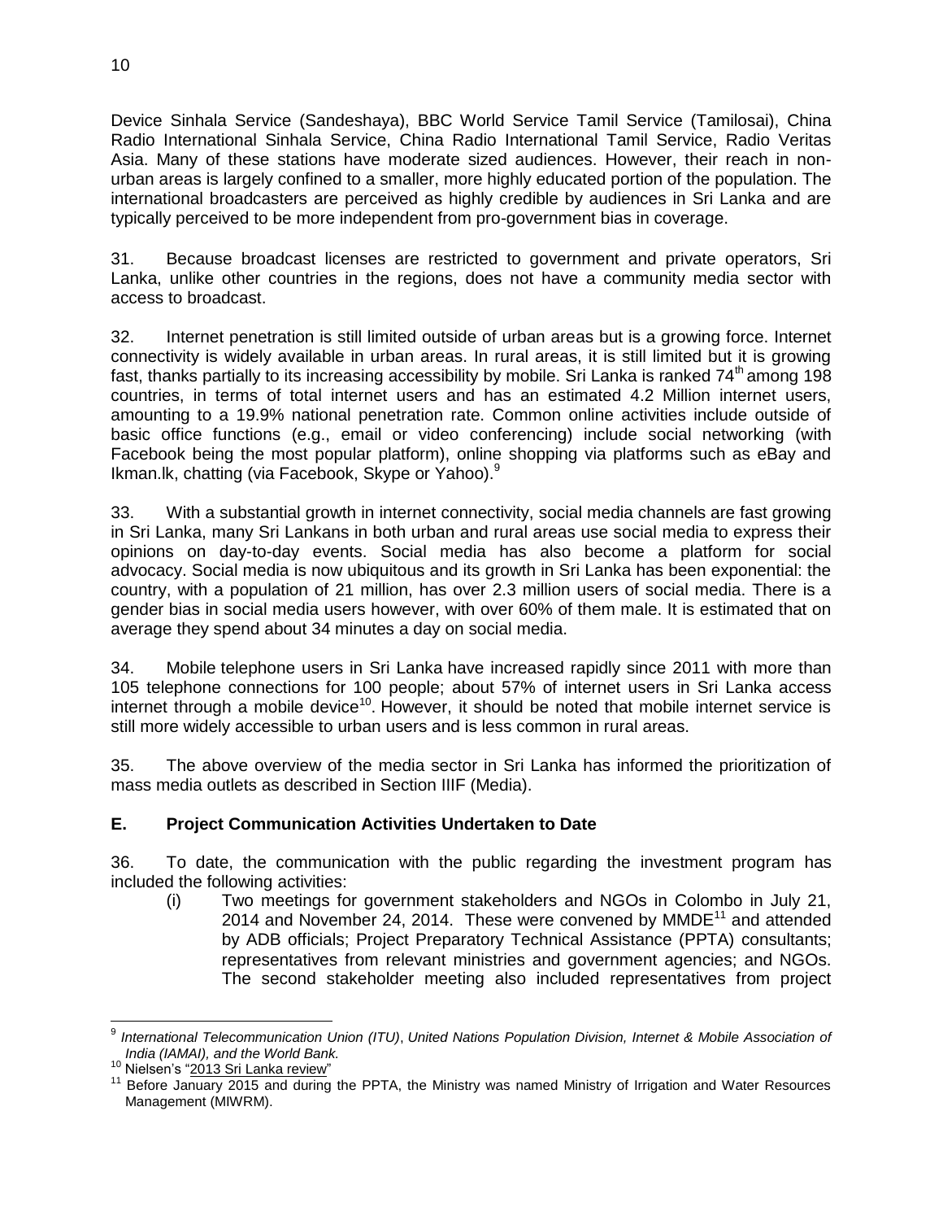Device Sinhala Service (Sandeshaya), BBC World Service Tamil Service (Tamilosai), China Radio International Sinhala Service, China Radio International Tamil Service, Radio Veritas Asia. Many of these stations have moderate sized audiences. However, their reach in non-urban areas is largely confined to a smaller, more highly educated portion of the population. The international broadcasters are perceived as highly credible by audiences in Sri Lanka and are typically perceived to be more independent from pro-government bias in coverage.

31. Because broadcast licenses are restricted to government and private operators, Sri Lanka, unlike other countries in the regions, does not have a community media sector with access to broadcast.

32. Internet penetration is still limited outside of urban areas but is a growing force. Internet connectivity is widely available in urban areas. In rural areas, it is still limited but it is growing fast, thanks partially to its increasing accessibility by mobile. Sri Lanka is ranked 74th among 198 countries, in terms of total internet users and has an estimated 4.2 Million internet users, amounting to a 19.9% national penetration rate. Common online activities include outside of basic office functions (e.g., email or video conferencing) include social networking (with Facebook being the most popular platform), online shopping via platforms such as eBay and Ikman.lk, chatting (via Facebook, Skype or Yahoo).[9]

33. With a substantial growth in internet connectivity, social media channels are fast growing in Sri Lanka, many Sri Lankans in both urban and rural areas use social media to express their opinions on day-to-day events. Social media has also become a platform for social advocacy. Social media is now ubiquitous and its growth in Sri Lanka has been exponential: the country, with a population of 21 million, has over 2.3 million users of social media. There is a gender bias in social media users however, with over 60% of them male. It is estimated that on average they spend about 34 minutes a day on social media.

34. Mobile telephone users in Sri Lanka have increased rapidly since 2011 with more than 105 telephone connections for 100 people; about 57% of internet users in Sri Lanka access internet through a mobile device[10]. However, it should be noted that mobile internet service is still more widely accessible to urban users and is less common in rural areas.

35. The above overview of the media sector in Sri Lanka has informed the prioritization of mass media outlets as described in Section IIIF (Media).

## E. Project Communication Activities Undertaken to Date

36. To date, the communication with the public regarding the investment program has included the following activities:

(i) Two meetings for government stakeholders and NGOs in Colombo in July 21, 2014 and November 24, 2014. These were convened by MMDE[11] and attended by ADB officials; Project Preparatory Technical Assistance (PPTA) consultants; representatives from relevant ministries and government agencies; and NGOs. The second stakeholder meeting also included representatives from project

---

[9] *International Telecommunication Union (ITU)*, *United Nations Population Division, Internet & Mobile Association of India (IAMAI), and the World Bank.*

[10] Nielsen's "2013 Sri Lanka review"

[11] Before January 2015 and during the PPTA, the Ministry was named Ministry of Irrigation and Water Resources Management (MIWRM).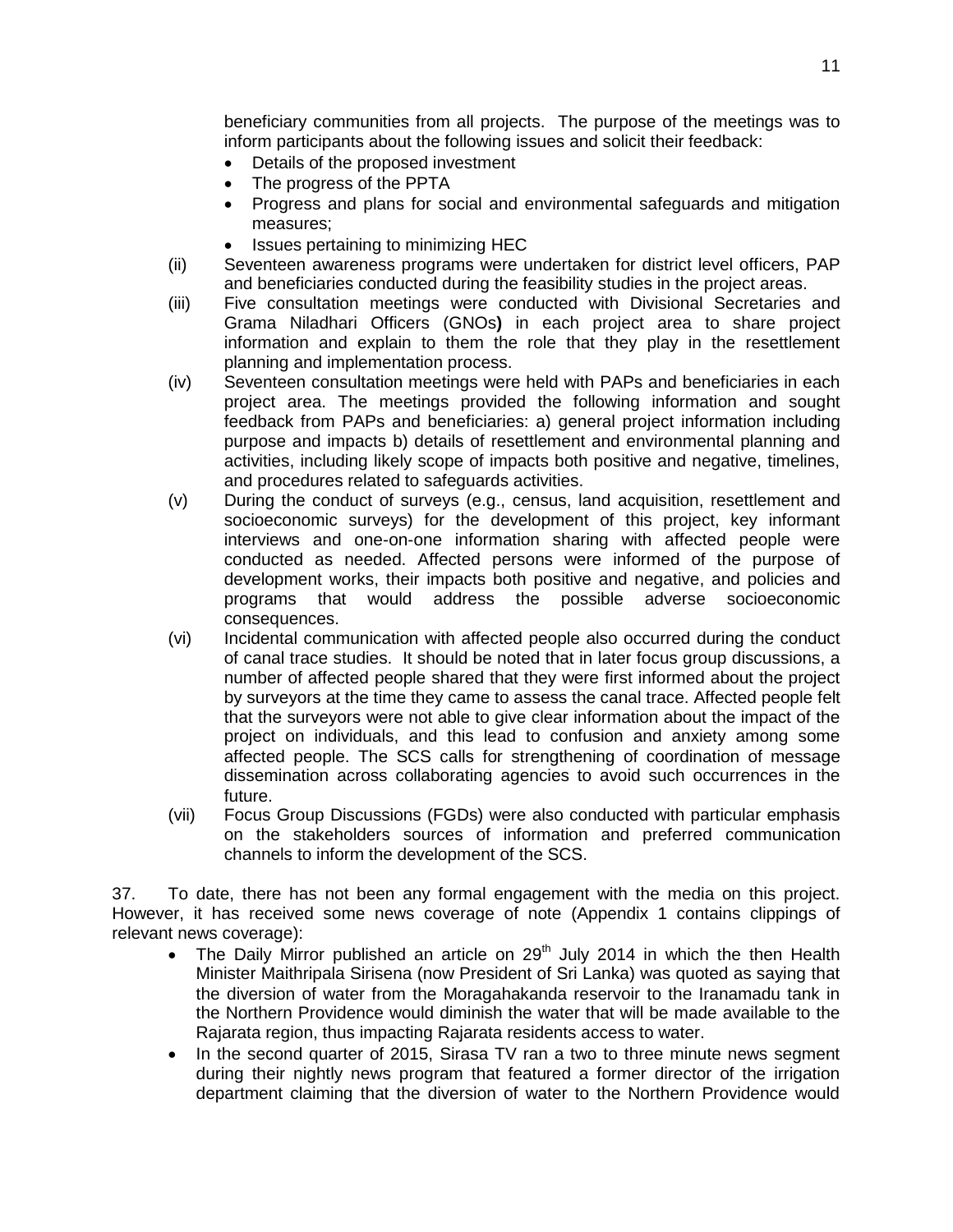beneficiary communities from all projects. The purpose of the meetings was to inform participants about the following issues and solicit their feedback:

- Details of the proposed investment
- The progress of the PPTA
- Progress and plans for social and environmental safeguards and mitigation measures;
- Issues pertaining to minimizing HEC

(ii) Seventeen awareness programs were undertaken for district level officers, PAP and beneficiaries conducted during the feasibility studies in the project areas.

(iii) Five consultation meetings were conducted with Divisional Secretaries and Grama Niladhari Officers (GNOs**)** in each project area to share project information and explain to them the role that they play in the resettlement planning and implementation process.

(iv) Seventeen consultation meetings were held with PAPs and beneficiaries in each project area. The meetings provided the following information and sought feedback from PAPs and beneficiaries: a) general project information including purpose and impacts b) details of resettlement and environmental planning and activities, including likely scope of impacts both positive and negative, timelines, and procedures related to safeguards activities.

(v) During the conduct of surveys (e.g., census, land acquisition, resettlement and socioeconomic surveys) for the development of this project, key informant interviews and one-on-one information sharing with affected people were conducted as needed. Affected persons were informed of the purpose of development works, their impacts both positive and negative, and policies and programs that would address the possible adverse socioeconomic consequences.

(vi) Incidental communication with affected people also occurred during the conduct of canal trace studies. It should be noted that in later focus group discussions, a number of affected people shared that they were first informed about the project by surveyors at the time they came to assess the canal trace. Affected people felt that the surveyors were not able to give clear information about the impact of the project on individuals, and this lead to confusion and anxiety among some affected people. The SCS calls for strengthening of coordination of message dissemination across collaborating agencies to avoid such occurrences in the future.

(vii) Focus Group Discussions (FGDs) were also conducted with particular emphasis on the stakeholders sources of information and preferred communication channels to inform the development of the SCS.

37. To date, there has not been any formal engagement with the media on this project. However, it has received some news coverage of note (Appendix 1 contains clippings of relevant news coverage):

- The Daily Mirror published an article on 29th July 2014 in which the then Health Minister Maithripala Sirisena (now President of Sri Lanka) was quoted as saying that the diversion of water from the Moragahakanda reservoir to the Iranamadu tank in the Northern Providence would diminish the water that will be made available to the Rajarata region, thus impacting Rajarata residents access to water.
- In the second quarter of 2015, Sirasa TV ran a two to three minute news segment during their nightly news program that featured a former director of the irrigation department claiming that the diversion of water to the Northern Providence would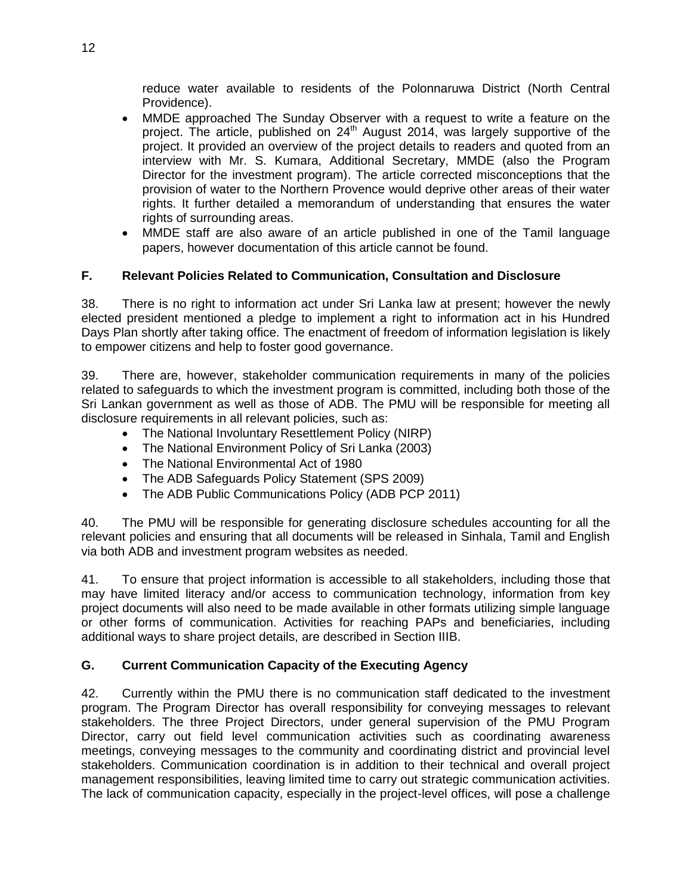reduce water available to residents of the Polonnaruwa District (North Central Providence).

- MMDE approached The Sunday Observer with a request to write a feature on the project. The article, published on 24th August 2014, was largely supportive of the project. It provided an overview of the project details to readers and quoted from an interview with Mr. S. Kumara, Additional Secretary, MMDE (also the Program Director for the investment program). The article corrected misconceptions that the provision of water to the Northern Provence would deprive other areas of their water rights. It further detailed a memorandum of understanding that ensures the water rights of surrounding areas.
- MMDE staff are also aware of an article published in one of the Tamil language papers, however documentation of this article cannot be found.

## F. Relevant Policies Related to Communication, Consultation and Disclosure

38. There is no right to information act under Sri Lanka law at present; however the newly elected president mentioned a pledge to implement a right to information act in his Hundred Days Plan shortly after taking office. The enactment of freedom of information legislation is likely to empower citizens and help to foster good governance.

39. There are, however, stakeholder communication requirements in many of the policies related to safeguards to which the investment program is committed, including both those of the Sri Lankan government as well as those of ADB. The PMU will be responsible for meeting all disclosure requirements in all relevant policies, such as:

- The National Involuntary Resettlement Policy (NIRP)
- The National Environment Policy of Sri Lanka (2003)
- The National Environmental Act of 1980
- The ADB Safeguards Policy Statement (SPS 2009)
- The ADB Public Communications Policy (ADB PCP 2011)

40. The PMU will be responsible for generating disclosure schedules accounting for all the relevant policies and ensuring that all documents will be released in Sinhala, Tamil and English via both ADB and investment program websites as needed.

41. To ensure that project information is accessible to all stakeholders, including those that may have limited literacy and/or access to communication technology, information from key project documents will also need to be made available in other formats utilizing simple language or other forms of communication. Activities for reaching PAPs and beneficiaries, including additional ways to share project details, are described in Section IIIB.

## G. Current Communication Capacity of the Executing Agency

42. Currently within the PMU there is no communication staff dedicated to the investment program. The Program Director has overall responsibility for conveying messages to relevant stakeholders. The three Project Directors, under general supervision of the PMU Program Director, carry out field level communication activities such as coordinating awareness meetings, conveying messages to the community and coordinating district and provincial level stakeholders. Communication coordination is in addition to their technical and overall project management responsibilities, leaving limited time to carry out strategic communication activities. The lack of communication capacity, especially in the project-level offices, will pose a challenge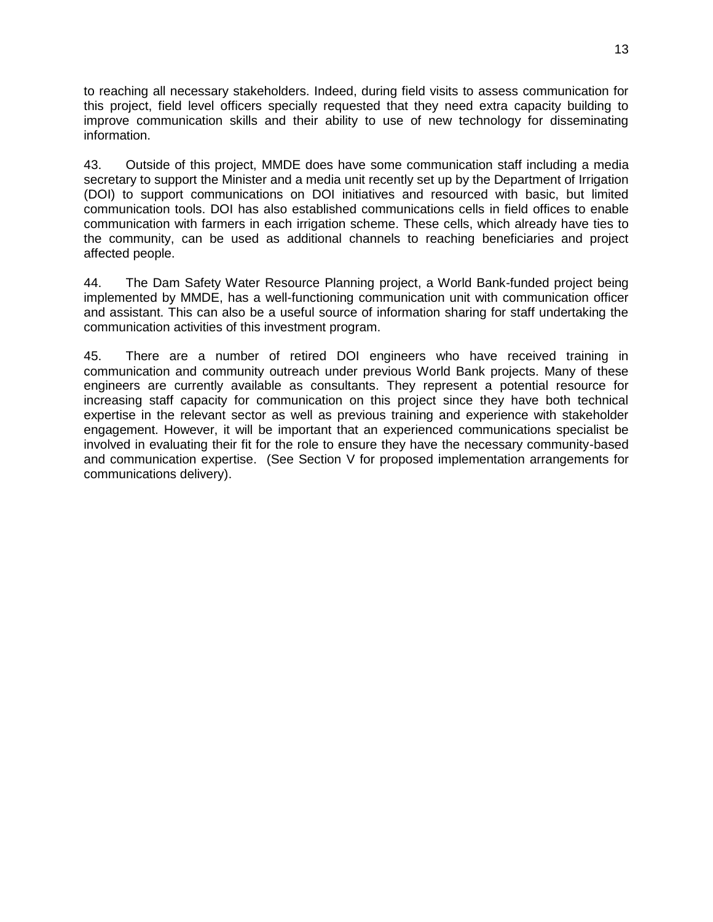to reaching all necessary stakeholders. Indeed, during field visits to assess communication for this project, field level officers specially requested that they need extra capacity building to improve communication skills and their ability to use of new technology for disseminating information.

43. Outside of this project, MMDE does have some communication staff including a media secretary to support the Minister and a media unit recently set up by the Department of Irrigation (DOI) to support communications on DOI initiatives and resourced with basic, but limited communication tools. DOI has also established communications cells in field offices to enable communication with farmers in each irrigation scheme. These cells, which already have ties to the community, can be used as additional channels to reaching beneficiaries and project affected people.

44. The Dam Safety Water Resource Planning project, a World Bank-funded project being implemented by MMDE, has a well-functioning communication unit with communication officer and assistant. This can also be a useful source of information sharing for staff undertaking the communication activities of this investment program.

45. There are a number of retired DOI engineers who have received training in communication and community outreach under previous World Bank projects. Many of these engineers are currently available as consultants. They represent a potential resource for increasing staff capacity for communication on this project since they have both technical expertise in the relevant sector as well as previous training and experience with stakeholder engagement. However, it will be important that an experienced communications specialist be involved in evaluating their fit for the role to ensure they have the necessary community-based and communication expertise. (See Section V for proposed implementation arrangements for communications delivery).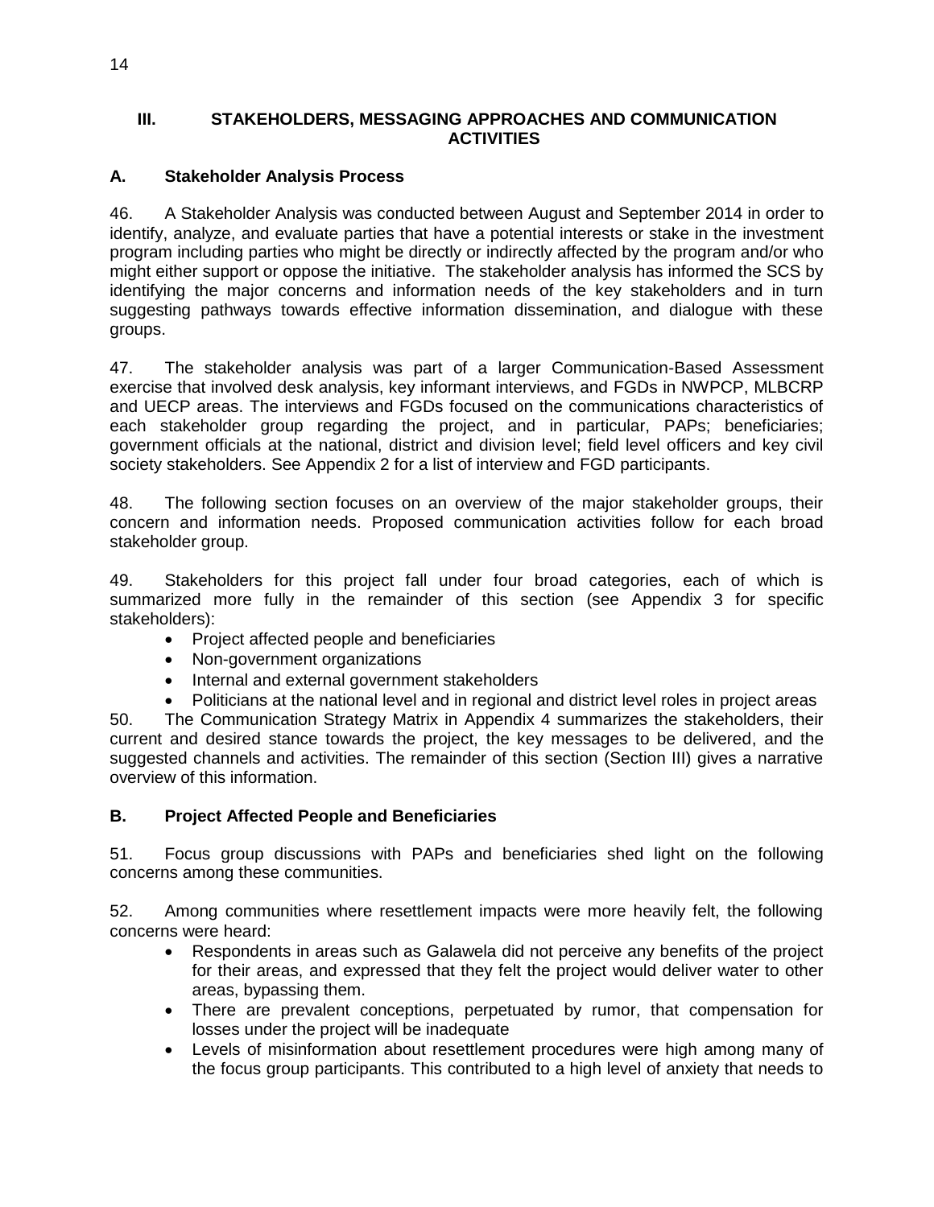## III. STAKEHOLDERS, MESSAGING APPROACHES AND COMMUNICATION ACTIVITIES

### A. Stakeholder Analysis Process

46. A Stakeholder Analysis was conducted between August and September 2014 in order to identify, analyze, and evaluate parties that have a potential interests or stake in the investment program including parties who might be directly or indirectly affected by the program and/or who might either support or oppose the initiative. The stakeholder analysis has informed the SCS by identifying the major concerns and information needs of the key stakeholders and in turn suggesting pathways towards effective information dissemination, and dialogue with these groups.

47. The stakeholder analysis was part of a larger Communication-Based Assessment exercise that involved desk analysis, key informant interviews, and FGDs in NWPCP, MLBCRP and UECP areas. The interviews and FGDs focused on the communications characteristics of each stakeholder group regarding the project, and in particular, PAPs; beneficiaries; government officials at the national, district and division level; field level officers and key civil society stakeholders. See Appendix 2 for a list of interview and FGD participants.

48. The following section focuses on an overview of the major stakeholder groups, their concern and information needs. Proposed communication activities follow for each broad stakeholder group.

49. Stakeholders for this project fall under four broad categories, each of which is summarized more fully in the remainder of this section (see Appendix 3 for specific stakeholders):

- Project affected people and beneficiaries
- Non-government organizations
- Internal and external government stakeholders
- Politicians at the national level and in regional and district level roles in project areas

50. The Communication Strategy Matrix in Appendix 4 summarizes the stakeholders, their current and desired stance towards the project, the key messages to be delivered, and the suggested channels and activities. The remainder of this section (Section III) gives a narrative overview of this information.

### B. Project Affected People and Beneficiaries

51. Focus group discussions with PAPs and beneficiaries shed light on the following concerns among these communities.

52. Among communities where resettlement impacts were more heavily felt, the following concerns were heard:

- Respondents in areas such as Galawela did not perceive any benefits of the project for their areas, and expressed that they felt the project would deliver water to other areas, bypassing them.
- There are prevalent conceptions, perpetuated by rumor, that compensation for losses under the project will be inadequate
- Levels of misinformation about resettlement procedures were high among many of the focus group participants. This contributed to a high level of anxiety that needs to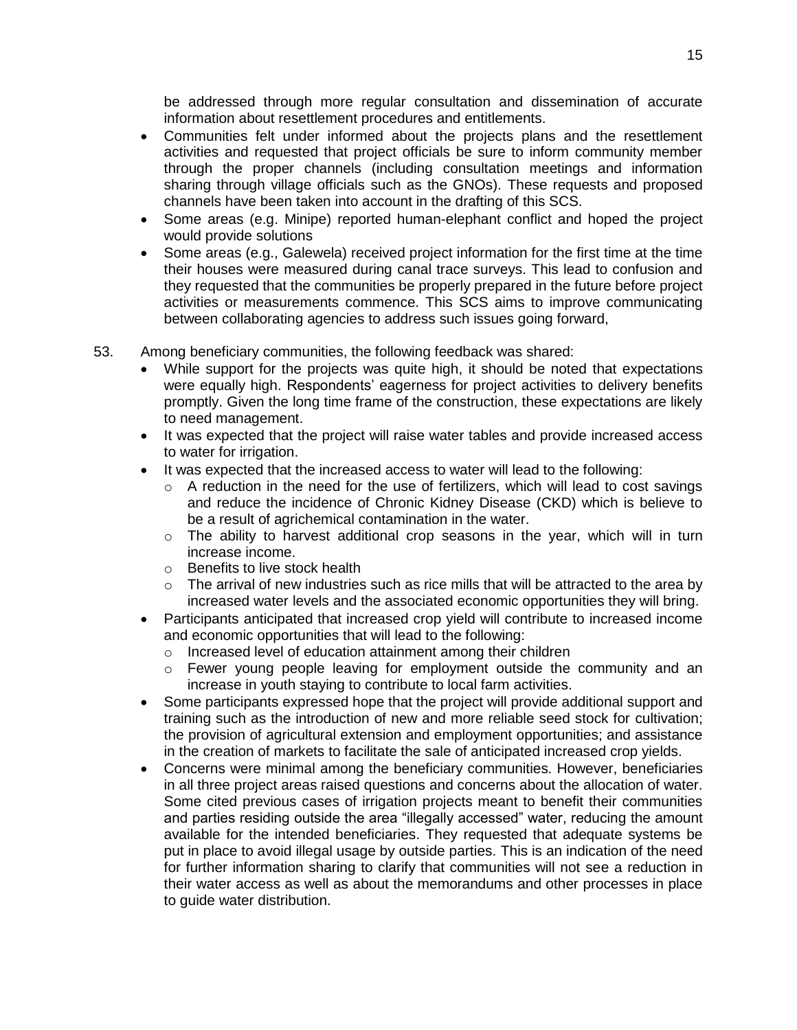be addressed through more regular consultation and dissemination of accurate information about resettlement procedures and entitlements.

- Communities felt under informed about the projects plans and the resettlement activities and requested that project officials be sure to inform community member through the proper channels (including consultation meetings and information sharing through village officials such as the GNOs). These requests and proposed channels have been taken into account in the drafting of this SCS.
- Some areas (e.g. Minipe) reported human-elephant conflict and hoped the project would provide solutions
- Some areas (e.g., Galewela) received project information for the first time at the time their houses were measured during canal trace surveys. This lead to confusion and they requested that the communities be properly prepared in the future before project activities or measurements commence. This SCS aims to improve communicating between collaborating agencies to address such issues going forward,

53. Among beneficiary communities, the following feedback was shared:
    - While support for the projects was quite high, it should be noted that expectations were equally high. Respondents' eagerness for project activities to delivery benefits promptly. Given the long time frame of the construction, these expectations are likely to need management.
    - It was expected that the project will raise water tables and provide increased access to water for irrigation.
    - It was expected that the increased access to water will lead to the following:
        - A reduction in the need for the use of fertilizers, which will lead to cost savings and reduce the incidence of Chronic Kidney Disease (CKD) which is believe to be a result of agrichemical contamination in the water.
        - The ability to harvest additional crop seasons in the year, which will in turn increase income.
        - Benefits to live stock health
        - The arrival of new industries such as rice mills that will be attracted to the area by increased water levels and the associated economic opportunities they will bring.
    - Participants anticipated that increased crop yield will contribute to increased income and economic opportunities that will lead to the following:
        - Increased level of education attainment among their children
        - Fewer young people leaving for employment outside the community and an increase in youth staying to contribute to local farm activities.
    - Some participants expressed hope that the project will provide additional support and training such as the introduction of new and more reliable seed stock for cultivation; the provision of agricultural extension and employment opportunities; and assistance in the creation of markets to facilitate the sale of anticipated increased crop yields.
    - Concerns were minimal among the beneficiary communities. However, beneficiaries in all three project areas raised questions and concerns about the allocation of water. Some cited previous cases of irrigation projects meant to benefit their communities and parties residing outside the area "illegally accessed" water, reducing the amount available for the intended beneficiaries. They requested that adequate systems be put in place to avoid illegal usage by outside parties. This is an indication of the need for further information sharing to clarify that communities will not see a reduction in their water access as well as about the memorandums and other processes in place to guide water distribution.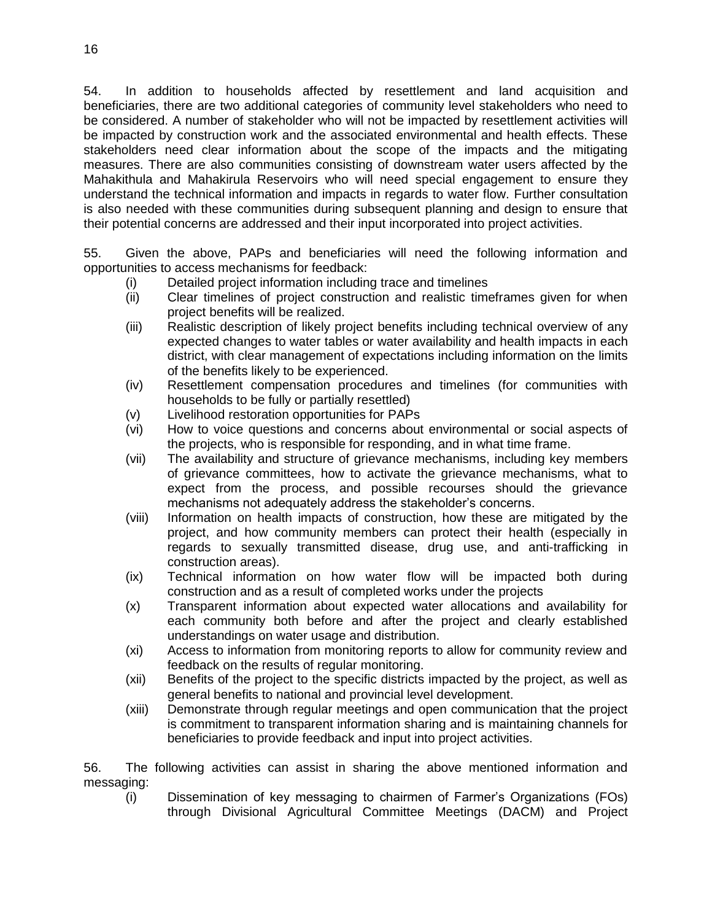54. In addition to households affected by resettlement and land acquisition and beneficiaries, there are two additional categories of community level stakeholders who need to be considered. A number of stakeholder who will not be impacted by resettlement activities will be impacted by construction work and the associated environmental and health effects. These stakeholders need clear information about the scope of the impacts and the mitigating measures. There are also communities consisting of downstream water users affected by the Mahakithula and Mahakirula Reservoirs who will need special engagement to ensure they understand the technical information and impacts in regards to water flow. Further consultation is also needed with these communities during subsequent planning and design to ensure that their potential concerns are addressed and their input incorporated into project activities.

55. Given the above, PAPs and beneficiaries will need the following information and opportunities to access mechanisms for feedback:

- (i) Detailed project information including trace and timelines
- (ii) Clear timelines of project construction and realistic timeframes given for when project benefits will be realized.
- (iii) Realistic description of likely project benefits including technical overview of any expected changes to water tables or water availability and health impacts in each district, with clear management of expectations including information on the limits of the benefits likely to be experienced.
- (iv) Resettlement compensation procedures and timelines (for communities with households to be fully or partially resettled)
- (v) Livelihood restoration opportunities for PAPs
- (vi) How to voice questions and concerns about environmental or social aspects of the projects, who is responsible for responding, and in what time frame.
- (vii) The availability and structure of grievance mechanisms, including key members of grievance committees, how to activate the grievance mechanisms, what to expect from the process, and possible recourses should the grievance mechanisms not adequately address the stakeholder's concerns.
- (viii) Information on health impacts of construction, how these are mitigated by the project, and how community members can protect their health (especially in regards to sexually transmitted disease, drug use, and anti-trafficking in construction areas).
- (ix) Technical information on how water flow will be impacted both during construction and as a result of completed works under the projects
- (x) Transparent information about expected water allocations and availability for each community both before and after the project and clearly established understandings on water usage and distribution.
- (xi) Access to information from monitoring reports to allow for community review and feedback on the results of regular monitoring.
- (xii) Benefits of the project to the specific districts impacted by the project, as well as general benefits to national and provincial level development.
- (xiii) Demonstrate through regular meetings and open communication that the project is commitment to transparent information sharing and is maintaining channels for beneficiaries to provide feedback and input into project activities.

56. The following activities can assist in sharing the above mentioned information and messaging:

- (i) Dissemination of key messaging to chairmen of Farmer's Organizations (FOs) through Divisional Agricultural Committee Meetings (DACM) and Project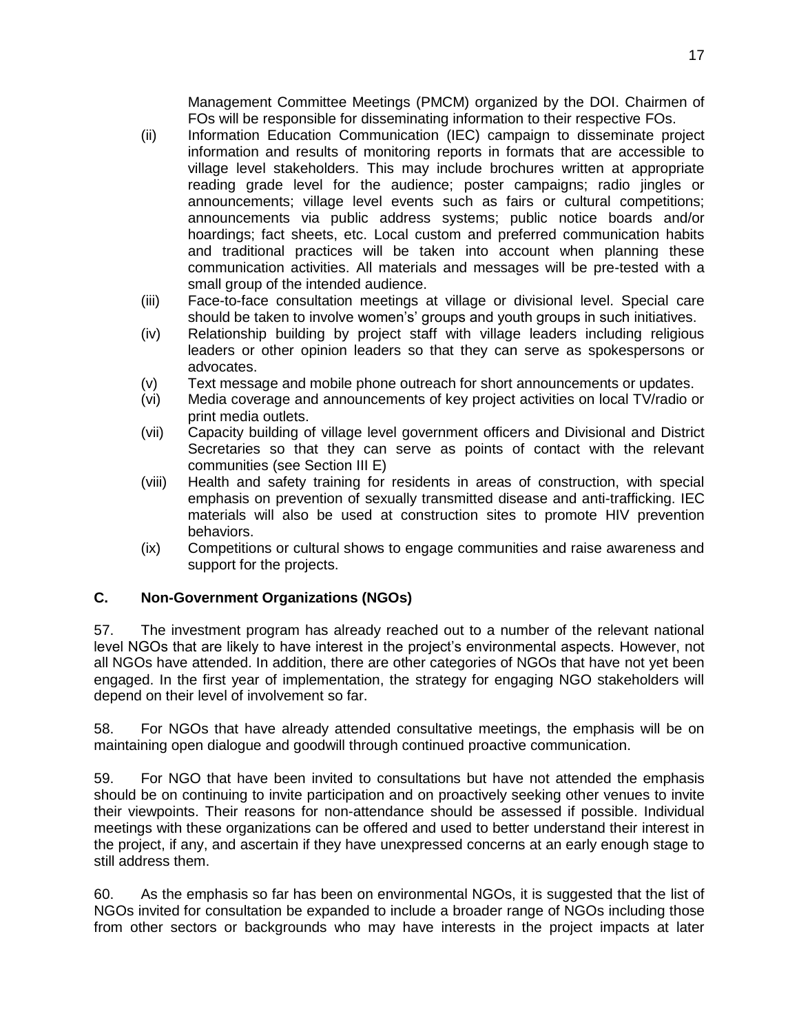Management Committee Meetings (PMCM) organized by the DOI. Chairmen of FOs will be responsible for disseminating information to their respective FOs.

(ii) Information Education Communication (IEC) campaign to disseminate project information and results of monitoring reports in formats that are accessible to village level stakeholders. This may include brochures written at appropriate reading grade level for the audience; poster campaigns; radio jingles or announcements; village level events such as fairs or cultural competitions; announcements via public address systems; public notice boards and/or hoardings; fact sheets, etc. Local custom and preferred communication habits and traditional practices will be taken into account when planning these communication activities. All materials and messages will be pre-tested with a small group of the intended audience.

(iii) Face-to-face consultation meetings at village or divisional level. Special care should be taken to involve women's' groups and youth groups in such initiatives.

(iv) Relationship building by project staff with village leaders including religious leaders or other opinion leaders so that they can serve as spokespersons or advocates.

(v) Text message and mobile phone outreach for short announcements or updates.

(vi) Media coverage and announcements of key project activities on local TV/radio or print media outlets.

(vii) Capacity building of village level government officers and Divisional and District Secretaries so that they can serve as points of contact with the relevant communities (see Section III E)

(viii) Health and safety training for residents in areas of construction, with special emphasis on prevention of sexually transmitted disease and anti-trafficking. IEC materials will also be used at construction sites to promote HIV prevention behaviors.

(ix) Competitions or cultural shows to engage communities and raise awareness and support for the projects.

## C. Non-Government Organizations (NGOs)

57. The investment program has already reached out to a number of the relevant national level NGOs that are likely to have interest in the project's environmental aspects. However, not all NGOs have attended. In addition, there are other categories of NGOs that have not yet been engaged. In the first year of implementation, the strategy for engaging NGO stakeholders will depend on their level of involvement so far.

58. For NGOs that have already attended consultative meetings, the emphasis will be on maintaining open dialogue and goodwill through continued proactive communication.

59. For NGO that have been invited to consultations but have not attended the emphasis should be on continuing to invite participation and on proactively seeking other venues to invite their viewpoints. Their reasons for non-attendance should be assessed if possible. Individual meetings with these organizations can be offered and used to better understand their interest in the project, if any, and ascertain if they have unexpressed concerns at an early enough stage to still address them.

60. As the emphasis so far has been on environmental NGOs, it is suggested that the list of NGOs invited for consultation be expanded to include a broader range of NGOs including those from other sectors or backgrounds who may have interests in the project impacts at later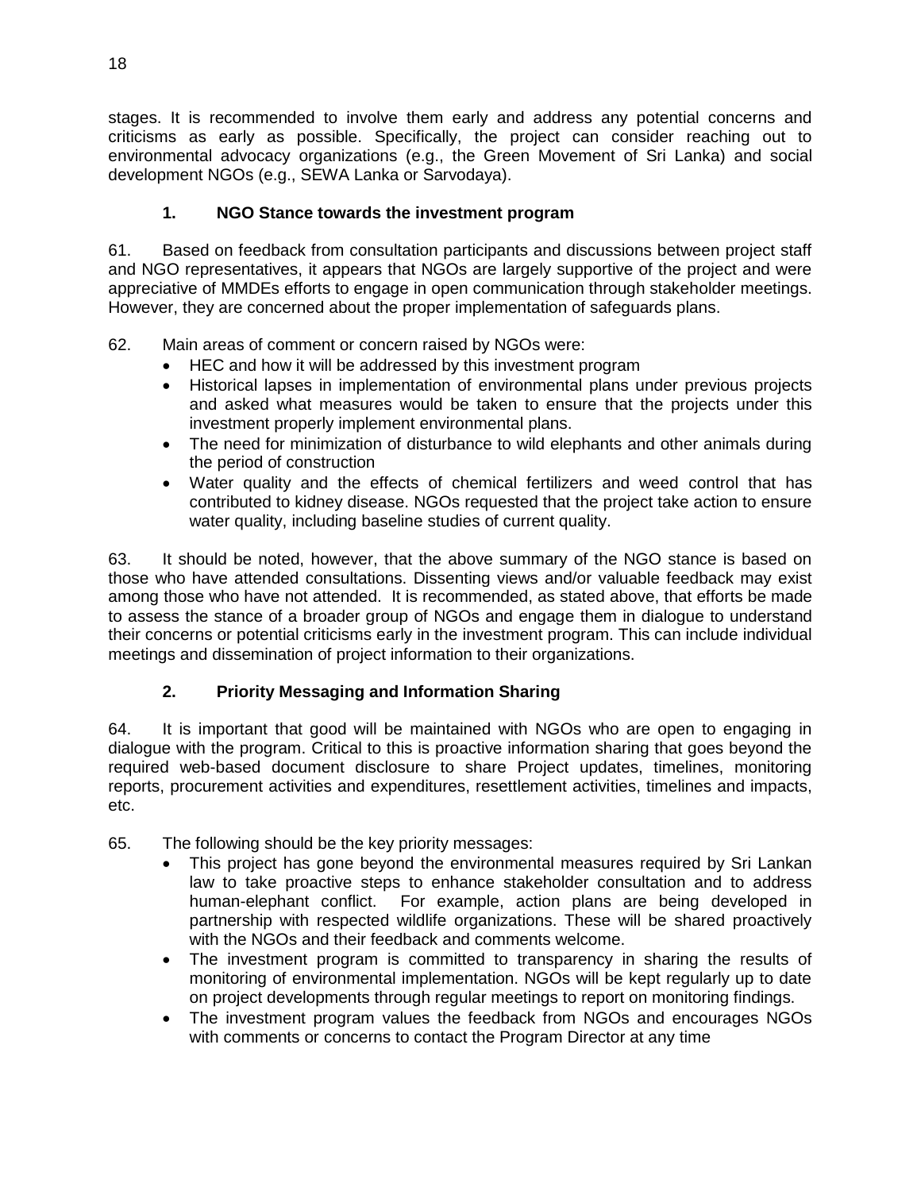stages. It is recommended to involve them early and address any potential concerns and criticisms as early as possible. Specifically, the project can consider reaching out to environmental advocacy organizations (e.g., the Green Movement of Sri Lanka) and social development NGOs (e.g., SEWA Lanka or Sarvodaya).

### 1. NGO Stance towards the investment program

61. Based on feedback from consultation participants and discussions between project staff and NGO representatives, it appears that NGOs are largely supportive of the project and were appreciative of MMDEs efforts to engage in open communication through stakeholder meetings. However, they are concerned about the proper implementation of safeguards plans.

62. Main areas of comment or concern raised by NGOs were:

- HEC and how it will be addressed by this investment program
- Historical lapses in implementation of environmental plans under previous projects and asked what measures would be taken to ensure that the projects under this investment properly implement environmental plans.
- The need for minimization of disturbance to wild elephants and other animals during the period of construction
- Water quality and the effects of chemical fertilizers and weed control that has contributed to kidney disease. NGOs requested that the project take action to ensure water quality, including baseline studies of current quality.

63. It should be noted, however, that the above summary of the NGO stance is based on those who have attended consultations. Dissenting views and/or valuable feedback may exist among those who have not attended. It is recommended, as stated above, that efforts be made to assess the stance of a broader group of NGOs and engage them in dialogue to understand their concerns or potential criticisms early in the investment program. This can include individual meetings and dissemination of project information to their organizations.

### 2. Priority Messaging and Information Sharing

64. It is important that good will be maintained with NGOs who are open to engaging in dialogue with the program. Critical to this is proactive information sharing that goes beyond the required web-based document disclosure to share Project updates, timelines, monitoring reports, procurement activities and expenditures, resettlement activities, timelines and impacts, etc.

65. The following should be the key priority messages:

- This project has gone beyond the environmental measures required by Sri Lankan law to take proactive steps to enhance stakeholder consultation and to address human-elephant conflict. For example, action plans are being developed in partnership with respected wildlife organizations. These will be shared proactively with the NGOs and their feedback and comments welcome.
- The investment program is committed to transparency in sharing the results of monitoring of environmental implementation. NGOs will be kept regularly up to date on project developments through regular meetings to report on monitoring findings.
- The investment program values the feedback from NGOs and encourages NGOs with comments or concerns to contact the Program Director at any time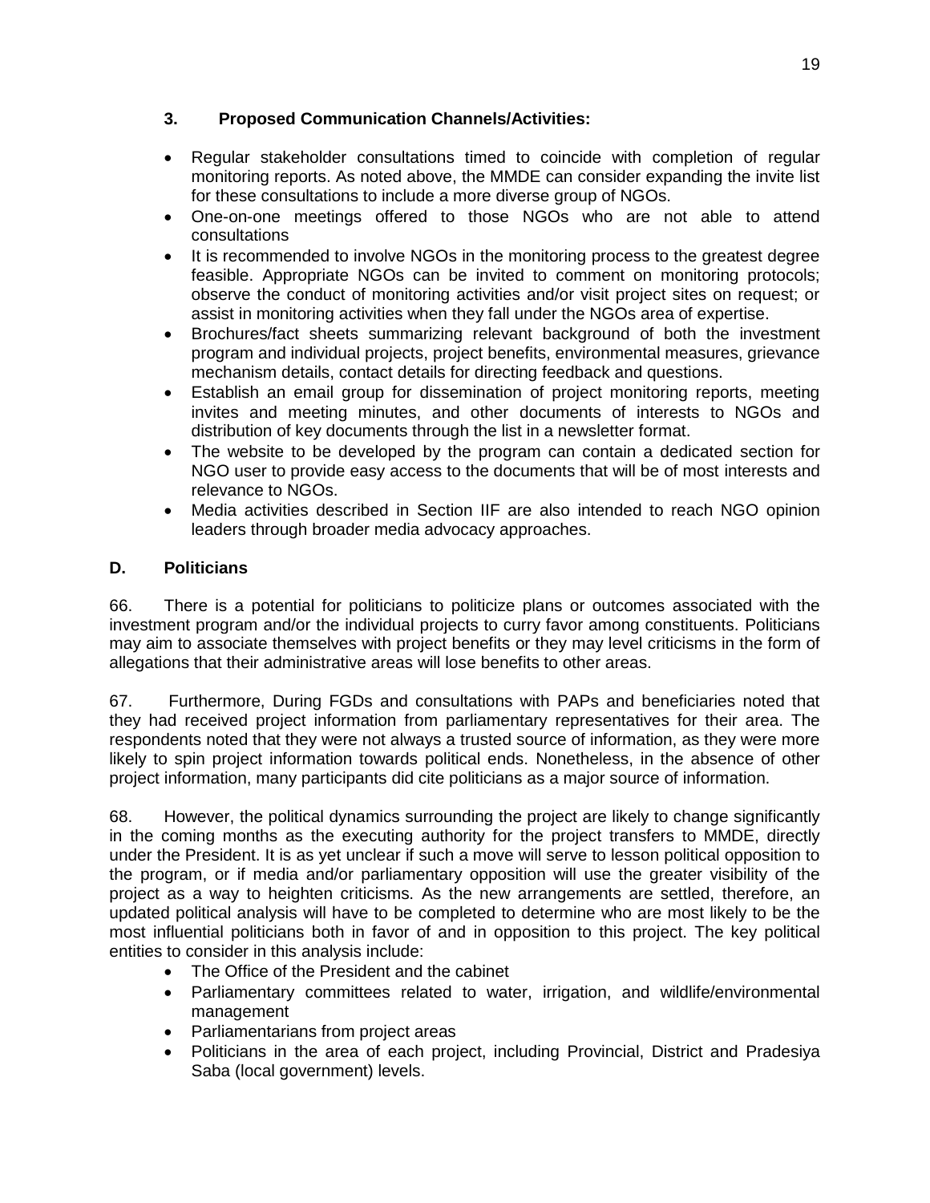### 3. Proposed Communication Channels/Activities:

- Regular stakeholder consultations timed to coincide with completion of regular monitoring reports. As noted above, the MMDE can consider expanding the invite list for these consultations to include a more diverse group of NGOs.
- One-on-one meetings offered to those NGOs who are not able to attend consultations
- It is recommended to involve NGOs in the monitoring process to the greatest degree feasible. Appropriate NGOs can be invited to comment on monitoring protocols; observe the conduct of monitoring activities and/or visit project sites on request; or assist in monitoring activities when they fall under the NGOs area of expertise.
- Brochures/fact sheets summarizing relevant background of both the investment program and individual projects, project benefits, environmental measures, grievance mechanism details, contact details for directing feedback and questions.
- Establish an email group for dissemination of project monitoring reports, meeting invites and meeting minutes, and other documents of interests to NGOs and distribution of key documents through the list in a newsletter format.
- The website to be developed by the program can contain a dedicated section for NGO user to provide easy access to the documents that will be of most interests and relevance to NGOs.
- Media activities described in Section IIF are also intended to reach NGO opinion leaders through broader media advocacy approaches.

## D. Politicians

66. There is a potential for politicians to politicize plans or outcomes associated with the investment program and/or the individual projects to curry favor among constituents. Politicians may aim to associate themselves with project benefits or they may level criticisms in the form of allegations that their administrative areas will lose benefits to other areas.

67. Furthermore, During FGDs and consultations with PAPs and beneficiaries noted that they had received project information from parliamentary representatives for their area. The respondents noted that they were not always a trusted source of information, as they were more likely to spin project information towards political ends. Nonetheless, in the absence of other project information, many participants did cite politicians as a major source of information.

68. However, the political dynamics surrounding the project are likely to change significantly in the coming months as the executing authority for the project transfers to MMDE, directly under the President. It is as yet unclear if such a move will serve to lesson political opposition to the program, or if media and/or parliamentary opposition will use the greater visibility of the project as a way to heighten criticisms. As the new arrangements are settled, therefore, an updated political analysis will have to be completed to determine who are most likely to be the most influential politicians both in favor of and in opposition to this project. The key political entities to consider in this analysis include:

- The Office of the President and the cabinet
- Parliamentary committees related to water, irrigation, and wildlife/environmental management
- Parliamentarians from project areas
- Politicians in the area of each project, including Provincial, District and Pradesiya Saba (local government) levels.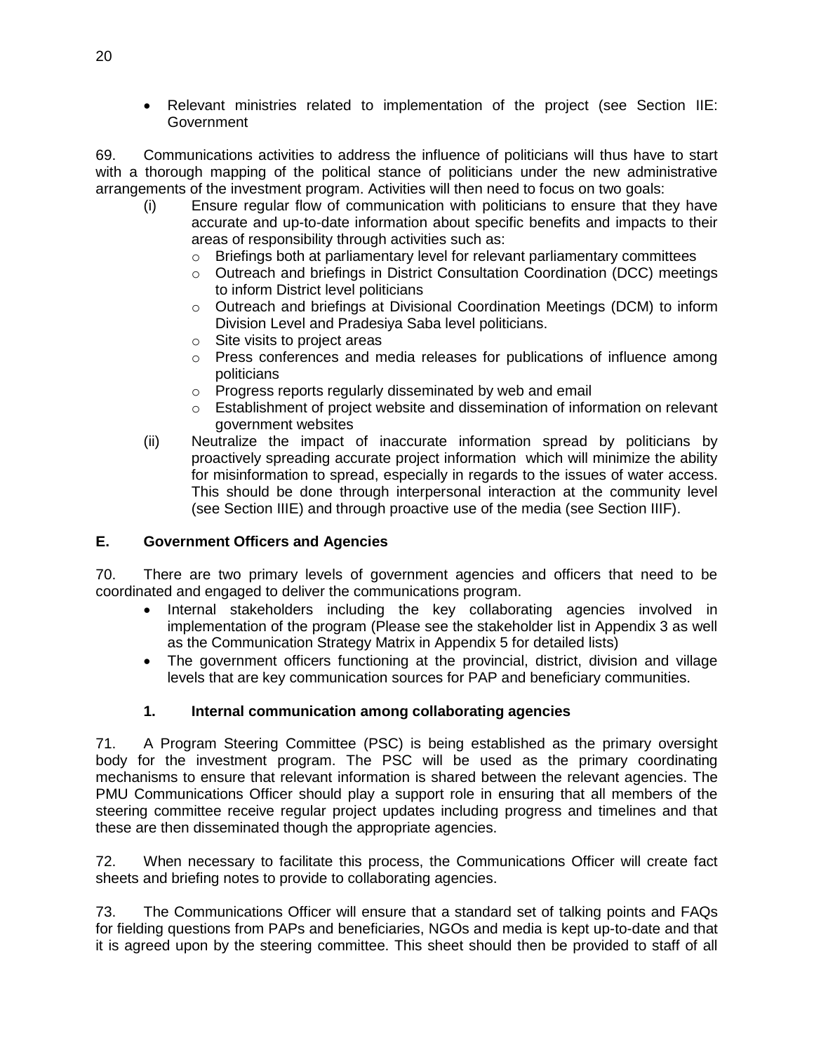- Relevant ministries related to implementation of the project (see Section IIE: Government

69. Communications activities to address the influence of politicians will thus have to start with a thorough mapping of the political stance of politicians under the new administrative arrangements of the investment program. Activities will then need to focus on two goals:

(i) Ensure regular flow of communication with politicians to ensure that they have accurate and up-to-date information about specific benefits and impacts to their areas of responsibility through activities such as:
   - Briefings both at parliamentary level for relevant parliamentary committees
   - Outreach and briefings in District Consultation Coordination (DCC) meetings to inform District level politicians
   - Outreach and briefings at Divisional Coordination Meetings (DCM) to inform Division Level and Pradesiya Saba level politicians.
   - Site visits to project areas
   - Press conferences and media releases for publications of influence among politicians
   - Progress reports regularly disseminated by web and email
   - Establishment of project website and dissemination of information on relevant government websites

(ii) Neutralize the impact of inaccurate information spread by politicians by proactively spreading accurate project information which will minimize the ability for misinformation to spread, especially in regards to the issues of water access. This should be done through interpersonal interaction at the community level (see Section IIIE) and through proactive use of the media (see Section IIIF).

## E. Government Officers and Agencies

70. There are two primary levels of government agencies and officers that need to be coordinated and engaged to deliver the communications program.

- Internal stakeholders including the key collaborating agencies involved in implementation of the program (Please see the stakeholder list in Appendix 3 as well as the Communication Strategy Matrix in Appendix 5 for detailed lists)
- The government officers functioning at the provincial, district, division and village levels that are key communication sources for PAP and beneficiary communities.

### 1. Internal communication among collaborating agencies

71. A Program Steering Committee (PSC) is being established as the primary oversight body for the investment program. The PSC will be used as the primary coordinating mechanisms to ensure that relevant information is shared between the relevant agencies. The PMU Communications Officer should play a support role in ensuring that all members of the steering committee receive regular project updates including progress and timelines and that these are then disseminated though the appropriate agencies.

72. When necessary to facilitate this process, the Communications Officer will create fact sheets and briefing notes to provide to collaborating agencies.

73. The Communications Officer will ensure that a standard set of talking points and FAQs for fielding questions from PAPs and beneficiaries, NGOs and media is kept up-to-date and that it is agreed upon by the steering committee. This sheet should then be provided to staff of all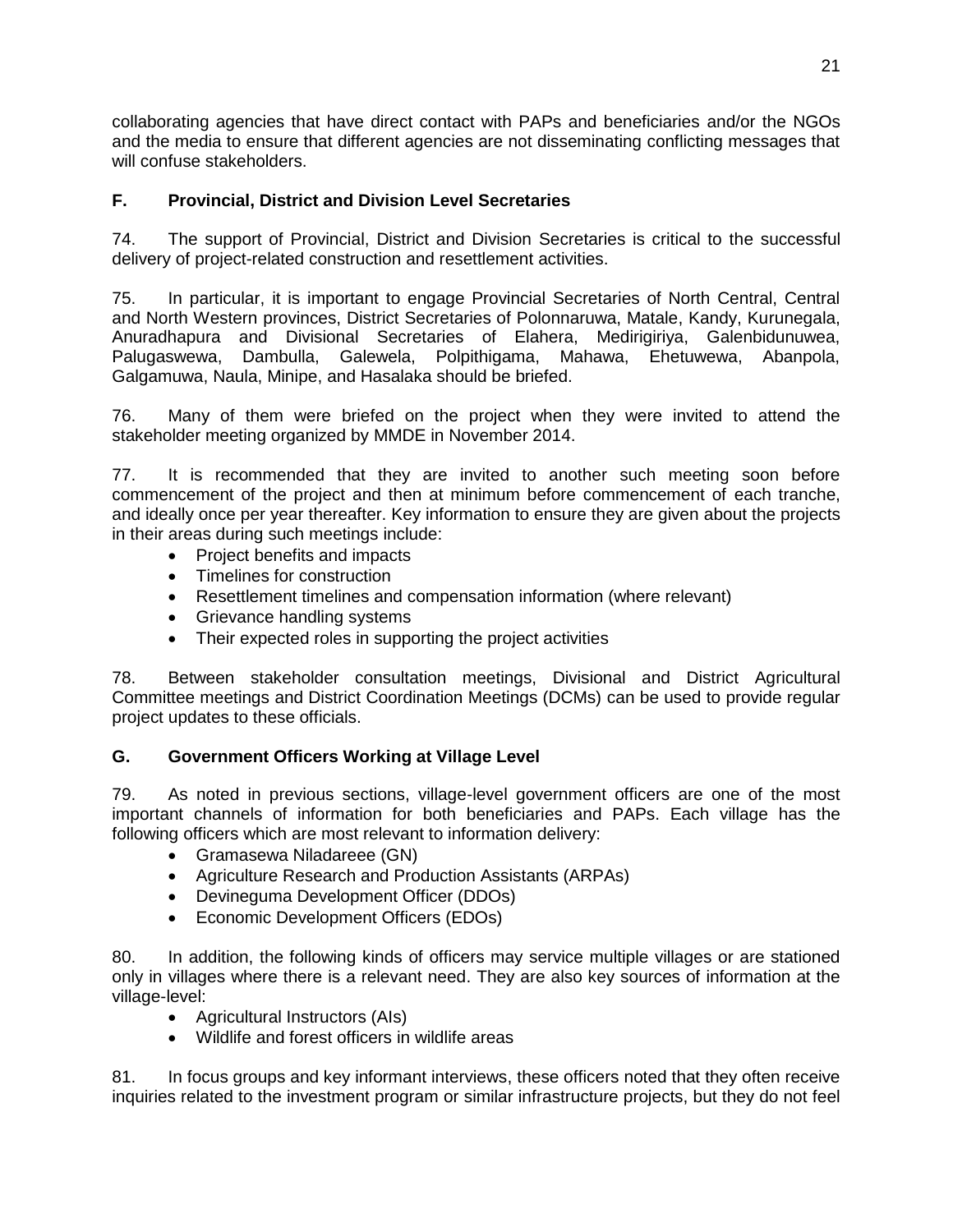collaborating agencies that have direct contact with PAPs and beneficiaries and/or the NGOs and the media to ensure that different agencies are not disseminating conflicting messages that will confuse stakeholders.

## F. Provincial, District and Division Level Secretaries

74. The support of Provincial, District and Division Secretaries is critical to the successful delivery of project-related construction and resettlement activities.

75. In particular, it is important to engage Provincial Secretaries of North Central, Central and North Western provinces, District Secretaries of Polonnaruwa, Matale, Kandy, Kurunegala, Anuradhapura and Divisional Secretaries of Elahera, Medirigiriya, Galenbidunuwea, Palugaswewa, Dambulla, Galewela, Polpithigama, Mahawa, Ehetuwewa, Abanpola, Galgamuwa, Naula, Minipe, and Hasalaka should be briefed.

76. Many of them were briefed on the project when they were invited to attend the stakeholder meeting organized by MMDE in November 2014.

77. It is recommended that they are invited to another such meeting soon before commencement of the project and then at minimum before commencement of each tranche, and ideally once per year thereafter. Key information to ensure they are given about the projects in their areas during such meetings include:

- Project benefits and impacts
- Timelines for construction
- Resettlement timelines and compensation information (where relevant)
- Grievance handling systems
- Their expected roles in supporting the project activities

78. Between stakeholder consultation meetings, Divisional and District Agricultural Committee meetings and District Coordination Meetings (DCMs) can be used to provide regular project updates to these officials.

## G. Government Officers Working at Village Level

79. As noted in previous sections, village-level government officers are one of the most important channels of information for both beneficiaries and PAPs. Each village has the following officers which are most relevant to information delivery:

- Gramasewa Niladareee (GN)
- Agriculture Research and Production Assistants (ARPAs)
- Devineguma Development Officer (DDOs)
- Economic Development Officers (EDOs)

80. In addition, the following kinds of officers may service multiple villages or are stationed only in villages where there is a relevant need. They are also key sources of information at the village-level:

- Agricultural Instructors (AIs)
- Wildlife and forest officers in wildlife areas

81. In focus groups and key informant interviews, these officers noted that they often receive inquiries related to the investment program or similar infrastructure projects, but they do not feel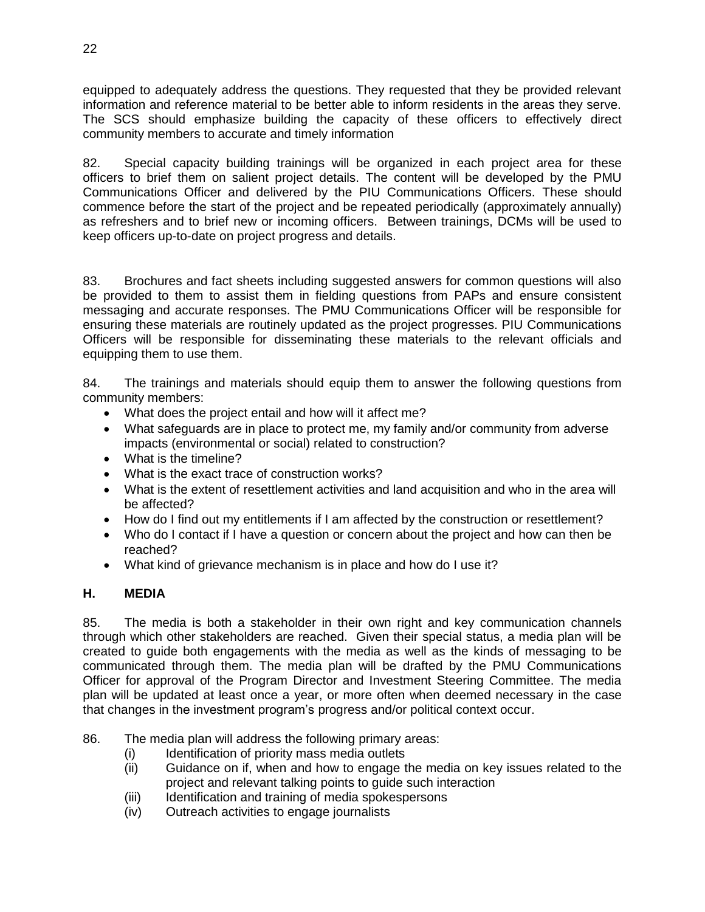equipped to adequately address the questions. They requested that they be provided relevant information and reference material to be better able to inform residents in the areas they serve. The SCS should emphasize building the capacity of these officers to effectively direct community members to accurate and timely information

82. Special capacity building trainings will be organized in each project area for these officers to brief them on salient project details. The content will be developed by the PMU Communications Officer and delivered by the PIU Communications Officers. These should commence before the start of the project and be repeated periodically (approximately annually) as refreshers and to brief new or incoming officers. Between trainings, DCMs will be used to keep officers up-to-date on project progress and details.

83. Brochures and fact sheets including suggested answers for common questions will also be provided to them to assist them in fielding questions from PAPs and ensure consistent messaging and accurate responses. The PMU Communications Officer will be responsible for ensuring these materials are routinely updated as the project progresses. PIU Communications Officers will be responsible for disseminating these materials to the relevant officials and equipping them to use them.

84. The trainings and materials should equip them to answer the following questions from community members:

- What does the project entail and how will it affect me?
- What safeguards are in place to protect me, my family and/or community from adverse impacts (environmental or social) related to construction?
- What is the timeline?
- What is the exact trace of construction works?
- What is the extent of resettlement activities and land acquisition and who in the area will be affected?
- How do I find out my entitlements if I am affected by the construction or resettlement?
- Who do I contact if I have a question or concern about the project and how can then be reached?
- What kind of grievance mechanism is in place and how do I use it?

## H. MEDIA

85. The media is both a stakeholder in their own right and key communication channels through which other stakeholders are reached. Given their special status, a media plan will be created to guide both engagements with the media as well as the kinds of messaging to be communicated through them. The media plan will be drafted by the PMU Communications Officer for approval of the Program Director and Investment Steering Committee. The media plan will be updated at least once a year, or more often when deemed necessary in the case that changes in the investment program's progress and/or political context occur.

86. The media plan will address the following primary areas:

(i) Identification of priority mass media outlets
(ii) Guidance on if, when and how to engage the media on key issues related to the project and relevant talking points to guide such interaction
(iii) Identification and training of media spokespersons
(iv) Outreach activities to engage journalists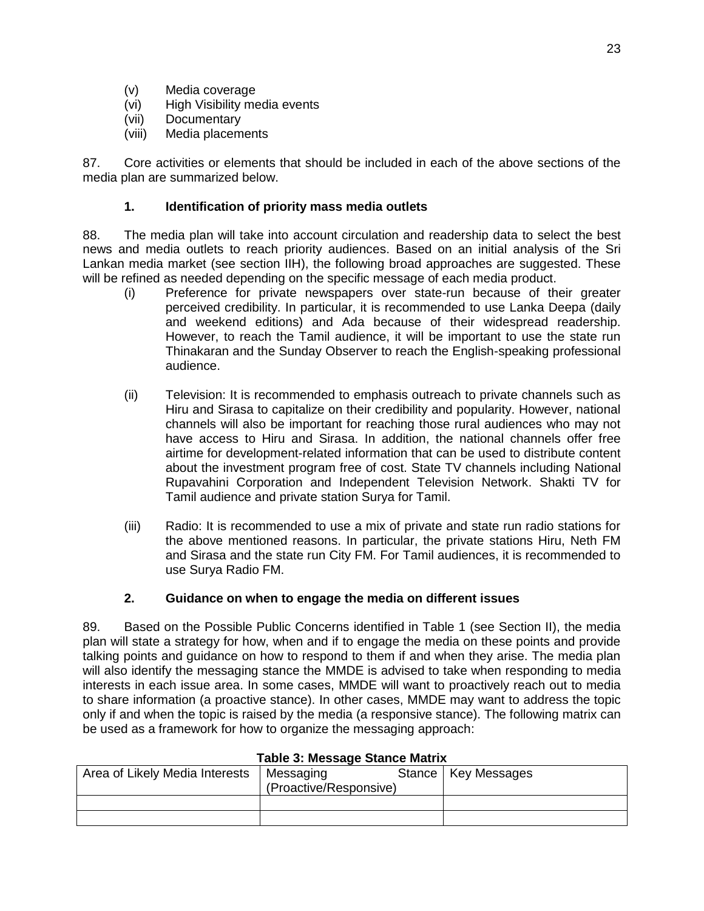(v) Media coverage
(vi) High Visibility media events
(vii) Documentary
(viii) Media placements

87. Core activities or elements that should be included in each of the above sections of the media plan are summarized below.

### 1. Identification of priority mass media outlets

88. The media plan will take into account circulation and readership data to select the best news and media outlets to reach priority audiences. Based on an initial analysis of the Sri Lankan media market (see section IIH), the following broad approaches are suggested. These will be refined as needed depending on the specific message of each media product.

(i) Preference for private newspapers over state-run because of their greater perceived credibility. In particular, it is recommended to use Lanka Deepa (daily and weekend editions) and Ada because of their widespread readership. However, to reach the Tamil audience, it will be important to use the state run Thinakaran and the Sunday Observer to reach the English-speaking professional audience.

(ii) Television: It is recommended to emphasis outreach to private channels such as Hiru and Sirasa to capitalize on their credibility and popularity. However, national channels will also be important for reaching those rural audiences who may not have access to Hiru and Sirasa. In addition, the national channels offer free airtime for development-related information that can be used to distribute content about the investment program free of cost. State TV channels including National Rupavahini Corporation and Independent Television Network. Shakti TV for Tamil audience and private station Surya for Tamil.

(iii) Radio: It is recommended to use a mix of private and state run radio stations for the above mentioned reasons. In particular, the private stations Hiru, Neth FM and Sirasa and the state run City FM. For Tamil audiences, it is recommended to use Surya Radio FM.

### 2. Guidance on when to engage the media on different issues

89. Based on the Possible Public Concerns identified in Table 1 (see Section II), the media plan will state a strategy for how, when and if to engage the media on these points and provide talking points and guidance on how to respond to them if and when they arise. The media plan will also identify the messaging stance the MMDE is advised to take when responding to media interests in each issue area. In some cases, MMDE will want to proactively reach out to media to share information (a proactive stance). In other cases, MMDE may want to address the topic only if and when the topic is raised by the media (a responsive stance). The following matrix can be used as a framework for how to organize the messaging approach:

**Table 3: Message Stance Matrix**

| Area of Likely Media Interests | Messaging Stance (Proactive/Responsive) | Key Messages |
|---|---|---|
| | | |
| | | |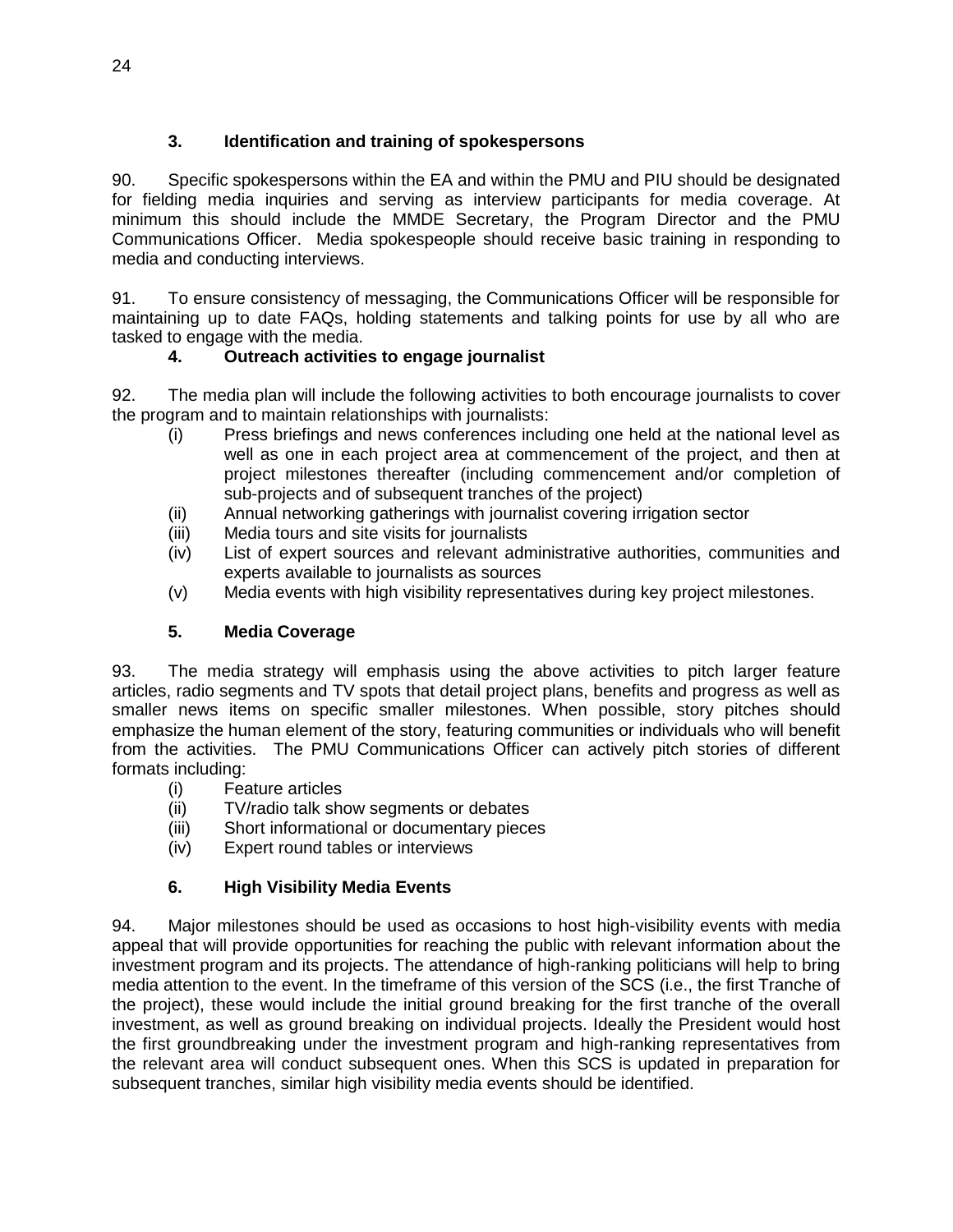### 3. Identification and training of spokespersons

90. Specific spokespersons within the EA and within the PMU and PIU should be designated for fielding media inquiries and serving as interview participants for media coverage. At minimum this should include the MMDE Secretary, the Program Director and the PMU Communications Officer. Media spokespeople should receive basic training in responding to media and conducting interviews.

91. To ensure consistency of messaging, the Communications Officer will be responsible for maintaining up to date FAQs, holding statements and talking points for use by all who are tasked to engage with the media.

### 4. Outreach activities to engage journalist

92. The media plan will include the following activities to both encourage journalists to cover the program and to maintain relationships with journalists:

(i) Press briefings and news conferences including one held at the national level as well as one in each project area at commencement of the project, and then at project milestones thereafter (including commencement and/or completion of sub-projects and of subsequent tranches of the project)
(ii) Annual networking gatherings with journalist covering irrigation sector
(iii) Media tours and site visits for journalists
(iv) List of expert sources and relevant administrative authorities, communities and experts available to journalists as sources
(v) Media events with high visibility representatives during key project milestones.

### 5. Media Coverage

93. The media strategy will emphasis using the above activities to pitch larger feature articles, radio segments and TV spots that detail project plans, benefits and progress as well as smaller news items on specific smaller milestones. When possible, story pitches should emphasize the human element of the story, featuring communities or individuals who will benefit from the activities. The PMU Communications Officer can actively pitch stories of different formats including:

(i) Feature articles
(ii) TV/radio talk show segments or debates
(iii) Short informational or documentary pieces
(iv) Expert round tables or interviews

### 6. High Visibility Media Events

94. Major milestones should be used as occasions to host high-visibility events with media appeal that will provide opportunities for reaching the public with relevant information about the investment program and its projects. The attendance of high-ranking politicians will help to bring media attention to the event. In the timeframe of this version of the SCS (i.e., the first Tranche of the project), these would include the initial ground breaking for the first tranche of the overall investment, as well as ground breaking on individual projects. Ideally the President would host the first groundbreaking under the investment program and high-ranking representatives from the relevant area will conduct subsequent ones. When this SCS is updated in preparation for subsequent tranches, similar high visibility media events should be identified.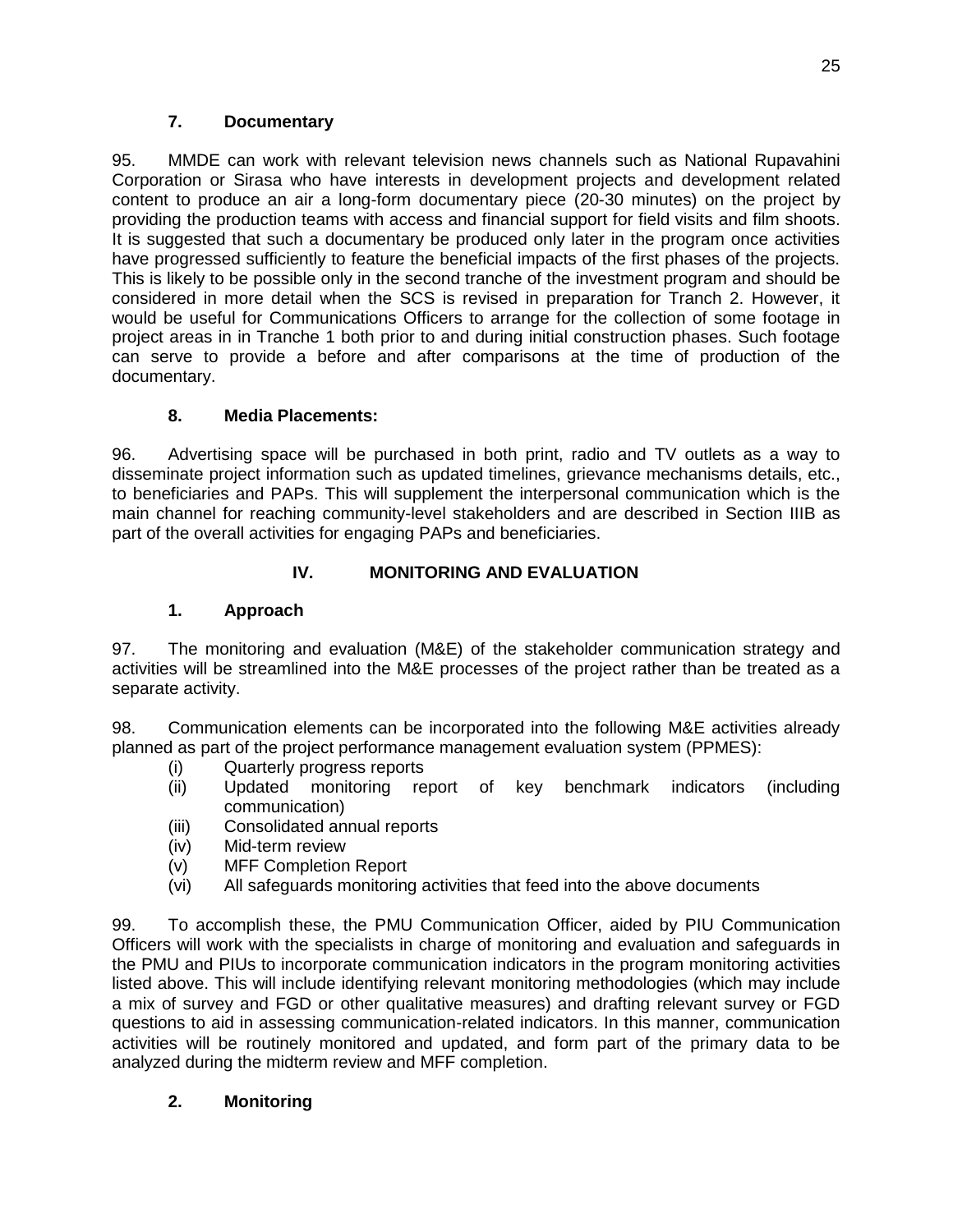### 7. Documentary

95. MMDE can work with relevant television news channels such as National Rupavahini Corporation or Sirasa who have interests in development projects and development related content to produce an air a long-form documentary piece (20-30 minutes) on the project by providing the production teams with access and financial support for field visits and film shoots. It is suggested that such a documentary be produced only later in the program once activities have progressed sufficiently to feature the beneficial impacts of the first phases of the projects. This is likely to be possible only in the second tranche of the investment program and should be considered in more detail when the SCS is revised in preparation for Tranch 2. However, it would be useful for Communications Officers to arrange for the collection of some footage in project areas in in Tranche 1 both prior to and during initial construction phases. Such footage can serve to provide a before and after comparisons at the time of production of the documentary.

### 8. Media Placements:

96. Advertising space will be purchased in both print, radio and TV outlets as a way to disseminate project information such as updated timelines, grievance mechanisms details, etc., to beneficiaries and PAPs. This will supplement the interpersonal communication which is the main channel for reaching community-level stakeholders and are described in Section IIIB as part of the overall activities for engaging PAPs and beneficiaries.

## IV. MONITORING AND EVALUATION

### 1. Approach

97. The monitoring and evaluation (M&E) of the stakeholder communication strategy and activities will be streamlined into the M&E processes of the project rather than be treated as a separate activity.

98. Communication elements can be incorporated into the following M&E activities already planned as part of the project performance management evaluation system (PPMES):

(i) Quarterly progress reports
(ii) Updated monitoring report of key benchmark indicators (including communication)
(iii) Consolidated annual reports
(iv) Mid-term review
(v) MFF Completion Report
(vi) All safeguards monitoring activities that feed into the above documents

99. To accomplish these, the PMU Communication Officer, aided by PIU Communication Officers will work with the specialists in charge of monitoring and evaluation and safeguards in the PMU and PIUs to incorporate communication indicators in the program monitoring activities listed above. This will include identifying relevant monitoring methodologies (which may include a mix of survey and FGD or other qualitative measures) and drafting relevant survey or FGD questions to aid in assessing communication-related indicators. In this manner, communication activities will be routinely monitored and updated, and form part of the primary data to be analyzed during the midterm review and MFF completion.

### 2. Monitoring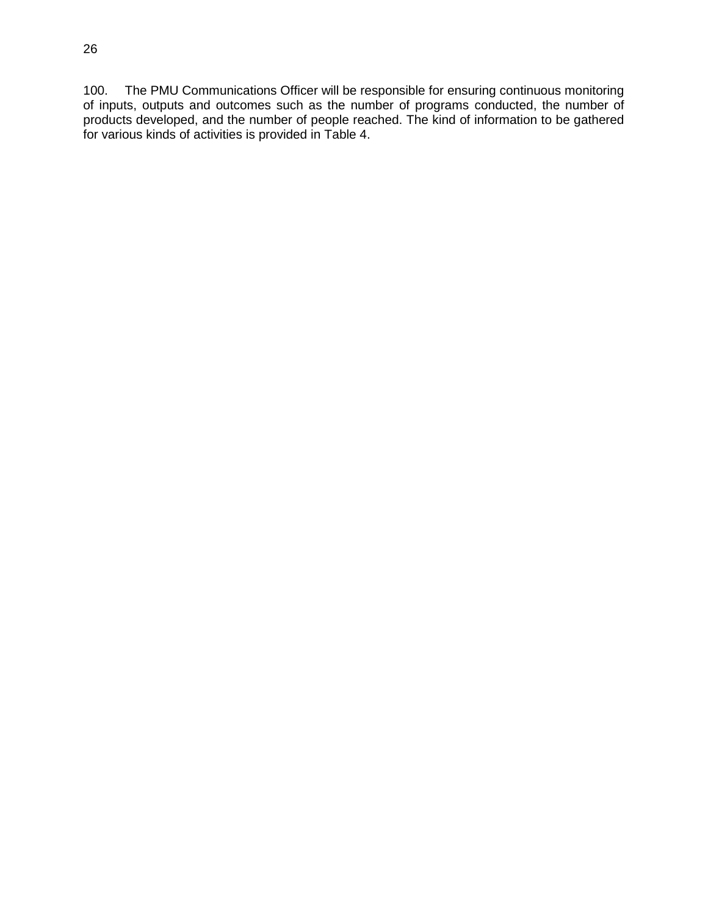100. The PMU Communications Officer will be responsible for ensuring continuous monitoring of inputs, outputs and outcomes such as the number of programs conducted, the number of products developed, and the number of people reached. The kind of information to be gathered for various kinds of activities is provided in Table 4.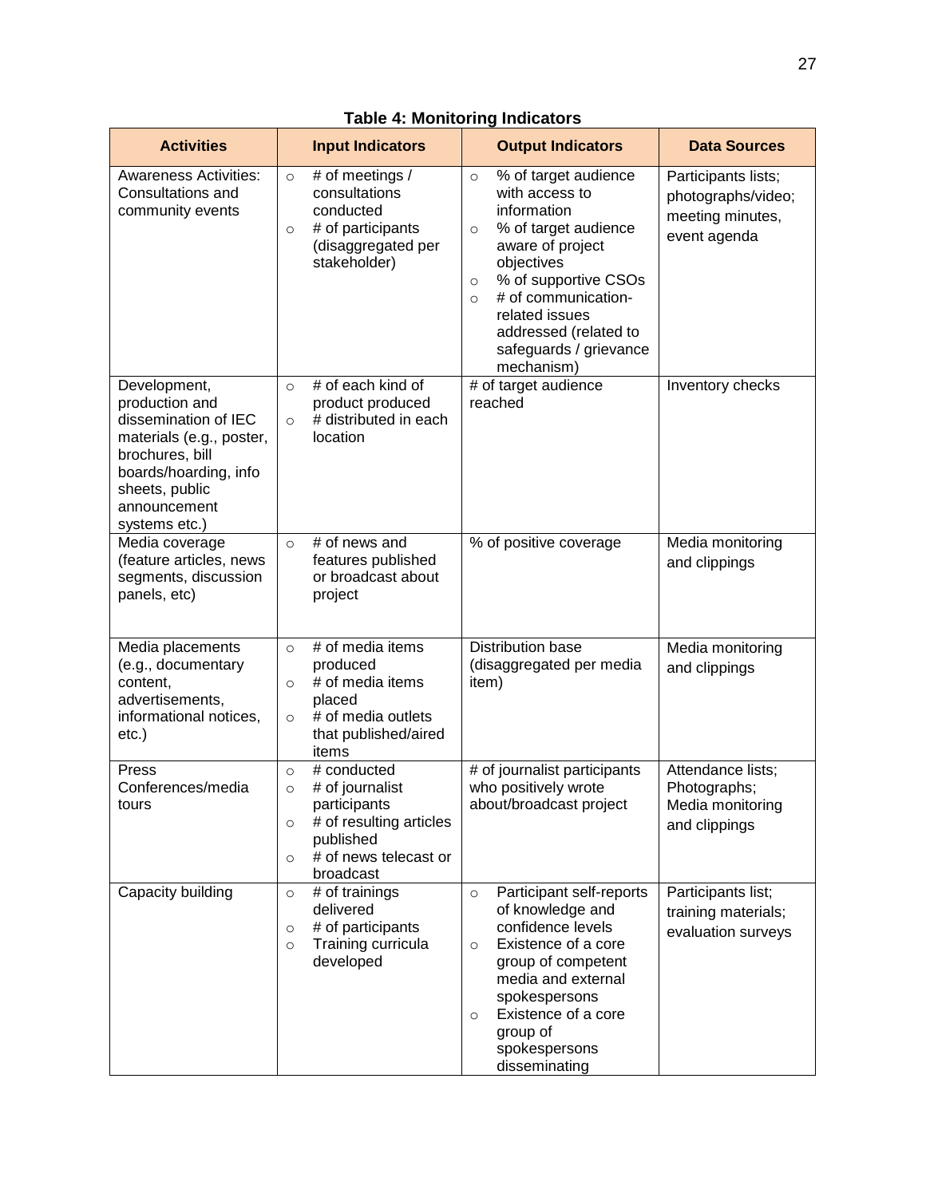**Table 4: Monitoring Indicators**

| Activities | Input Indicators | Output Indicators | Data Sources |
|---|---|---|---|
| Awareness Activities: Consultations and community events | ○ # of meetings / consultations conducted<br>○ # of participants (disaggregated per stakeholder) | ○ % of target audience with access to information<br>○ % of target audience aware of project objectives<br>○ % of supportive CSOs<br>○ # of communication-related issues addressed (related to safeguards / grievance mechanism) | Participants lists; photographs/video; meeting minutes, event agenda |
| Development, production and dissemination of IEC materials (e.g., poster, brochures, bill boards/hoarding, info sheets, public announcement systems etc.) | ○ # of each kind of product produced<br>○ # distributed in each location | # of target audience reached | Inventory checks |
| Media coverage (feature articles, news segments, discussion panels, etc) | ○ # of news and features published or broadcast about project | % of positive coverage | Media monitoring and clippings |
| Media placements (e.g., documentary content, advertisements, informational notices, etc.) | ○ # of media items produced<br>○ # of media items placed<br>○ # of media outlets that published/aired items | Distribution base (disaggregated per media item) | Media monitoring and clippings |
| Press Conferences/media tours | ○ # conducted<br>○ # of journalist participants<br>○ # of resulting articles published<br>○ # of news telecast or broadcast | # of journalist participants who positively wrote about/broadcast project | Attendance lists; Photographs; Media monitoring and clippings |
| Capacity building | ○ # of trainings delivered<br>○ # of participants<br>○ Training curricula developed | ○ Participant self-reports of knowledge and confidence levels<br>○ Existence of a core group of competent media and external spokespersons<br>○ Existence of a core group of spokespersons disseminating | Participants list; training materials; evaluation surveys |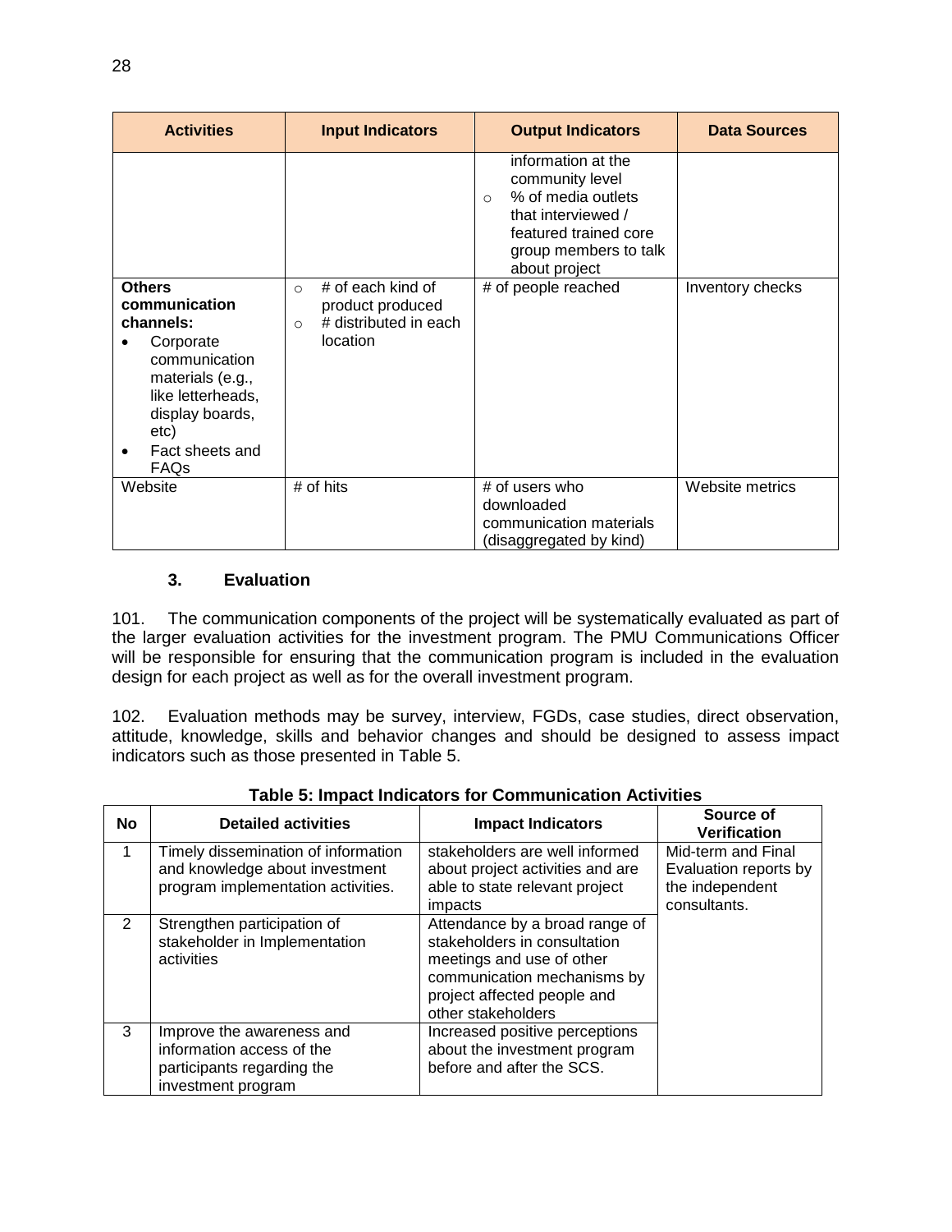| Activities | Input Indicators | Output Indicators | Data Sources |
|---|---|---|---|
| | | information at the community level<br>○ % of media outlets that interviewed / featured trained core group members to talk about project | |
| **Others communication channels:**<br>• Corporate communication materials (e.g., like letterheads, display boards, etc)<br>• Fact sheets and FAQs | ○ # of each kind of product produced<br>○ # distributed in each location | # of people reached | Inventory checks |
| Website | # of hits | # of users who downloaded communication materials (disaggregated by kind) | Website metrics |

### 3. Evaluation

101. The communication components of the project will be systematically evaluated as part of the larger evaluation activities for the investment program. The PMU Communications Officer will be responsible for ensuring that the communication program is included in the evaluation design for each project as well as for the overall investment program.

102. Evaluation methods may be survey, interview, FGDs, case studies, direct observation, attitude, knowledge, skills and behavior changes and should be designed to assess impact indicators such as those presented in Table 5.

**Table 5: Impact Indicators for Communication Activities**

| No | Detailed activities | Impact Indicators | Source of Verification |
|---|---|---|---|
| 1 | Timely dissemination of information and knowledge about investment program implementation activities. | stakeholders are well informed about project activities and are able to state relevant project impacts | Mid-term and Final Evaluation reports by the independent consultants. |
| 2 | Strengthen participation of stakeholder in Implementation activities | Attendance by a broad range of stakeholders in consultation meetings and use of other communication mechanisms by project affected people and other stakeholders | |
| 3 | Improve the awareness and information access of the participants regarding the investment program | Increased positive perceptions about the investment program before and after the SCS. | |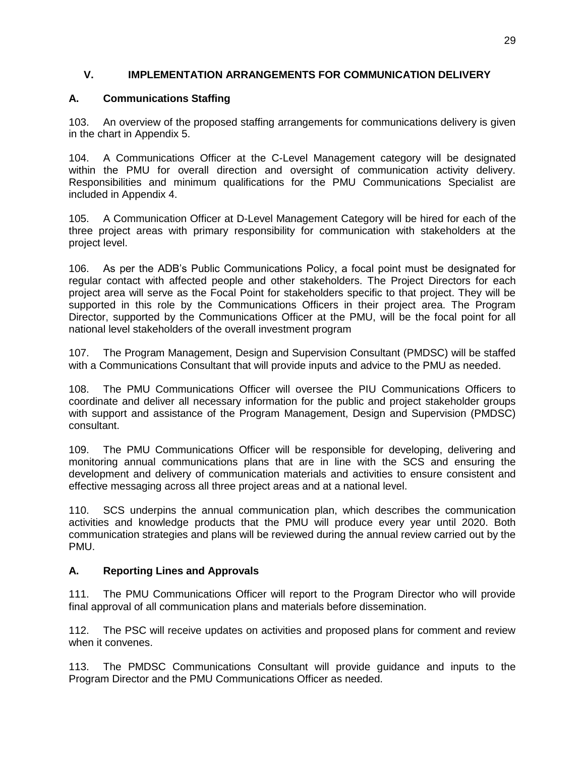## V. IMPLEMENTATION ARRANGEMENTS FOR COMMUNICATION DELIVERY

### A. Communications Staffing

103. An overview of the proposed staffing arrangements for communications delivery is given in the chart in Appendix 5.

104. A Communications Officer at the C-Level Management category will be designated within the PMU for overall direction and oversight of communication activity delivery. Responsibilities and minimum qualifications for the PMU Communications Specialist are included in Appendix 4.

105. A Communication Officer at D-Level Management Category will be hired for each of the three project areas with primary responsibility for communication with stakeholders at the project level.

106. As per the ADB's Public Communications Policy, a focal point must be designated for regular contact with affected people and other stakeholders. The Project Directors for each project area will serve as the Focal Point for stakeholders specific to that project. They will be supported in this role by the Communications Officers in their project area. The Program Director, supported by the Communications Officer at the PMU, will be the focal point for all national level stakeholders of the overall investment program

107. The Program Management, Design and Supervision Consultant (PMDSC) will be staffed with a Communications Consultant that will provide inputs and advice to the PMU as needed.

108. The PMU Communications Officer will oversee the PIU Communications Officers to coordinate and deliver all necessary information for the public and project stakeholder groups with support and assistance of the Program Management, Design and Supervision (PMDSC) consultant.

109. The PMU Communications Officer will be responsible for developing, delivering and monitoring annual communications plans that are in line with the SCS and ensuring the development and delivery of communication materials and activities to ensure consistent and effective messaging across all three project areas and at a national level.

110. SCS underpins the annual communication plan, which describes the communication activities and knowledge products that the PMU will produce every year until 2020. Both communication strategies and plans will be reviewed during the annual review carried out by the PMU.

### A. Reporting Lines and Approvals

111. The PMU Communications Officer will report to the Program Director who will provide final approval of all communication plans and materials before dissemination.

112. The PSC will receive updates on activities and proposed plans for comment and review when it convenes.

113. The PMDSC Communications Consultant will provide guidance and inputs to the Program Director and the PMU Communications Officer as needed.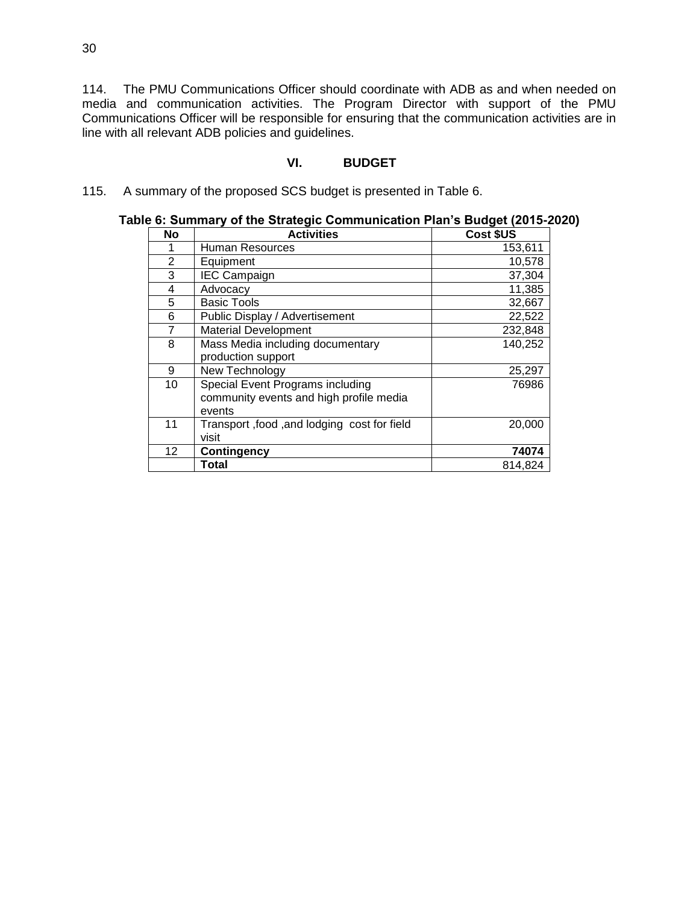114. The PMU Communications Officer should coordinate with ADB as and when needed on media and communication activities. The Program Director with support of the PMU Communications Officer will be responsible for ensuring that the communication activities are in line with all relevant ADB policies and guidelines.

## VI. BUDGET

115. A summary of the proposed SCS budget is presented in Table 6.

**Table 6: Summary of the Strategic Communication Plan's Budget (2015-2020)**

| No | Activities | Cost $US |
|---|---|---|
| 1 | Human Resources | 153,611 |
| 2 | Equipment | 10,578 |
| 3 | IEC Campaign | 37,304 |
| 4 | Advocacy | 11,385 |
| 5 | Basic Tools | 32,667 |
| 6 | Public Display / Advertisement | 22,522 |
| 7 | Material Development | 232,848 |
| 8 | Mass Media including documentary production support | 140,252 |
| 9 | New Technology | 25,297 |
| 10 | Special Event Programs including community events and high profile media events | 76986 |
| 11 | Transport ,food ,and lodging cost for field visit | 20,000 |
| 12 | **Contingency** | **74074** |
| | **Total** | 814,824 |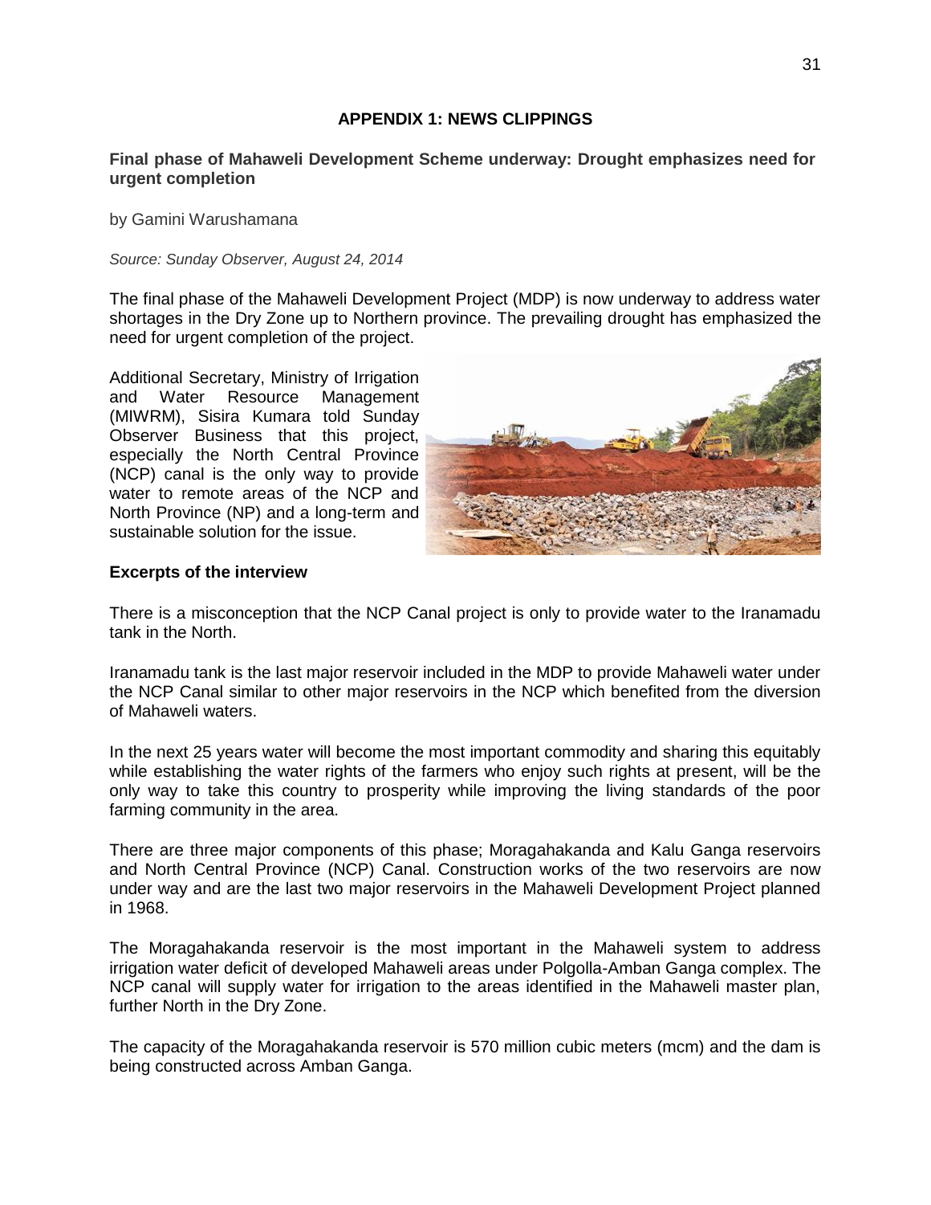# APPENDIX 1: NEWS CLIPPINGS

## Final phase of Mahaweli Development Scheme underway: Drought emphasizes need for urgent completion

by Gamini Warushamana

*Source: Sunday Observer, August 24, 2014*

The final phase of the Mahaweli Development Project (MDP) is now underway to address water shortages in the Dry Zone up to Northern province. The prevailing drought has emphasized the need for urgent completion of the project.

Additional Secretary, Ministry of Irrigation and Water Resource Management (MIWRM), Sisira Kumara told Sunday Observer Business that this project, especially the North Central Province (NCP) canal is the only way to provide water to remote areas of the NCP and North Province (NP) and a long-term and sustainable solution for the issue.

### Excerpts of the interview

There is a misconception that the NCP Canal project is only to provide water to the Iranamadu tank in the North.

Iranamadu tank is the last major reservoir included in the MDP to provide Mahaweli water under the NCP Canal similar to other major reservoirs in the NCP which benefited from the diversion of Mahaweli waters.

In the next 25 years water will become the most important commodity and sharing this equitably while establishing the water rights of the farmers who enjoy such rights at present, will be the only way to take this country to prosperity while improving the living standards of the poor farming community in the area.

There are three major components of this phase; Moragahakanda and Kalu Ganga reservoirs and North Central Province (NCP) Canal. Construction works of the two reservoirs are now under way and are the last two major reservoirs in the Mahaweli Development Project planned in 1968.

The Moragahakanda reservoir is the most important in the Mahaweli system to address irrigation water deficit of developed Mahaweli areas under Polgolla-Amban Ganga complex. The NCP canal will supply water for irrigation to the areas identified in the Mahaweli master plan, further North in the Dry Zone.

The capacity of the Moragahakanda reservoir is 570 million cubic meters (mcm) and the dam is being constructed across Amban Ganga.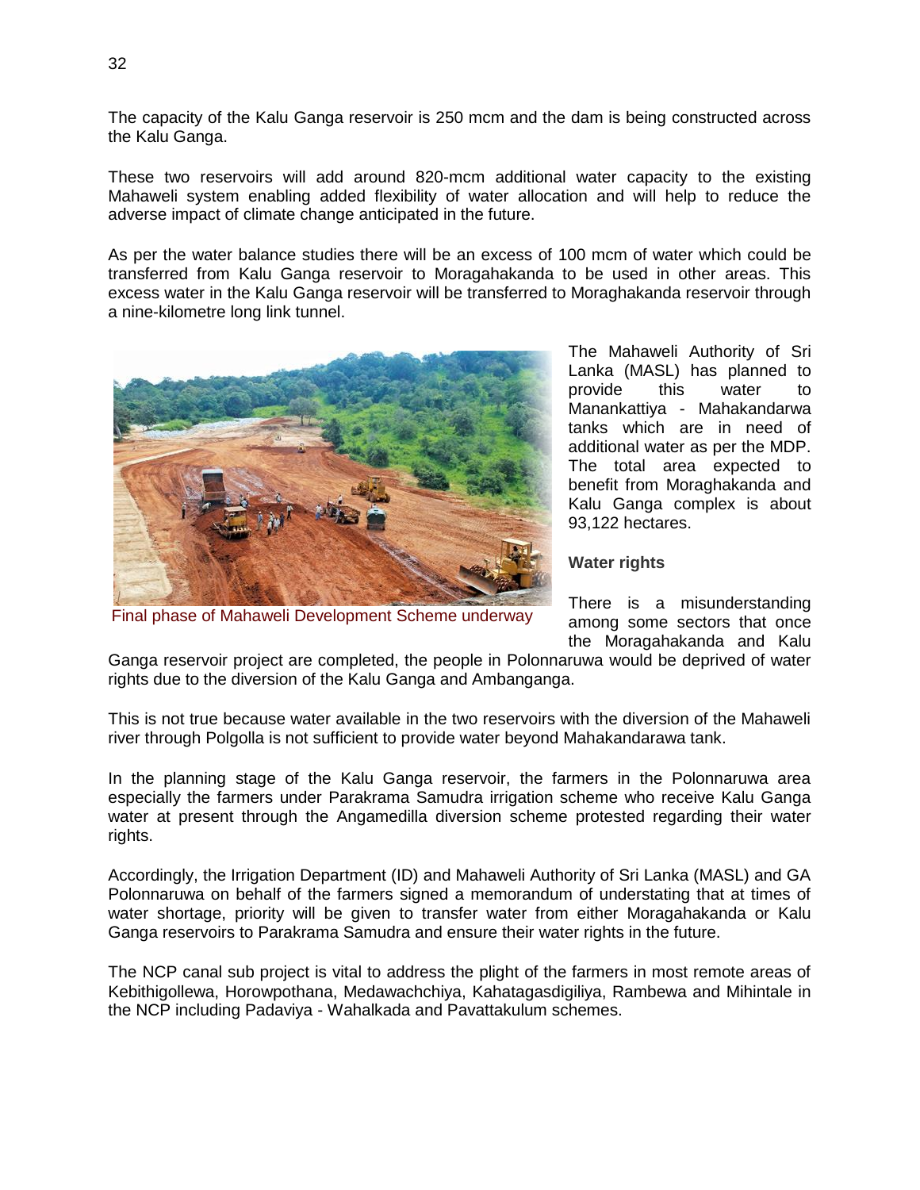The capacity of the Kalu Ganga reservoir is 250 mcm and the dam is being constructed across the Kalu Ganga.

These two reservoirs will add around 820-mcm additional water capacity to the existing Mahaweli system enabling added flexibility of water allocation and will help to reduce the adverse impact of climate change anticipated in the future.

As per the water balance studies there will be an excess of 100 mcm of water which could be transferred from Kalu Ganga reservoir to Moragahakanda to be used in other areas. This excess water in the Kalu Ganga reservoir will be transferred to Moraghakanda reservoir through a nine-kilometre long link tunnel.

Final phase of Mahaweli Development Scheme underway

The Mahaweli Authority of Sri Lanka (MASL) has planned to provide this water to Manankattiya - Mahakandarwa tanks which are in need of additional water as per the MDP. The total area expected to benefit from Moraghakanda and Kalu Ganga complex is about 93,122 hectares.

**Water rights**

There is a misunderstanding among some sectors that once the Moragahakanda and Kalu Ganga reservoir project are completed, the people in Polonnaruwa would be deprived of water rights due to the diversion of the Kalu Ganga and Ambanganga.

This is not true because water available in the two reservoirs with the diversion of the Mahaweli river through Polgolla is not sufficient to provide water beyond Mahakandarawa tank.

In the planning stage of the Kalu Ganga reservoir, the farmers in the Polonnaruwa area especially the farmers under Parakrama Samudra irrigation scheme who receive Kalu Ganga water at present through the Angamedilla diversion scheme protested regarding their water rights.

Accordingly, the Irrigation Department (ID) and Mahaweli Authority of Sri Lanka (MASL) and GA Polonnaruwa on behalf of the farmers signed a memorandum of understating that at times of water shortage, priority will be given to transfer water from either Moragahakanda or Kalu Ganga reservoirs to Parakrama Samudra and ensure their water rights in the future.

The NCP canal sub project is vital to address the plight of the farmers in most remote areas of Kebithigollewa, Horowpothana, Medawachchiya, Kahatagasdigiliya, Rambewa and Mihintale in the NCP including Padaviya - Wahalkada and Pavattakulum schemes.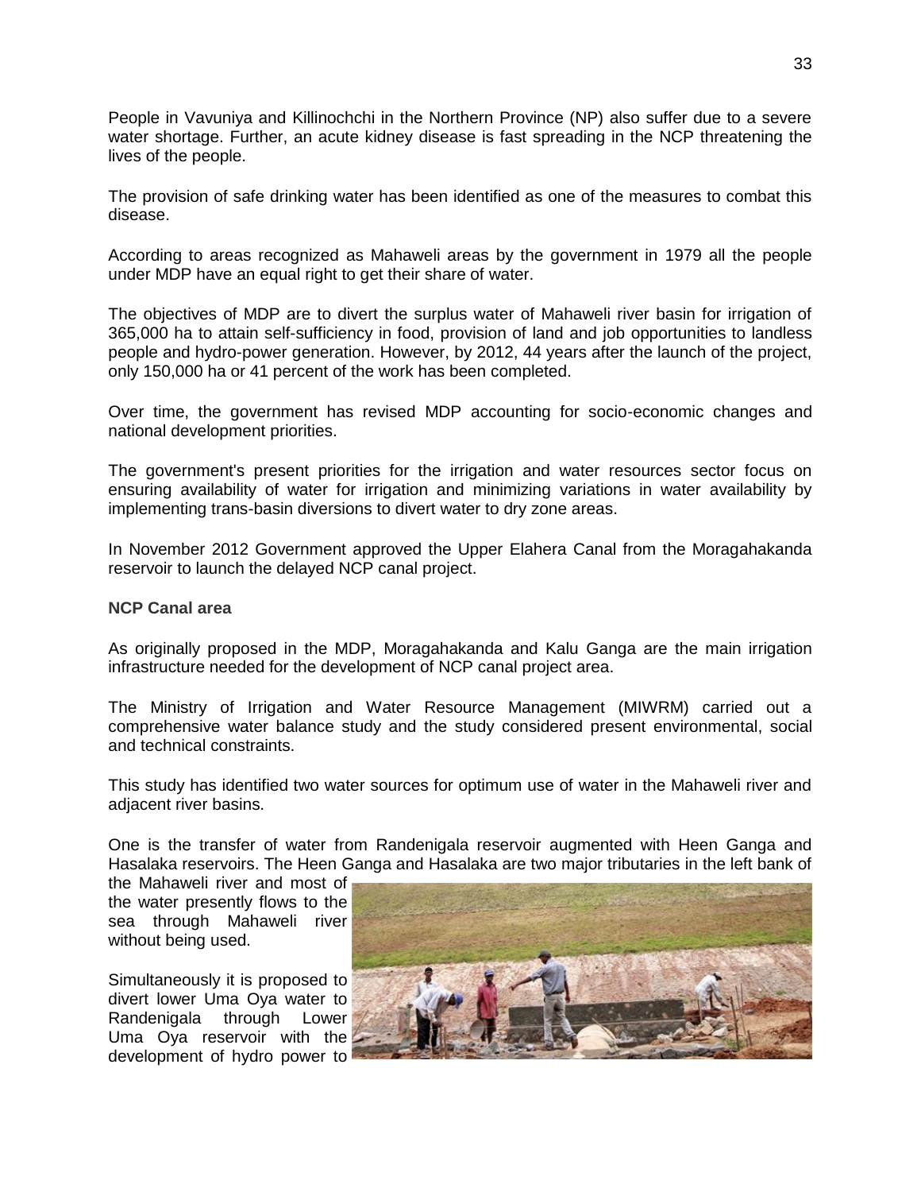People in Vavuniya and Killinochchi in the Northern Province (NP) also suffer due to a severe water shortage. Further, an acute kidney disease is fast spreading in the NCP threatening the lives of the people.

The provision of safe drinking water has been identified as one of the measures to combat this disease.

According to areas recognized as Mahaweli areas by the government in 1979 all the people under MDP have an equal right to get their share of water.

The objectives of MDP are to divert the surplus water of Mahaweli river basin for irrigation of 365,000 ha to attain self-sufficiency in food, provision of land and job opportunities to landless people and hydro-power generation. However, by 2012, 44 years after the launch of the project, only 150,000 ha or 41 percent of the work has been completed.

Over time, the government has revised MDP accounting for socio-economic changes and national development priorities.

The government's present priorities for the irrigation and water resources sector focus on ensuring availability of water for irrigation and minimizing variations in water availability by implementing trans-basin diversions to divert water to dry zone areas.

In November 2012 Government approved the Upper Elahera Canal from the Moragahakanda reservoir to launch the delayed NCP canal project.

**NCP Canal area**

As originally proposed in the MDP, Moragahakanda and Kalu Ganga are the main irrigation infrastructure needed for the development of NCP canal project area.

The Ministry of Irrigation and Water Resource Management (MIWRM) carried out a comprehensive water balance study and the study considered present environmental, social and technical constraints.

This study has identified two water sources for optimum use of water in the Mahaweli river and adjacent river basins.

One is the transfer of water from Randenigala reservoir augmented with Heen Ganga and Hasalaka reservoirs. The Heen Ganga and Hasalaka are two major tributaries in the left bank of the Mahaweli river and most of the water presently flows to the sea through Mahaweli river without being used.

Simultaneously it is proposed to divert lower Uma Oya water to Randenigala through Lower Uma Oya reservoir with the development of hydro power to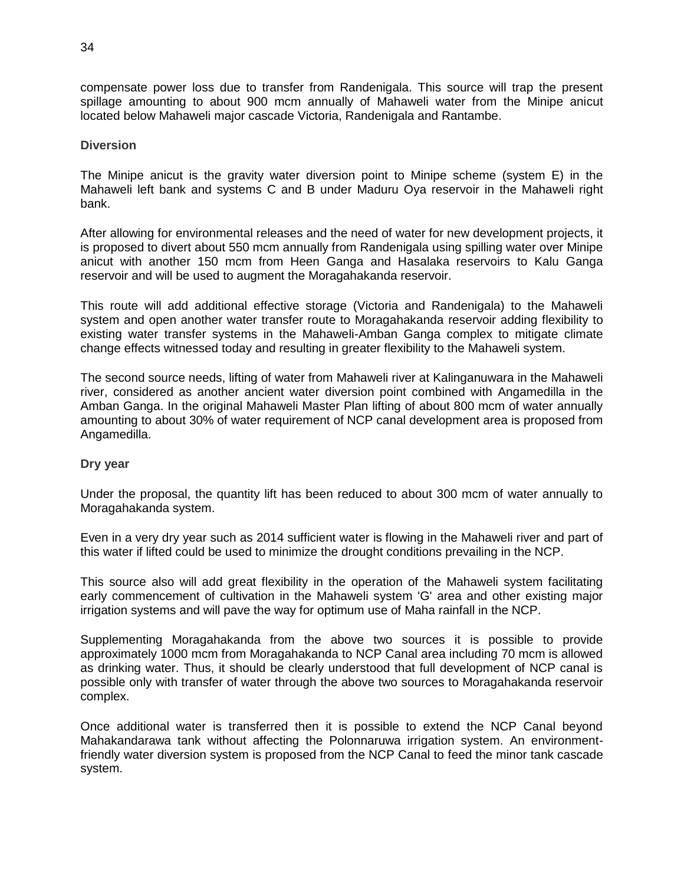compensate power loss due to transfer from Randenigala. This source will trap the present spillage amounting to about 900 mcm annually of Mahaweli water from the Minipe anicut located below Mahaweli major cascade Victoria, Randenigala and Rantambe.

**Diversion**

The Minipe anicut is the gravity water diversion point to Minipe scheme (system E) in the Mahaweli left bank and systems C and B under Maduru Oya reservoir in the Mahaweli right bank.

After allowing for environmental releases and the need of water for new development projects, it is proposed to divert about 550 mcm annually from Randenigala using spilling water over Minipe anicut with another 150 mcm from Heen Ganga and Hasalaka reservoirs to Kalu Ganga reservoir and will be used to augment the Moragahakanda reservoir.

This route will add additional effective storage (Victoria and Randenigala) to the Mahaweli system and open another water transfer route to Moragahakanda reservoir adding flexibility to existing water transfer systems in the Mahaweli-Amban Ganga complex to mitigate climate change effects witnessed today and resulting in greater flexibility to the Mahaweli system.

The second source needs, lifting of water from Mahaweli river at Kalinganuwara in the Mahaweli river, considered as another ancient water diversion point combined with Angamedilla in the Amban Ganga. In the original Mahaweli Master Plan lifting of about 800 mcm of water annually amounting to about 30% of water requirement of NCP canal development area is proposed from Angamedilla.

**Dry year**

Under the proposal, the quantity lift has been reduced to about 300 mcm of water annually to Moragahakanda system.

Even in a very dry year such as 2014 sufficient water is flowing in the Mahaweli river and part of this water if lifted could be used to minimize the drought conditions prevailing in the NCP.

This source also will add great flexibility in the operation of the Mahaweli system facilitating early commencement of cultivation in the Mahaweli system 'G' area and other existing major irrigation systems and will pave the way for optimum use of Maha rainfall in the NCP.

Supplementing Moragahakanda from the above two sources it is possible to provide approximately 1000 mcm from Moragahakanda to NCP Canal area including 70 mcm is allowed as drinking water. Thus, it should be clearly understood that full development of NCP canal is possible only with transfer of water through the above two sources to Moragahakanda reservoir complex.

Once additional water is transferred then it is possible to extend the NCP Canal beyond Mahakandarawa tank without affecting the Polonnaruwa irrigation system. An environment-friendly water diversion system is proposed from the NCP Canal to feed the minor tank cascade system.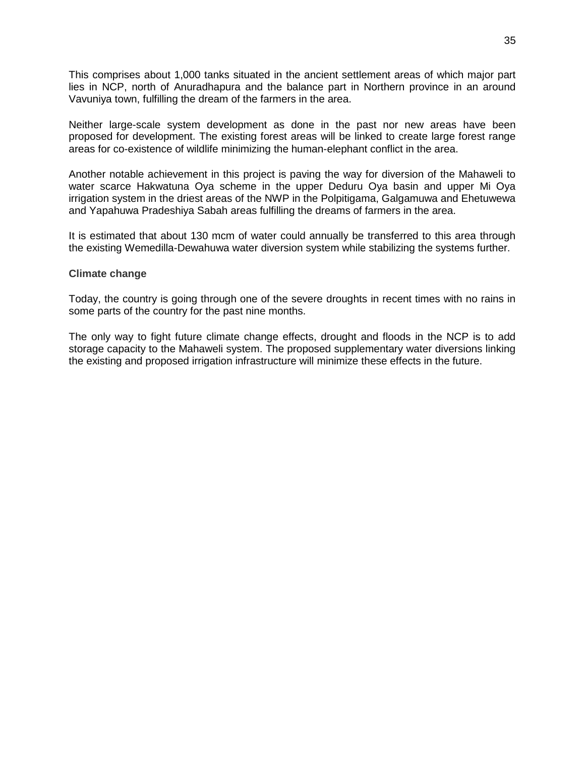This comprises about 1,000 tanks situated in the ancient settlement areas of which major part lies in NCP, north of Anuradhapura and the balance part in Northern province in an around Vavuniya town, fulfilling the dream of the farmers in the area.

Neither large-scale system development as done in the past nor new areas have been proposed for development. The existing forest areas will be linked to create large forest range areas for co-existence of wildlife minimizing the human-elephant conflict in the area.

Another notable achievement in this project is paving the way for diversion of the Mahaweli to water scarce Hakwatuna Oya scheme in the upper Deduru Oya basin and upper Mi Oya irrigation system in the driest areas of the NWP in the Polpitigama, Galgamuwa and Ehetuwewa and Yapahuwa Pradeshiya Sabah areas fulfilling the dreams of farmers in the area.

It is estimated that about 130 mcm of water could annually be transferred to this area through the existing Wemedilla-Dewahuwa water diversion system while stabilizing the systems further.

**Climate change**

Today, the country is going through one of the severe droughts in recent times with no rains in some parts of the country for the past nine months.

The only way to fight future climate change effects, drought and floods in the NCP is to add storage capacity to the Mahaweli system. The proposed supplementary water diversions linking the existing and proposed irrigation infrastructure will minimize these effects in the future.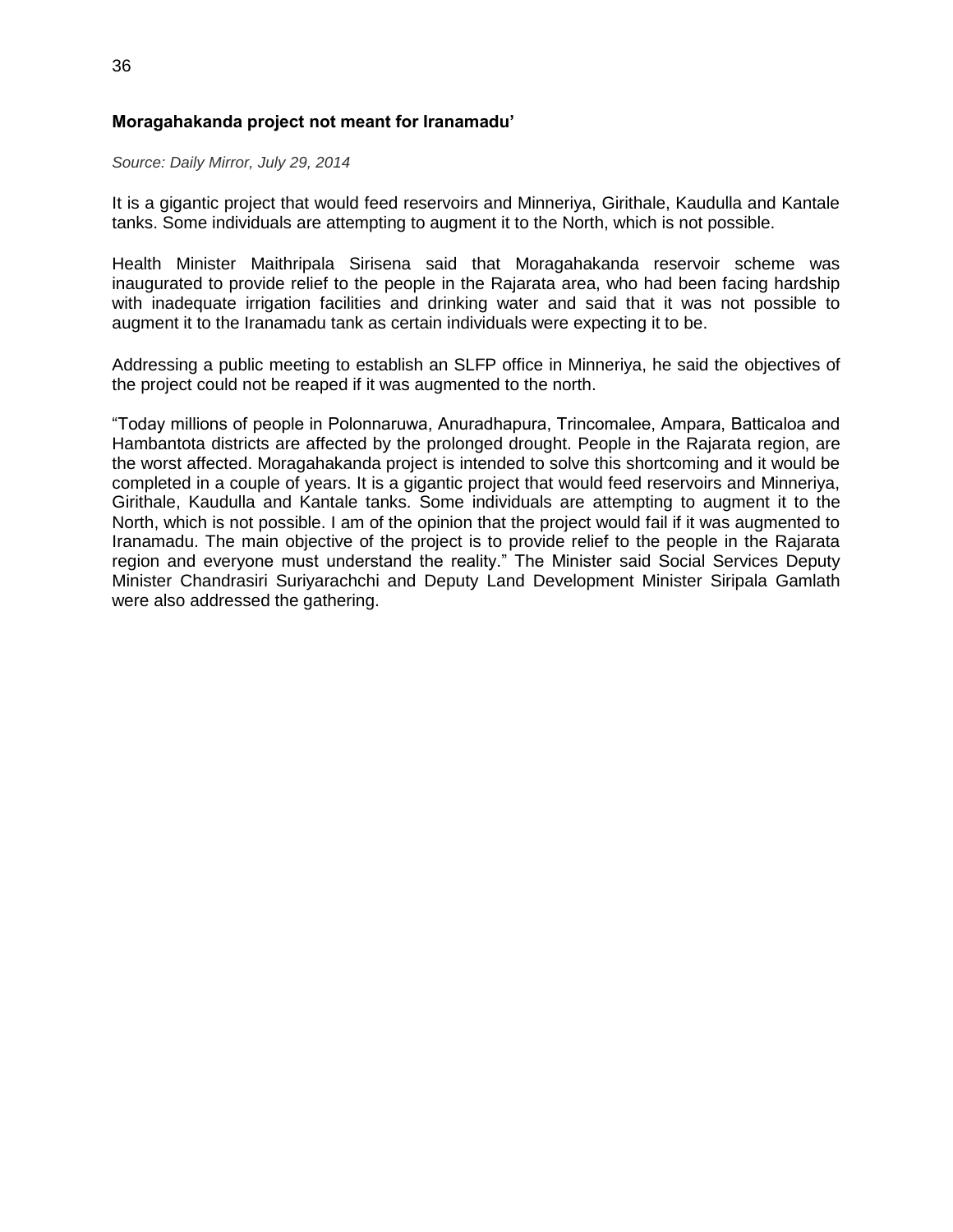**Moragahakanda project not meant for Iranamadu’**

*Source: Daily Mirror, July 29, 2014*

It is a gigantic project that would feed reservoirs and Minneriya, Girithale, Kaudulla and Kantale tanks. Some individuals are attempting to augment it to the North, which is not possible.

Health Minister Maithripala Sirisena said that Moragahakanda reservoir scheme was inaugurated to provide relief to the people in the Rajarata area, who had been facing hardship with inadequate irrigation facilities and drinking water and said that it was not possible to augment it to the Iranamadu tank as certain individuals were expecting it to be.

Addressing a public meeting to establish an SLFP office in Minneriya, he said the objectives of the project could not be reaped if it was augmented to the north.

“Today millions of people in Polonnaruwa, Anuradhapura, Trincomalee, Ampara, Batticaloa and Hambantota districts are affected by the prolonged drought. People in the Rajarata region, are the worst affected. Moragahakanda project is intended to solve this shortcoming and it would be completed in a couple of years. It is a gigantic project that would feed reservoirs and Minneriya, Girithale, Kaudulla and Kantale tanks. Some individuals are attempting to augment it to the North, which is not possible. I am of the opinion that the project would fail if it was augmented to Iranamadu. The main objective of the project is to provide relief to the people in the Rajarata region and everyone must understand the reality.” The Minister said Social Services Deputy Minister Chandrasiri Suriyarachchi and Deputy Land Development Minister Siripala Gamlath were also addressed the gathering.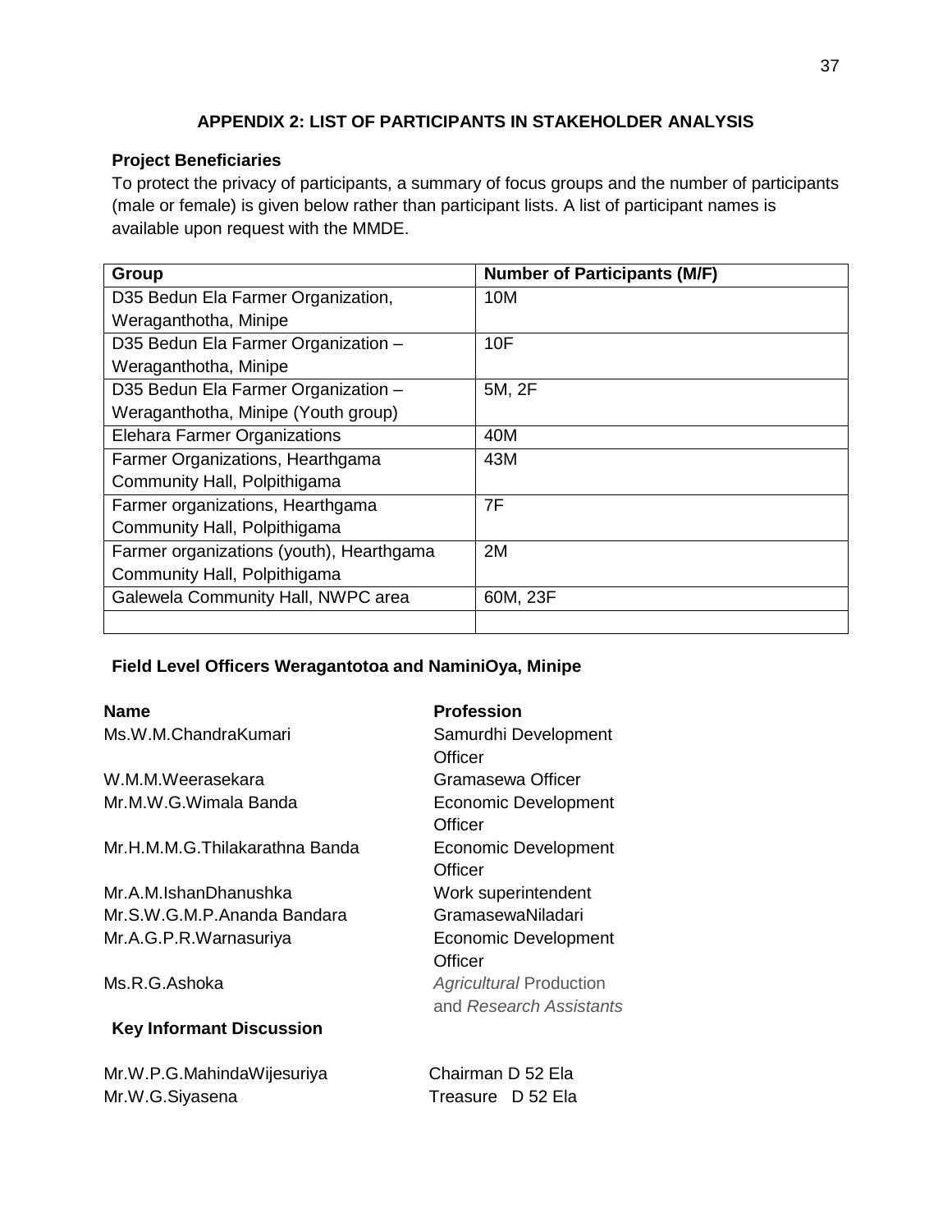## APPENDIX 2: LIST OF PARTICIPANTS IN STAKEHOLDER ANALYSIS

### Project Beneficiaries

To protect the privacy of participants, a summary of focus groups and the number of participants (male or female) is given below rather than participant lists. A list of participant names is available upon request with the MMDE.

| Group | Number of Participants (M/F) |
|---|---|
| D35 Bedun Ela Farmer Organization, Weraganthotha, Minipe | 10M |
| D35 Bedun Ela Farmer Organization – Weraganthotha, Minipe | 10F |
| D35 Bedun Ela Farmer Organization – Weraganthotha, Minipe (Youth group) | 5M, 2F |
| Elehara Farmer Organizations | 40M |
| Farmer Organizations, Hearthgama Community Hall, Polpithigama | 43M |
| Farmer organizations, Hearthgama Community Hall, Polpithigama | 7F |
| Farmer organizations (youth), Hearthgama Community Hall, Polpithigama | 2M |
| Galewela Community Hall, NWPC area | 60M, 23F |
| | |

### Field Level Officers Weragantotoa and NaminiOya, Minipe

| Name | Profession |
|---|---|
| Ms.W.M.ChandraKumari | Samurdhi Development Officer |
| W.M.M.Weerasekara | Gramasewa Officer |
| Mr.M.W.G.Wimala Banda | Economic Development Officer |
| Mr.H.M.M.G.Thilakarathna Banda | Economic Development Officer |
| Mr.A.M.IshanDhanushka | Work superintendent |
| Mr.S.W.G.M.P.Ananda Bandara | GramasewaNiladari |
| Mr.A.G.P.R.Warnasuriya | Economic Development Officer |
| Ms.R.G.Ashoka | *Agricultural* Production and *Research Assistants* |

### Key Informant Discussion

| | |
|---|---|
| Mr.W.P.G.MahindaWijesuriya | Chairman D 52 Ela |
| Mr.W.G.Siyasena | Treasure D 52 Ela |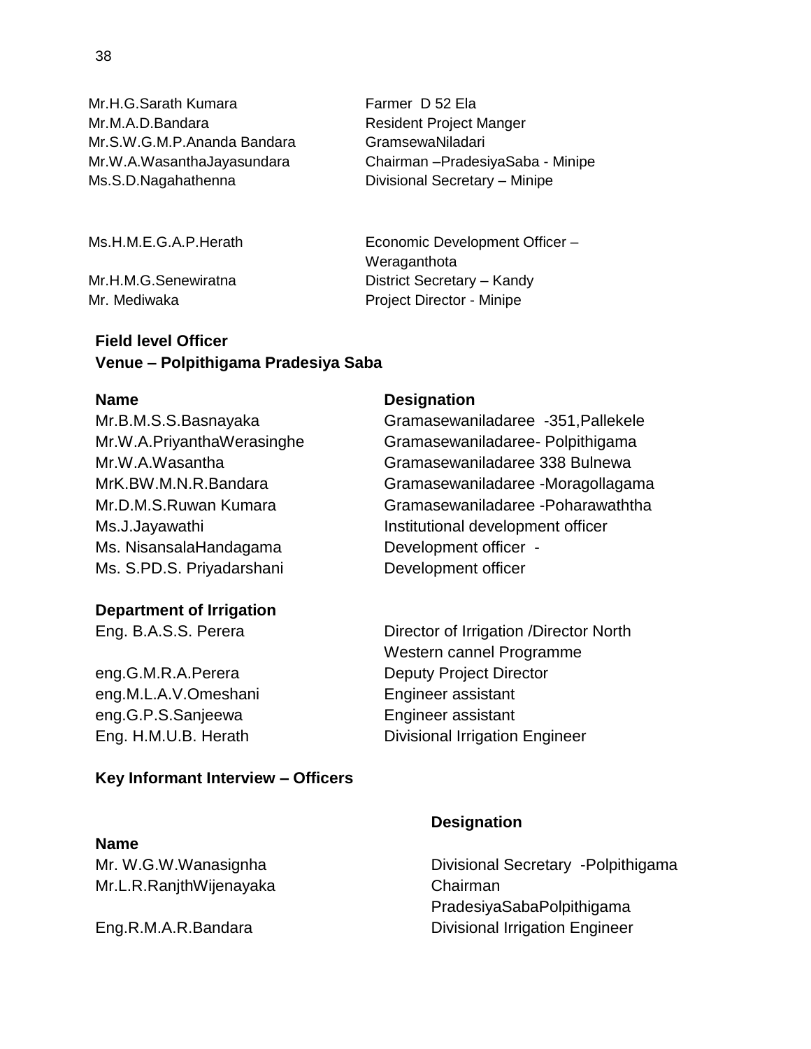| | |
|---|---|
| Mr.H.G.Sarath Kumara | Farmer D 52 Ela |
| Mr.M.A.D.Bandara | Resident Project Manger |
| Mr.S.W.G.M.P.Ananda Bandara | GramsewaNiladari |
| Mr.W.A.WasanthaJayasundara | Chairman –PradesiyaSaba - Minipe |
| Ms.S.D.Nagahathenna | Divisional Secretary – Minipe |
| Ms.H.M.E.G.A.P.Herath | Economic Development Officer – Weraganthota |
| Mr.H.M.G.Senewiratna | District Secretary – Kandy |
| Mr. Mediwaka | Project Director - Minipe |

**Field level Officer**

**Venue – Polpithigama Pradesiya Saba**

| **Name** | **Designation** |
|---|---|
| Mr.B.M.S.S.Basnayaka | Gramasewaniladaree -351,Pallekele |
| Mr.W.A.PriyanthaWerasinghe | Gramasewaniladaree- Polpithigama |
| Mr.W.A.Wasantha | Gramasewaniladaree 338 Bulnewa |
| MrK.BW.M.N.R.Bandara | Gramasewaniladaree -Moragollagama |
| Mr.D.M.S.Ruwan Kumara | Gramasewaniladaree -Poharawaththa |
| Ms.J.Jayawathi | Institutional development officer |
| Ms. NisansalaHandagama | Development officer - |
| Ms. S.PD.S. Priyadarshani | Development officer |

**Department of Irrigation**

| | |
|---|---|
| Eng. B.A.S.S. Perera | Director of Irrigation /Director North Western cannel Programme |
| eng.G.M.R.A.Perera | Deputy Project Director |
| eng.M.L.A.V.Omeshani | Engineer assistant |
| eng.G.P.S.Sanjeewa | Engineer assistant |
| Eng. H.M.U.B. Herath | Divisional Irrigation Engineer |

**Key Informant Interview – Officers**

| **Name** | **Designation** |
|---|---|
| Mr. W.G.W.Wanasignha | Divisional Secretary -Polpithigama |
| Mr.L.R.RanjthWijenayaka | Chairman PradesiyaSabaPolpithigama |
| Eng.R.M.A.R.Bandara | Divisional Irrigation Engineer |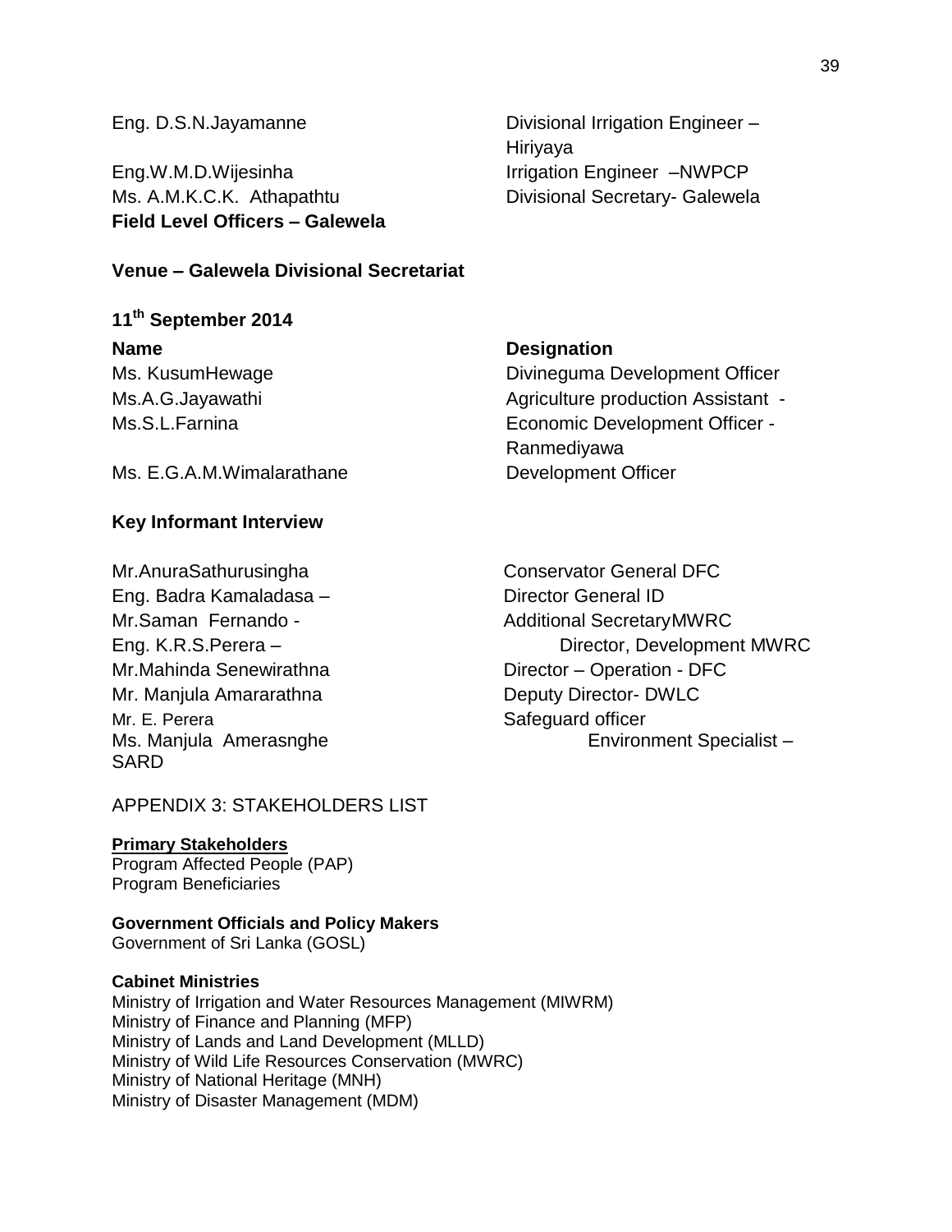| | |
|---|---|
| Eng. D.S.N.Jayamanne | Divisional Irrigation Engineer – Hiriyaya |
| Eng.W.M.D.Wijesinha | Irrigation Engineer –NWPCP |
| Ms. A.M.K.C.K. Athapathtu | Divisional Secretary- Galewela |

**Field Level Officers – Galewela**

**Venue – Galewela Divisional Secretariat**

**11th September 2014**

| **Name** | **Designation** |
|---|---|
| Ms. KusumHewage | Divineguma Development Officer |
| Ms.A.G.Jayawathi | Agriculture production Assistant - |
| Ms.S.L.Farnina | Economic Development Officer - Ranmediyawa |
| Ms. E.G.A.M.Wimalarathane | Development Officer |

**Key Informant Interview**

| | |
|---|---|
| Mr.AnuraSathurusingha | Conservator General DFC |
| Eng. Badra Kamaladasa – | Director General ID |
| Mr.Saman Fernando - | Additional SecretaryMWRC |
| Eng. K.R.S.Perera – | Director, Development MWRC |
| Mr.Mahinda Senewirathna | Director – Operation - DFC |
| Mr. Manjula Amararathna | Deputy Director- DWLC |
| Mr. E. Perera | Safeguard officer |
| Ms. Manjula Amerasnghe | Environment Specialist – SARD |

APPENDIX 3: STAKEHOLDERS LIST

**Primary Stakeholders**

Program Affected People (PAP)
Program Beneficiaries

**Government Officials and Policy Makers**

Government of Sri Lanka (GOSL)

**Cabinet Ministries**

Ministry of Irrigation and Water Resources Management (MIWRM)
Ministry of Finance and Planning (MFP)
Ministry of Lands and Land Development (MLLD)
Ministry of Wild Life Resources Conservation (MWRC)
Ministry of National Heritage (MNH)
Ministry of Disaster Management (MDM)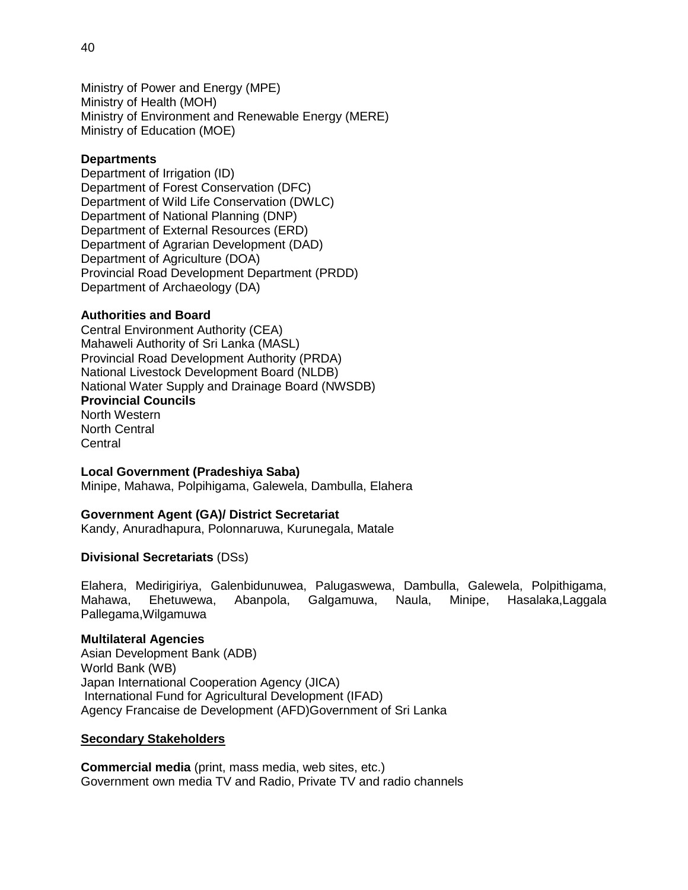Ministry of Power and Energy (MPE)
Ministry of Health (MOH)
Ministry of Environment and Renewable Energy (MERE)
Ministry of Education (MOE)

**Departments**
Department of Irrigation (ID)
Department of Forest Conservation (DFC)
Department of Wild Life Conservation (DWLC)
Department of National Planning (DNP)
Department of External Resources (ERD)
Department of Agrarian Development (DAD)
Department of Agriculture (DOA)
Provincial Road Development Department (PRDD)
Department of Archaeology (DA)

**Authorities and Board**
Central Environment Authority (CEA)
Mahaweli Authority of Sri Lanka (MASL)
Provincial Road Development Authority (PRDA)
National Livestock Development Board (NLDB)
National Water Supply and Drainage Board (NWSDB)
**Provincial Councils**
North Western
North Central
Central

**Local Government (Pradeshiya Saba)**
Minipe, Mahawa, Polpihigama, Galewela, Dambulla, Elahera

**Government Agent (GA)/ District Secretariat**
Kandy, Anuradhapura, Polonnaruwa, Kurunegala, Matale

**Divisional Secretariats** (DSs)

Elahera, Medirigiriya, Galenbidunuwea, Palugaswewa, Dambulla, Galewela, Polpithigama, Mahawa, Ehetuwewa, Abanpola, Galgamuwa, Naula, Minipe, Hasalaka,Laggala Pallegama,Wilgamuwa

**Multilateral Agencies**
Asian Development Bank (ADB)
World Bank (WB)
Japan International Cooperation Agency (JICA)
International Fund for Agricultural Development (IFAD)
Agency Francaise de Development (AFD)Government of Sri Lanka

**Secondary Stakeholders**

**Commercial media** (print, mass media, web sites, etc.)
Government own media TV and Radio, Private TV and radio channels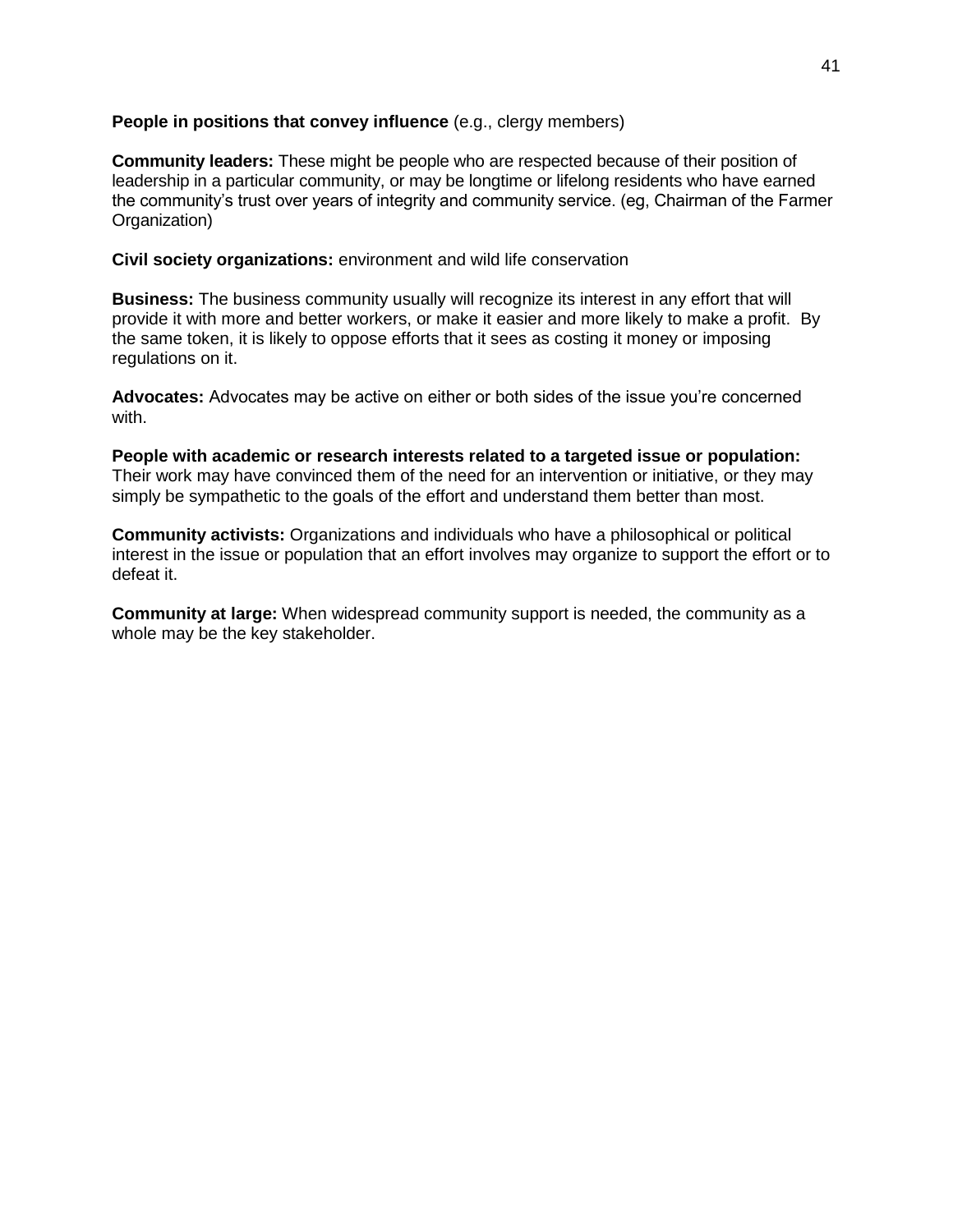**People in positions that convey influence** (e.g., clergy members)

**Community leaders:** These might be people who are respected because of their position of leadership in a particular community, or may be longtime or lifelong residents who have earned the community's trust over years of integrity and community service. (eg, Chairman of the Farmer Organization)

**Civil society organizations:** environment and wild life conservation

**Business:** The business community usually will recognize its interest in any effort that will provide it with more and better workers, or make it easier and more likely to make a profit. By the same token, it is likely to oppose efforts that it sees as costing it money or imposing regulations on it.

**Advocates:** Advocates may be active on either or both sides of the issue you're concerned with.

**People with academic or research interests related to a targeted issue or population:** Their work may have convinced them of the need for an intervention or initiative, or they may simply be sympathetic to the goals of the effort and understand them better than most.

**Community activists:** Organizations and individuals who have a philosophical or political interest in the issue or population that an effort involves may organize to support the effort or to defeat it.

**Community at large:** When widespread community support is needed, the community as a whole may be the key stakeholder.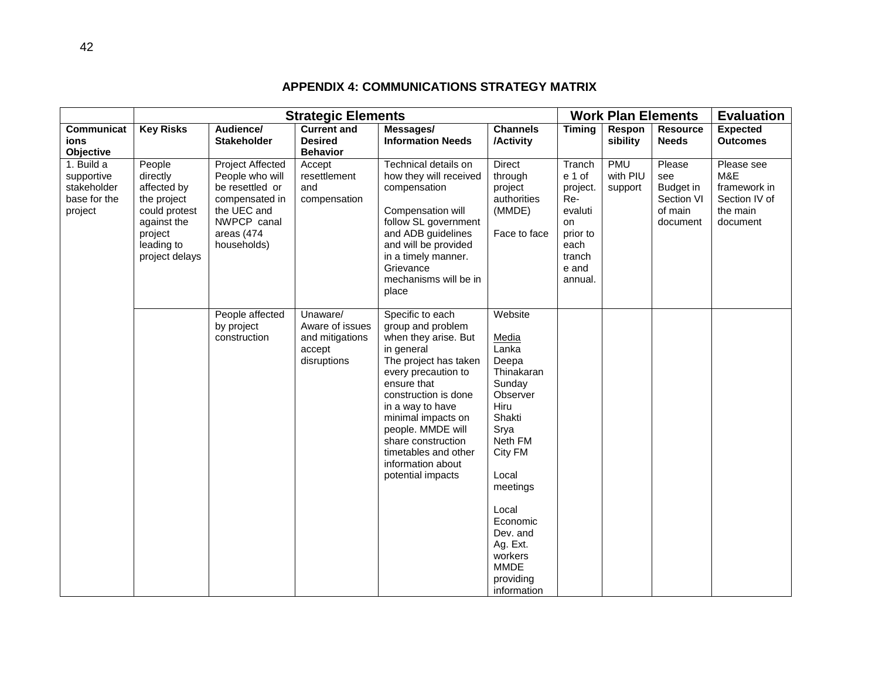## APPENDIX 4: COMMUNICATIONS STRATEGY MATRIX

| | Strategic Elements | | | | | Work Plan Elements | | | Evaluation |
|---|---|---|---|---|---|---|---|---|---|
| **Communications Objective** | **Key Risks** | **Audience/ Stakeholder** | **Current and Desired Behavior** | **Messages/ Information Needs** | **Channels /Activity** | **Timing** | **Responsibility** | **Resource Needs** | **Expected Outcomes** |
| 1. Build a supportive stakeholder base for the project | People directly affected by the project could protest against the project leading to project delays | Project Affected People who will be resettled or compensated in the UEC and NWPCP canal areas (474 households) | Accept resettlement and compensation | Technical details on how they will received compensation<br><br>Compensation will follow SL government and ADB guidelines and will be provided in a timely manner. Grievance mechanisms will be in place | Direct through project authorities (MMDE)<br><br>Face to face | Tranche 1 of project. Re-evaluation prior to each tranche and annual. | PMU with PIU support | Please see Budget in Section VI of main document | Please see M&E framework in Section IV of the main document |
| | | People affected by project construction | Unaware/ Aware of issues and mitigations accept disruptions | Specific to each group and problem when they arise. But in general The project has taken every precaution to ensure that construction is done in a way to have minimal impacts on people. MMDE will share construction timetables and other information about potential impacts | Website<br><br>Media<br>Lanka Deepa<br>Thinakaran<br>Sunday Observer<br>Hiru<br>Shakti<br>Srya<br>Neth FM<br>City FM<br><br>Local meetings<br><br>Local Economic Dev. and Ag. Ext. workers<br>MMDE providing information | | | | |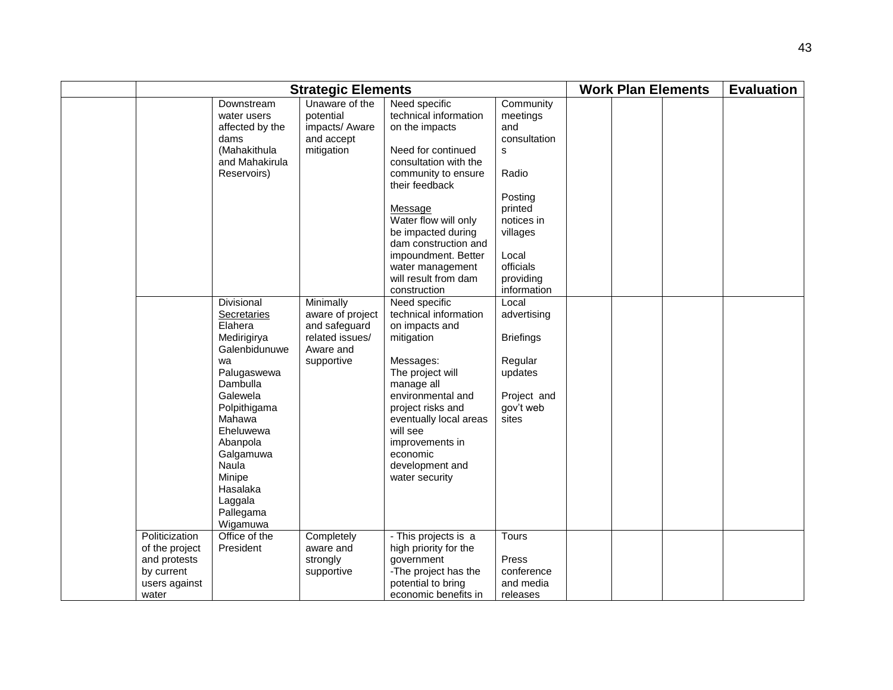| | Strategic Elements | | | | | Work Plan Elements | | | Evaluation |
|---|---|---|---|---|---|---|---|---|---|
| | | Downstream water users affected by the dams (Mahakithula and Mahakirula Reservoirs) | Unaware of the potential impacts/ Aware and accept mitigation | Need specific technical information on the impacts<br><br>Need for continued consultation with the community to ensure their feedback<br><br><u>Message</u><br>Water flow will only be impacted during dam construction and impoundment. Better water management will result from dam construction | Community meetings and consultations<br><br>Radio<br><br>Posting printed notices in villages<br><br>Local officials providing information | | | | |
| | | Divisional <u>Secretaries</u><br>Elahera<br>Medirigirya<br>Galenbidunuwewa<br>Palugaswewa<br>Dambulla<br>Galewela<br>Polpithigama<br>Mahawa<br>Eheluwewa<br>Abanpola<br>Galgamuwa<br>Naula<br>Minipe<br>Hasalaka<br>Laggala<br>Pallegama<br>Wigamuwa | Minimally aware of project and safeguard related issues/ Aware and supportive | Need specific technical information on impacts and mitigation<br><br>Messages:<br>The project will manage all environmental and project risks and eventually local areas will see improvements in economic development and water security | Local advertising<br><br>Briefings<br><br>Regular updates<br><br>Project and gov't web sites | | | | |
| | Politicization of the project and protests by current users against water | Office of the President | Completely aware and strongly supportive | - This projects is a high priority for the government<br>-The project has the potential to bring economic benefits in | Tours<br><br>Press conference and media releases | | | | |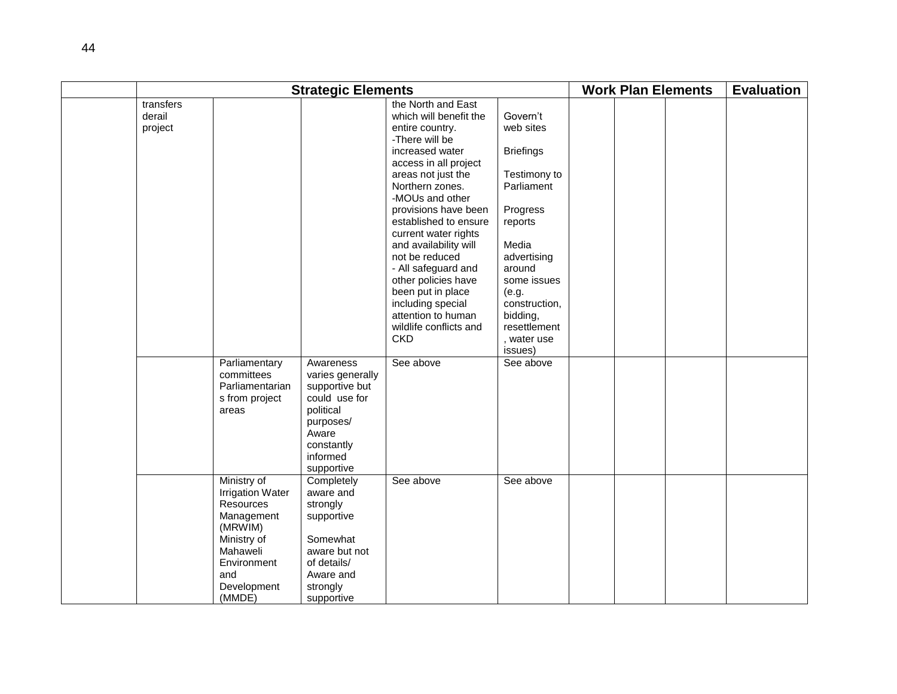| | Strategic Elements | | | | | Work Plan Elements | | | Evaluation |
|---|---|---|---|---|---|---|---|---|---|
| | transfers derail project | | | the North and East which will benefit the entire country.<br>-There will be increased water access in all project areas not just the Northern zones.<br>-MOUs and other provisions have been established to ensure current water rights and availability will not be reduced<br>- All safeguard and other policies have been put in place including special attention to human wildlife conflicts and CKD | Govern't web sites<br><br>Briefings<br><br>Testimony to Parliament<br><br>Progress reports<br><br>Media advertising around some issues (e.g. construction, bidding, resettlement, water use issues) | | | | |
| | | Parliamentary committees Parliamentarians from project areas | Awareness varies generally supportive but could use for political purposes/ Aware constantly informed supportive | See above | See above | | | | |
| | | Ministry of Irrigation Water Resources Management (MRWIM)<br>Ministry of Mahaweli Environment and Development (MMDE) | Completely aware and strongly supportive<br><br>Somewhat aware but not of details/ Aware and strongly supportive | See above | See above | | | | |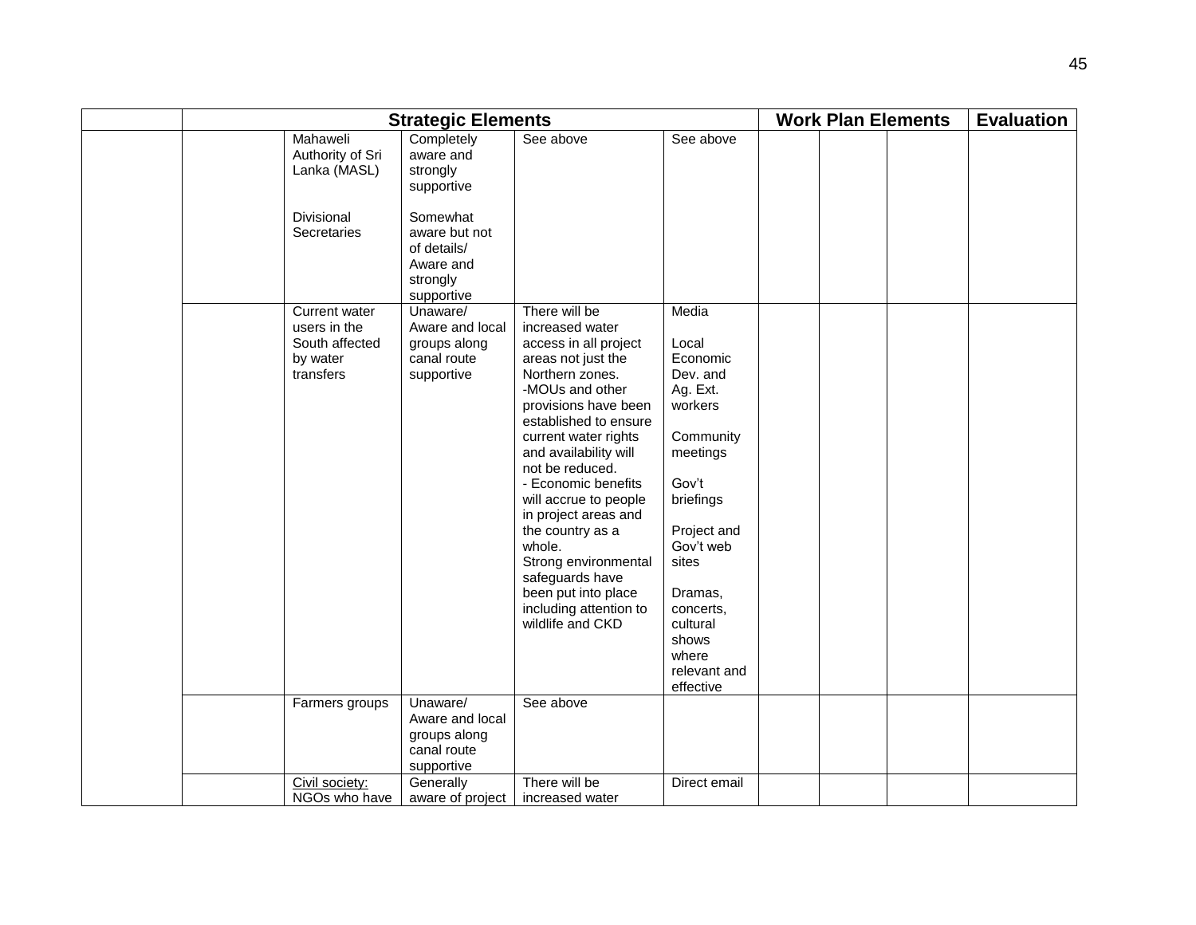| | Strategic Elements | | | | | Work Plan Elements | | | Evaluation |
|---|---|---|---|---|---|---|---|---|---|
| | | Mahaweli Authority of Sri Lanka (MASL)<br><br>Divisional Secretaries | Completely aware and strongly supportive<br><br>Somewhat aware but not of details/ Aware and strongly supportive | See above | See above | | | | |
| | | Current water users in the South affected by water transfers | Unaware/ Aware and local groups along canal route supportive | There will be increased water access in all project areas not just the Northern zones.<br>-MOUs and other provisions have been established to ensure current water rights and availability will not be reduced.<br>- Economic benefits will accrue to people in project areas and the country as a whole.<br>Strong environmental safeguards have been put into place including attention to wildlife and CKD | Media<br><br>Local Economic Dev. and Ag. Ext. workers<br><br>Community meetings<br><br>Gov't briefings<br><br>Project and Gov't web sites<br><br>Dramas, concerts, cultural shows where relevant and effective | | | | |
| | | Farmers groups | Unaware/ Aware and local groups along canal route supportive | See above | | | | | |
| | | Civil society: NGOs who have | Generally aware of project | There will be increased water | Direct email | | | | |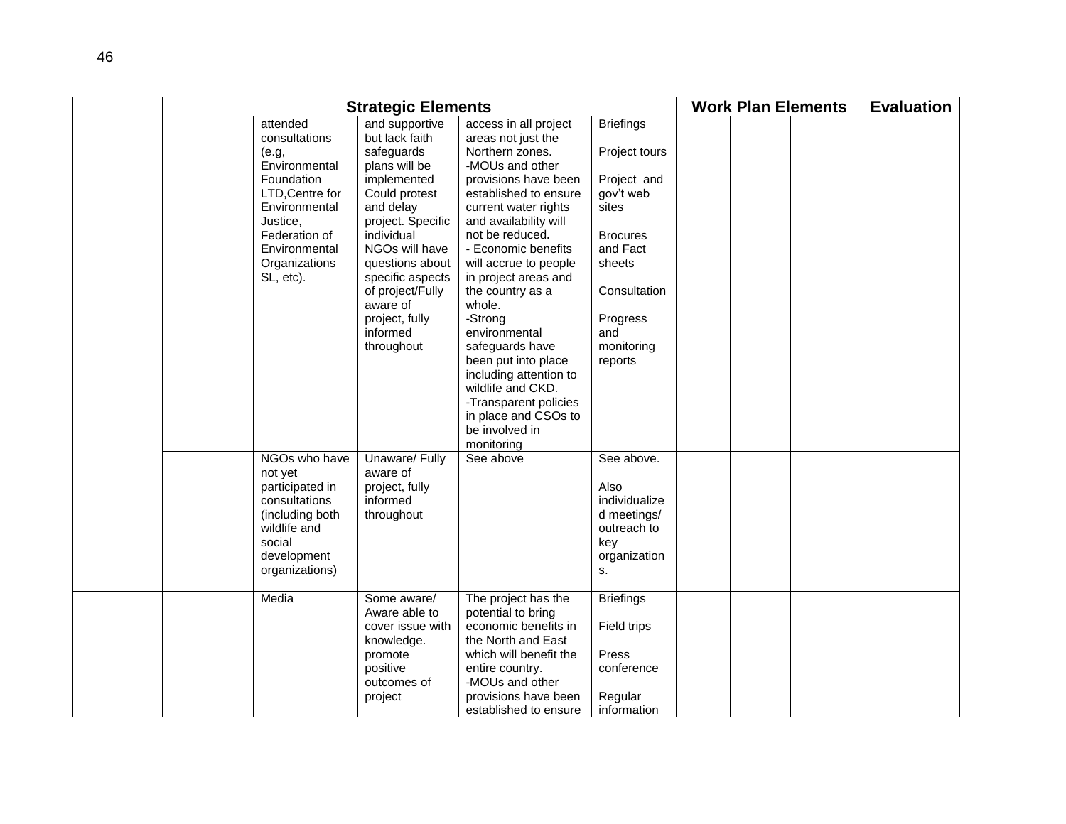| | Strategic Elements | | | | | Work Plan Elements | | | Evaluation |
|---|---|---|---|---|---|---|---|---|---|
| | | attended consultations (e,g, Environmental Foundation LTD,Centre for Environmental Justice, Federation of Environmental Organizations SL, etc). | and supportive but lack faith safeguards plans will be implemented Could protest and delay project. Specific individual NGOs will have questions about specific aspects of project/Fully aware of project, fully informed throughout | access in all project areas not just the Northern zones.<br>-MOUs and other provisions have been established to ensure current water rights and availability will not be reduced**.**<br>- Economic benefits will accrue to people in project areas and the country as a whole.<br>-Strong environmental safeguards have been put into place including attention to wildlife and CKD.<br>-Transparent policies in place and CSOs to be involved in monitoring | Briefings<br><br>Project tours<br><br>Project and gov't web sites<br><br>Brocures and Fact sheets<br><br>Consultation<br><br>Progress and monitoring reports | | | | |
| | | NGOs who have not yet participated in consultations (including both wildlife and social development organizations) | Unaware/ Fully aware of project, fully informed throughout | See above | See above.<br><br>Also individualized meetings/ outreach to key organizations. | | | | |
| | | Media | Some aware/ Aware able to cover issue with knowledge. promote positive outcomes of project | The project has the potential to bring economic benefits in the North and East which will benefit the entire country.<br>-MOUs and other provisions have been established to ensure | Briefings<br><br>Field trips<br><br>Press conference<br><br>Regular information | | | | |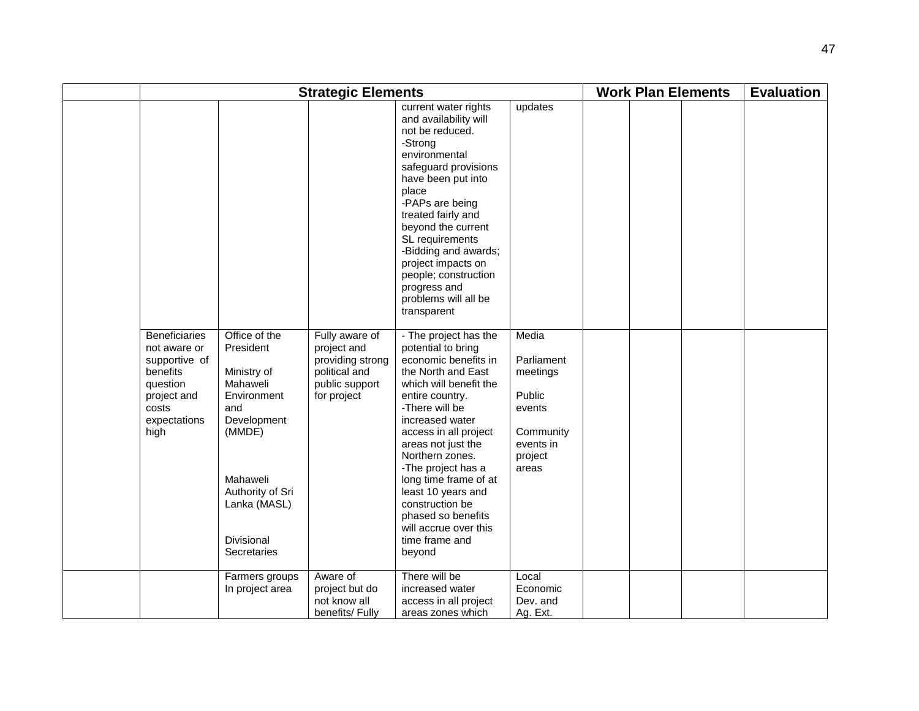| | Strategic Elements | | | | | Work Plan Elements | | | Evaluation |
|---|---|---|---|---|---|---|---|---|---|
| | | | | current water rights and availability will not be reduced.<br>-Strong environmental safeguard provisions have been put into place<br>-PAPs are being treated fairly and beyond the current SL requirements<br>-Bidding and awards; project impacts on people; construction progress and problems will all be transparent | updates | | | | |
| | Beneficiaries not aware or supportive of benefits question project and costs expectations high | Office of the President<br><br>Ministry of Mahaweli Environment and Development (MMDE)<br><br>Mahaweli Authority of Sri Lanka (MASL)<br><br>Divisional Secretaries | Fully aware of project and providing strong political and public support for project | - The project has the potential to bring economic benefits in the North and East which will benefit the entire country.<br>-There will be increased water access in all project areas not just the Northern zones.<br>-The project has a long time frame of at least 10 years and construction be phased so benefits will accrue over this time frame and beyond | Media<br><br>Parliament meetings<br><br>Public events<br><br>Community events in project areas | | | | |
| | | Farmers groups In project area | Aware of project but do not know all benefits/ Fully | There will be increased water access in all project areas zones which | Local Economic Dev. and Ag. Ext. | | | | |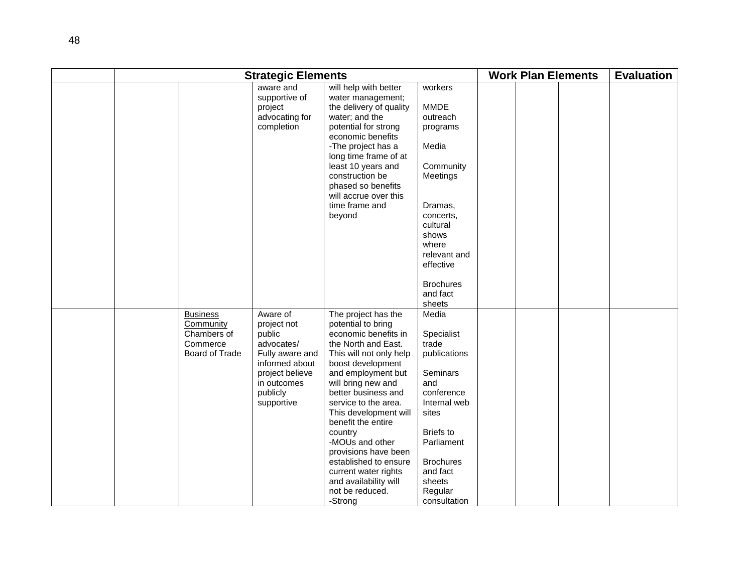| | Strategic Elements | | | | | Work Plan Elements | | | Evaluation |
|---|---|---|---|---|---|---|---|---|---|
| | | | aware and supportive of project advocating for completion | will help with better water management; the delivery of quality water; and the potential for strong economic benefits<br>-The project has a long time frame of at least 10 years and construction be phased so benefits will accrue over this time frame and beyond | workers<br><br>MMDE outreach programs<br><br>Media<br><br>Community Meetings<br><br>Dramas, concerts, cultural shows where relevant and effective<br><br>Brochures and fact sheets | | | | |
| | | <u>Business Community</u><br>Chambers of Commerce<br>Board of Trade | Aware of project not public advocates/<br>Fully aware and informed about project believe in outcomes publicly supportive | The project has the potential to bring economic benefits in the North and East. This will not only help boost development and employment but will bring new and better business and service to the area. This development will benefit the entire country<br>-MOUs and other provisions have been established to ensure current water rights and availability will not be reduced.<br>-Strong | Media<br><br>Specialist trade publications<br><br>Seminars and conference<br>Internal web sites<br><br>Briefs to Parliament<br><br>Brochures and fact sheets<br>Regular consultation | | | | |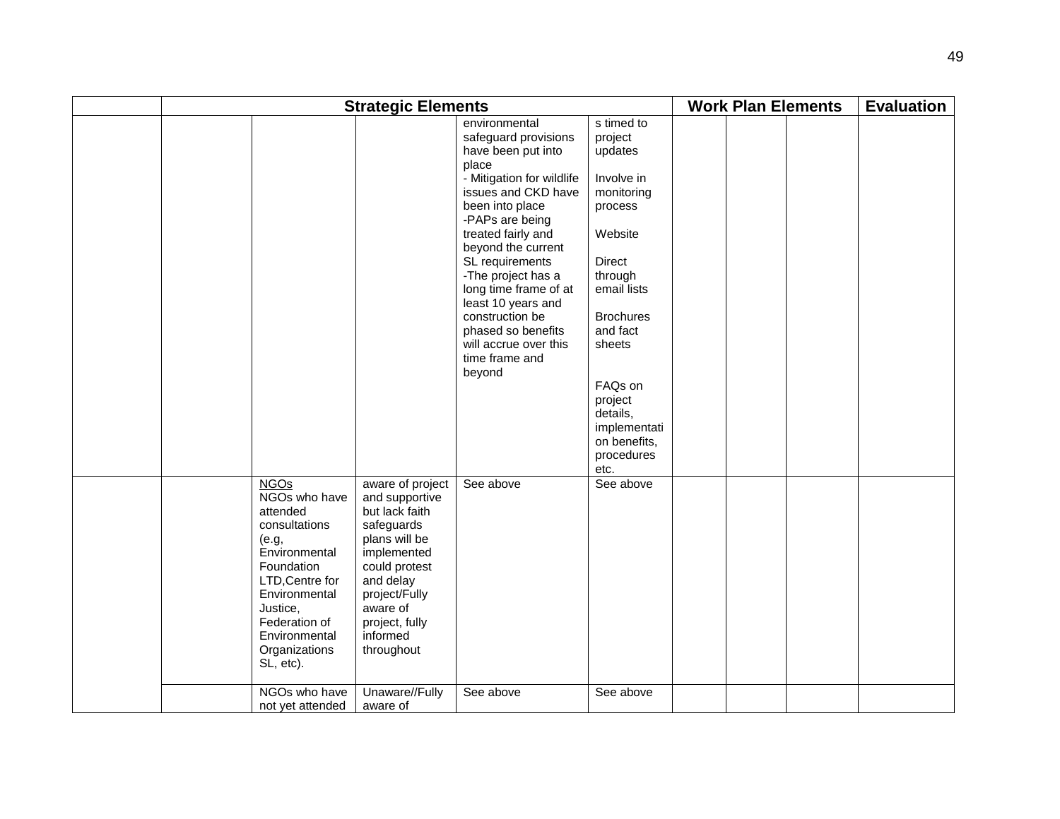| | Strategic Elements | | | | | Work Plan Elements | | | Evaluation |
|---|---|---|---|---|---|---|---|---|---|
| | | | | environmental safeguard provisions have been put into place<br>- Mitigation for wildlife issues and CKD have been into place<br>-PAPs are being treated fairly and beyond the current SL requirements<br>-The project has a long time frame of at least 10 years and construction be phased so benefits will accrue over this time frame and beyond | s timed to project updates<br><br>Involve in monitoring process<br><br>Website<br><br>Direct through email lists<br><br>Brochures and fact sheets<br><br>FAQs on project details, implementation benefits, procedures etc. | | | | |
| | | <u>NGOs</u><br>NGOs who have attended consultations (e.g, Environmental Foundation LTD,Centre for Environmental Justice, Federation of Environmental Organizations SL, etc). | aware of project and supportive but lack faith safeguards plans will be implemented could protest and delay project/Fully aware of project, fully informed throughout | See above | See above | | | | |
| | | NGOs who have not yet attended | Unaware//Fully aware of | See above | See above | | | | |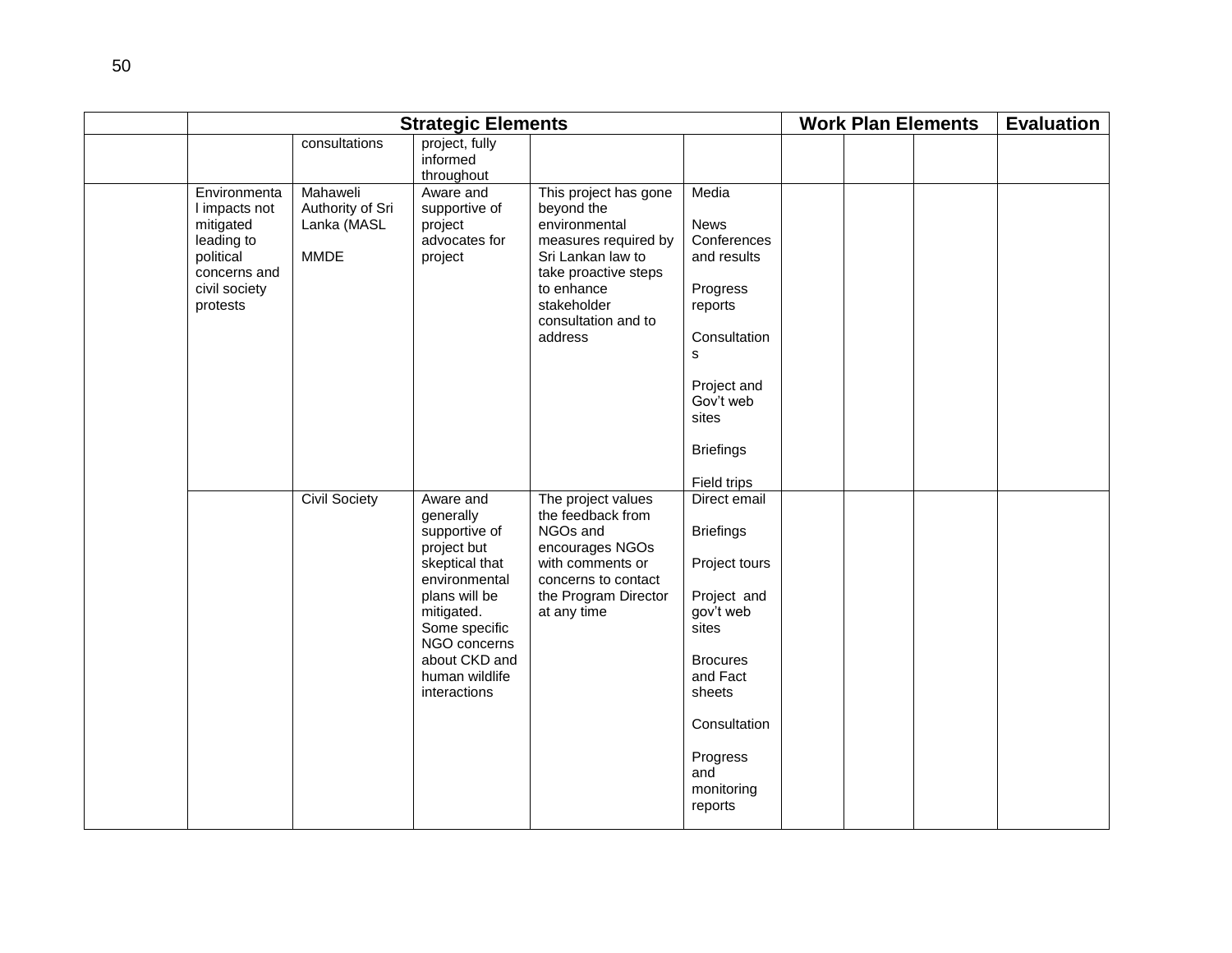| | Strategic Elements | | | | | Work Plan Elements | | | Evaluation |
|---|---|---|---|---|---|---|---|---|---|
| | | consultations | project, fully informed throughout | | | | | | |
| | Environmental impacts not mitigated leading to political concerns and civil society protests | Mahaweli Authority of Sri Lanka (MASL<br><br>MMDE | Aware and supportive of project advocates for project | This project has gone beyond the environmental measures required by Sri Lankan law to take proactive steps to enhance stakeholder consultation and to address | Media<br><br>News Conferences and results<br><br>Progress reports<br><br>Consultations<br><br>Project and Gov't web sites<br><br>Briefings<br><br>Field trips | | | | |
| | | Civil Society | Aware and generally supportive of project but skeptical that environmental plans will be mitigated. Some specific NGO concerns about CKD and human wildlife interactions | The project values the feedback from NGOs and encourages NGOs with comments or concerns to contact the Program Director at any time | Direct email<br><br>Briefings<br><br>Project tours<br><br>Project and gov't web sites<br><br>Brocures and Fact sheets<br><br>Consultation<br><br>Progress and monitoring reports | | | | |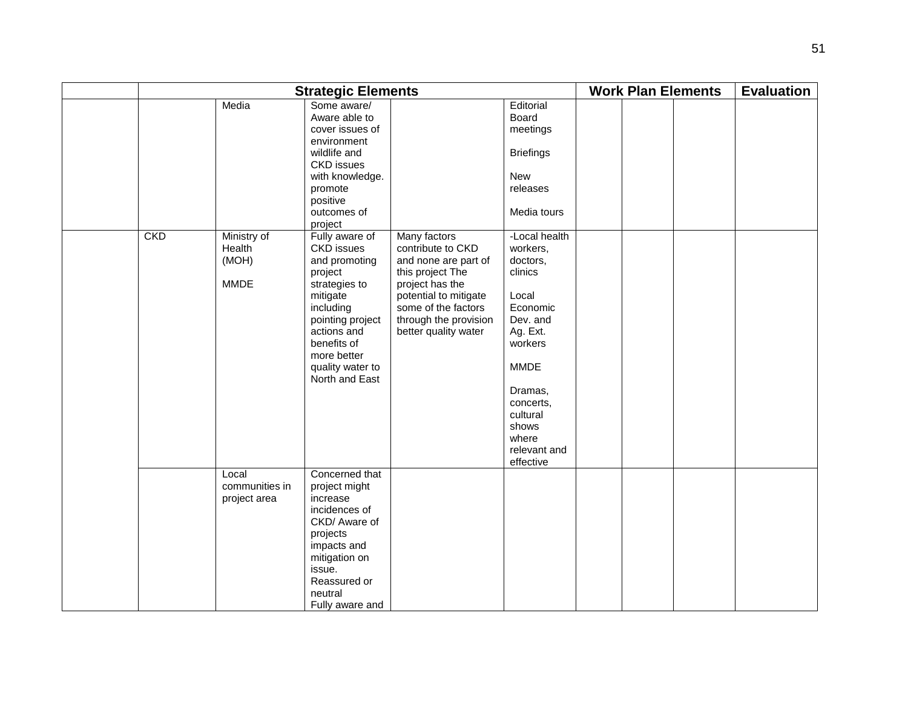| | Strategic Elements | | | | | Work Plan Elements | | | Evaluation |
|---|---|---|---|---|---|---|---|---|---|
| | | Media | Some aware/ Aware able to cover issues of environment wildlife and CKD issues with knowledge. promote positive outcomes of project | | Editorial Board meetings<br><br>Briefings<br><br>New releases<br><br>Media tours | | | | |
| | CKD | Ministry of Health (MOH)<br><br>MMDE | Fully aware of CKD issues and promoting project strategies to mitigate including pointing project actions and benefits of more better quality water to North and East | Many factors contribute to CKD and none are part of this project The project has the potential to mitigate some of the factors through the provision better quality water | -Local health workers, doctors, clinics<br><br>Local Economic Dev. and Ag. Ext. workers<br><br>MMDE<br><br>Dramas, concerts, cultural shows where relevant and effective | | | | |
| | | Local communities in project area | Concerned that project might increase incidences of CKD/ Aware of projects impacts and mitigation on issue. Reassured or neutral<br>Fully aware and | | | | | | |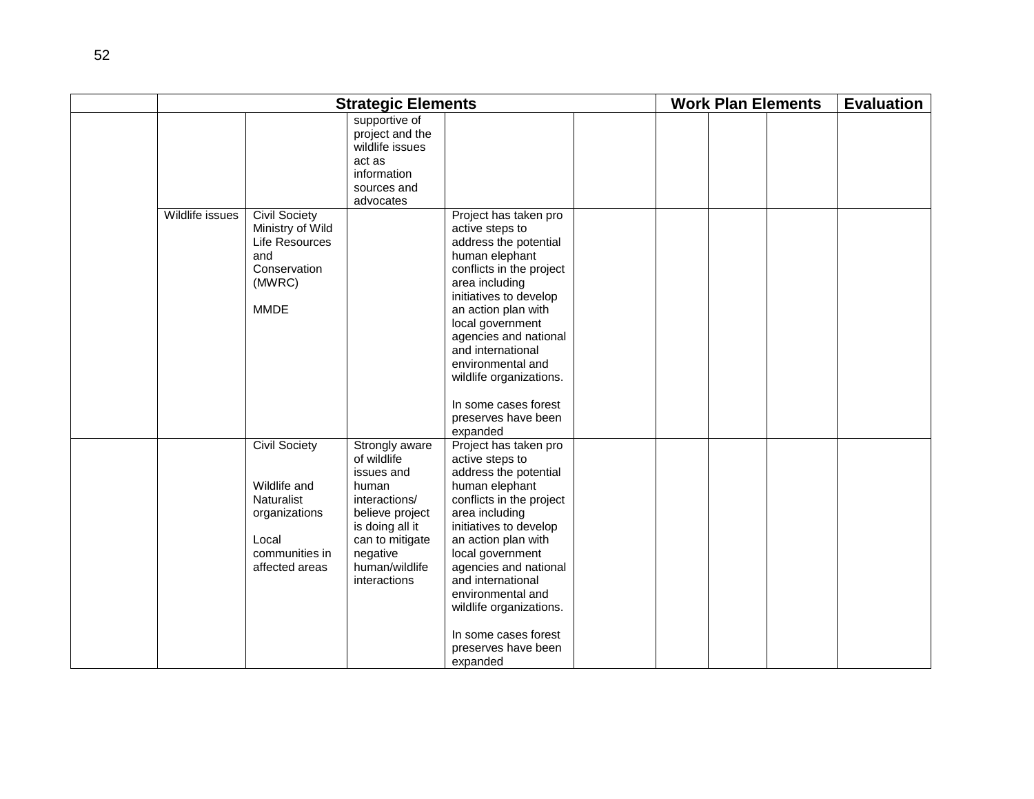| | Strategic Elements | | | | | Work Plan Elements | | | Evaluation |
|---|---|---|---|---|---|---|---|---|---|
| | | | supportive of project and the wildlife issues act as information sources and advocates | | | | | | |
| | Wildlife issues | Civil Society Ministry of Wild Life Resources and Conservation (MWRC)<br><br>MMDE | | Project has taken pro active steps to address the potential human elephant conflicts in the project area including initiatives to develop an action plan with local government agencies and national and international environmental and wildlife organizations.<br><br>In some cases forest preserves have been expanded | | | | | |
| | | Civil Society<br><br>Wildlife and Naturalist organizations<br><br>Local communities in affected areas | Strongly aware of wildlife issues and human interactions/ believe project is doing all it can to mitigate negative human/wildlife interactions | Project has taken pro active steps to address the potential human elephant conflicts in the project area including initiatives to develop an action plan with local government agencies and national and international environmental and wildlife organizations.<br><br>In some cases forest preserves have been expanded | | | | | |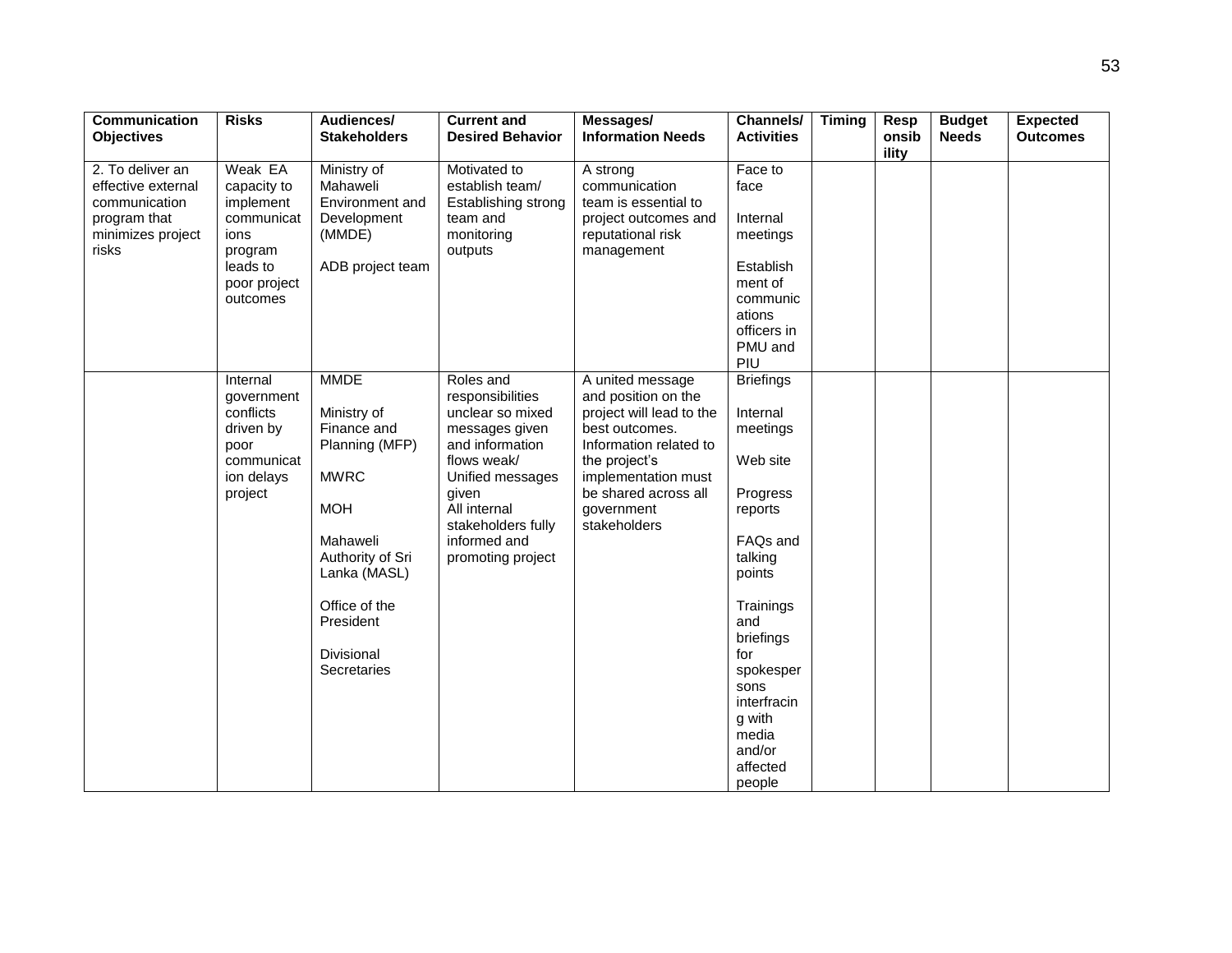| Communication Objectives | Risks | Audiences/ Stakeholders | Current and Desired Behavior | Messages/ Information Needs | Channels/ Activities | Timing | Responsibility | Budget Needs | Expected Outcomes |
|---|---|---|---|---|---|---|---|---|---|
| 2. To deliver an effective external communication program that minimizes project risks | Weak EA capacity to implement communications program leads to poor project outcomes | Ministry of Mahaweli Environment and Development (MMDE)<br><br>ADB project team | Motivated to establish team/ Establishing strong team and monitoring outputs | A strong communication team is essential to project outcomes and reputational risk management | Face to face<br><br>Internal meetings<br><br>Establishment of communications officers in PMU and PIU | | | | |
| | Internal government conflicts driven by poor communication delays project | MMDE<br><br>Ministry of Finance and Planning (MFP)<br><br>MWRC<br><br>MOH<br><br>Mahaweli Authority of Sri Lanka (MASL)<br><br>Office of the President<br><br>Divisional Secretaries | Roles and responsibilities unclear so mixed messages given and information flows weak/ Unified messages given<br>All internal stakeholders fully informed and promoting project | A united message and position on the project will lead to the best outcomes. Information related to the project's implementation must be shared across all government stakeholders | Briefings<br><br>Internal meetings<br><br>Web site<br><br>Progress reports<br><br>FAQs and talking points<br><br>Trainings and briefings for spokespersons interfracing with media and/or affected people | | | | |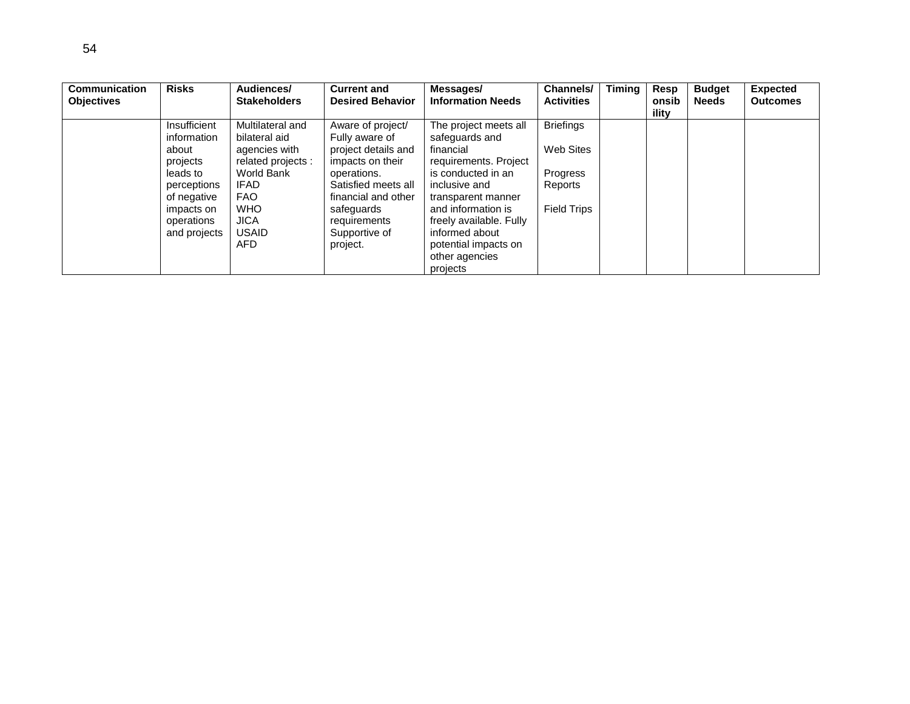| Communication Objectives | Risks | Audiences/ Stakeholders | Current and Desired Behavior | Messages/ Information Needs | Channels/ Activities | Timing | Responsibility | Budget Needs | Expected Outcomes |
|---|---|---|---|---|---|---|---|---|---|
| | Insufficient information about projects leads to perceptions of negative impacts on operations and projects | Multilateral and bilateral aid agencies with related projects : World Bank IFAD FAO WHO JICA USAID AFD | Aware of project/ Fully aware of project details and impacts on their operations. Satisfied meets all financial and other safeguards requirements Supportive of project. | The project meets all safeguards and financial requirements. Project is conducted in an inclusive and transparent manner and information is freely available. Fully informed about potential impacts on other agencies projects | Briefings<br><br>Web Sites<br><br>Progress Reports<br><br>Field Trips | | | | |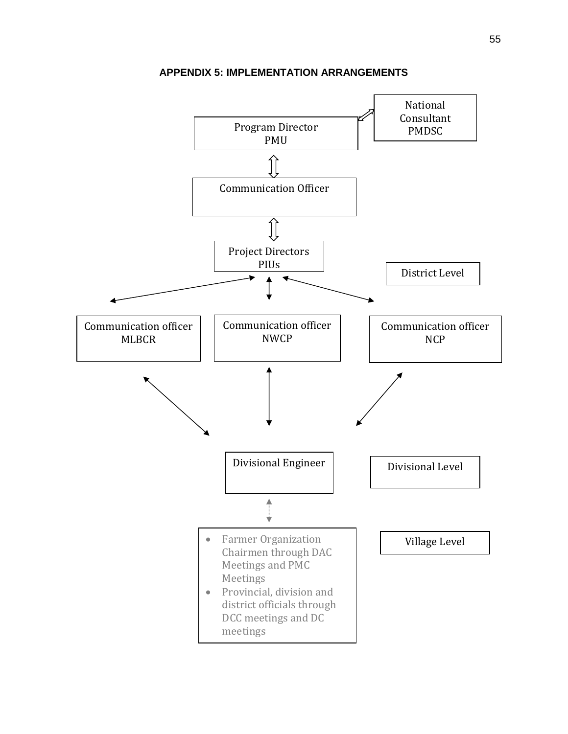**APPENDIX 5: IMPLEMENTATION ARRANGEMENTS**

National Consultant PMDSC

Program Director PMU

Communication Officer

Project Directors PIUs

District Level

Communication officer MLBCR

Communication officer NWCP

Communication officer NCP

Divisional Engineer

Divisional Level

- Farmer Organization Chairmen through DAC Meetings and PMC Meetings
- Provincial, division and district officials through DCC meetings and DC meetings

Village Level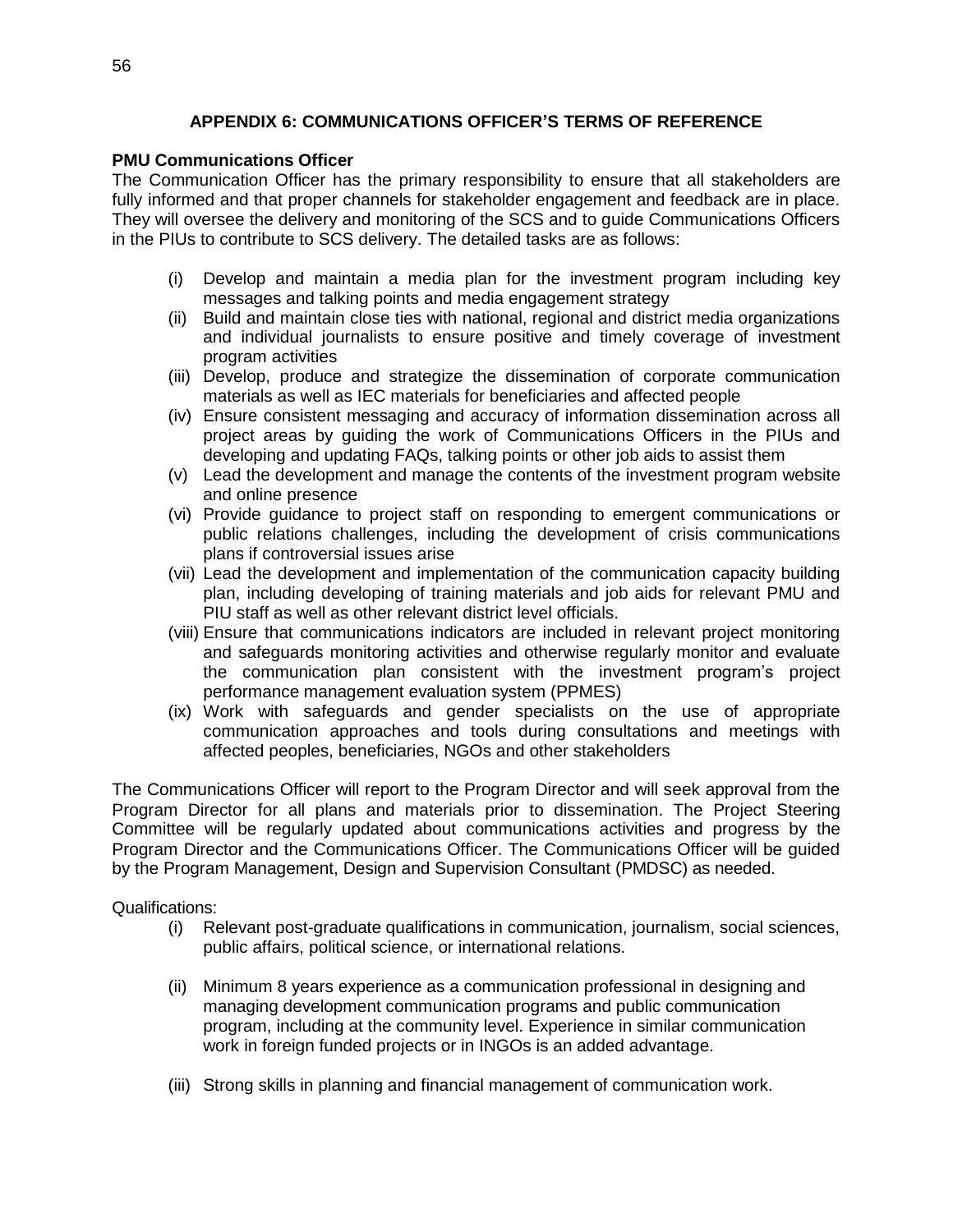## APPENDIX 6: COMMUNICATIONS OFFICER'S TERMS OF REFERENCE

**PMU Communications Officer**

The Communication Officer has the primary responsibility to ensure that all stakeholders are fully informed and that proper channels for stakeholder engagement and feedback are in place. They will oversee the delivery and monitoring of the SCS and to guide Communications Officers in the PIUs to contribute to SCS delivery. The detailed tasks are as follows:

- (i) Develop and maintain a media plan for the investment program including key messages and talking points and media engagement strategy
- (ii) Build and maintain close ties with national, regional and district media organizations and individual journalists to ensure positive and timely coverage of investment program activities
- (iii) Develop, produce and strategize the dissemination of corporate communication materials as well as IEC materials for beneficiaries and affected people
- (iv) Ensure consistent messaging and accuracy of information dissemination across all project areas by guiding the work of Communications Officers in the PIUs and developing and updating FAQs, talking points or other job aids to assist them
- (v) Lead the development and manage the contents of the investment program website and online presence
- (vi) Provide guidance to project staff on responding to emergent communications or public relations challenges, including the development of crisis communications plans if controversial issues arise
- (vii) Lead the development and implementation of the communication capacity building plan, including developing of training materials and job aids for relevant PMU and PIU staff as well as other relevant district level officials.
- (viii) Ensure that communications indicators are included in relevant project monitoring and safeguards monitoring activities and otherwise regularly monitor and evaluate the communication plan consistent with the investment program's project performance management evaluation system (PPMES)
- (ix) Work with safeguards and gender specialists on the use of appropriate communication approaches and tools during consultations and meetings with affected peoples, beneficiaries, NGOs and other stakeholders

The Communications Officer will report to the Program Director and will seek approval from the Program Director for all plans and materials prior to dissemination. The Project Steering Committee will be regularly updated about communications activities and progress by the Program Director and the Communications Officer. The Communications Officer will be guided by the Program Management, Design and Supervision Consultant (PMDSC) as needed.

Qualifications:

- (i) Relevant post-graduate qualifications in communication, journalism, social sciences, public affairs, political science, or international relations.
- (ii) Minimum 8 years experience as a communication professional in designing and managing development communication programs and public communication program, including at the community level. Experience in similar communication work in foreign funded projects or in INGOs is an added advantage.
- (iii) Strong skills in planning and financial management of communication work.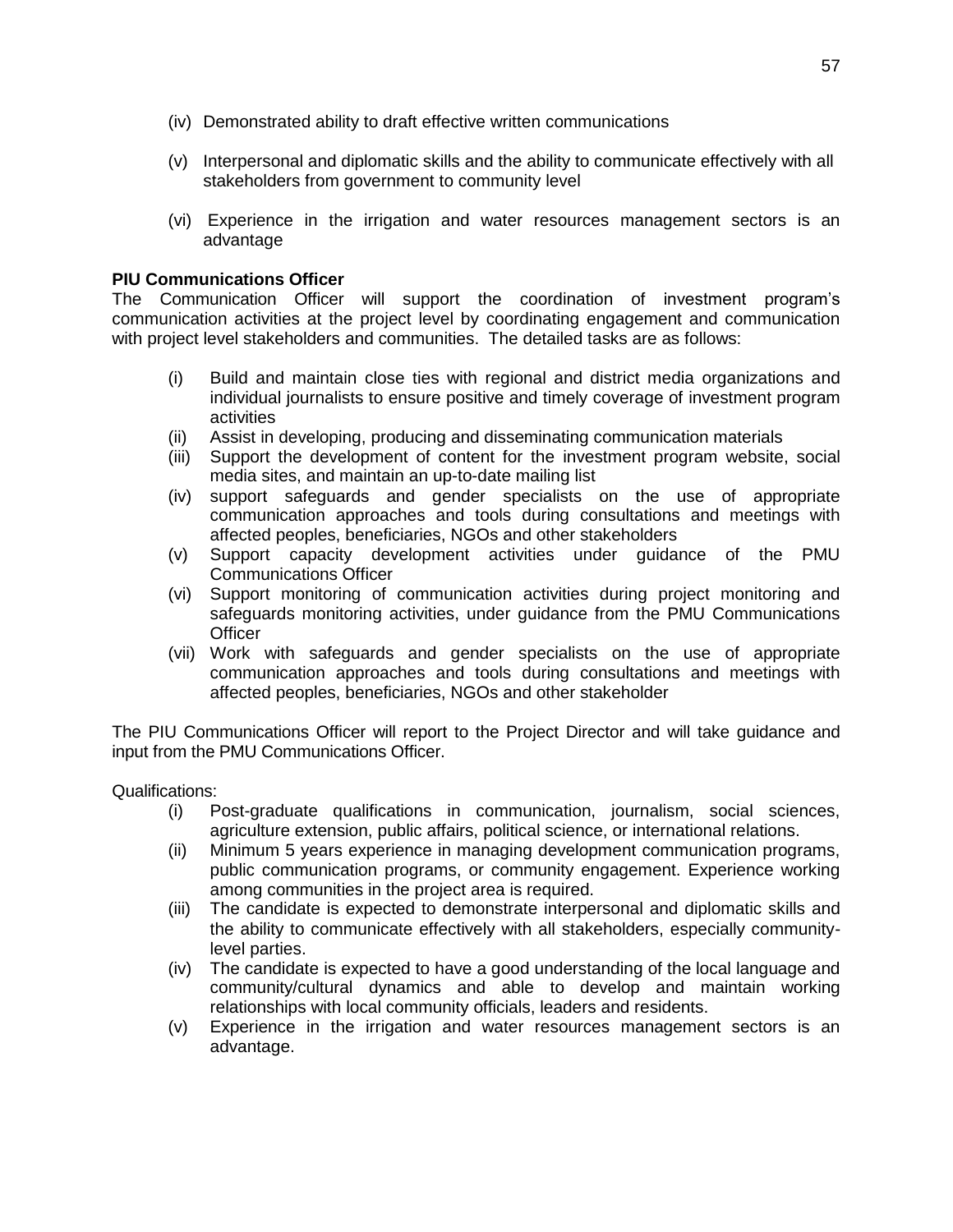(iv) Demonstrated ability to draft effective written communications

(v) Interpersonal and diplomatic skills and the ability to communicate effectively with all stakeholders from government to community level

(vi) Experience in the irrigation and water resources management sectors is an advantage

**PIU Communications Officer**

The Communication Officer will support the coordination of investment program's communication activities at the project level by coordinating engagement and communication with project level stakeholders and communities. The detailed tasks are as follows:

(i) Build and maintain close ties with regional and district media organizations and individual journalists to ensure positive and timely coverage of investment program activities
(ii) Assist in developing, producing and disseminating communication materials
(iii) Support the development of content for the investment program website, social media sites, and maintain an up-to-date mailing list
(iv) support safeguards and gender specialists on the use of appropriate communication approaches and tools during consultations and meetings with affected peoples, beneficiaries, NGOs and other stakeholders
(v) Support capacity development activities under guidance of the PMU Communications Officer
(vi) Support monitoring of communication activities during project monitoring and safeguards monitoring activities, under guidance from the PMU Communications Officer
(vii) Work with safeguards and gender specialists on the use of appropriate communication approaches and tools during consultations and meetings with affected peoples, beneficiaries, NGOs and other stakeholder

The PIU Communications Officer will report to the Project Director and will take guidance and input from the PMU Communications Officer.

Qualifications:

(i) Post-graduate qualifications in communication, journalism, social sciences, agriculture extension, public affairs, political science, or international relations.
(ii) Minimum 5 years experience in managing development communication programs, public communication programs, or community engagement. Experience working among communities in the project area is required.
(iii) The candidate is expected to demonstrate interpersonal and diplomatic skills and the ability to communicate effectively with all stakeholders, especially community-level parties.
(iv) The candidate is expected to have a good understanding of the local language and community/cultural dynamics and able to develop and maintain working relationships with local community officials, leaders and residents.
(v) Experience in the irrigation and water resources management sectors is an advantage.